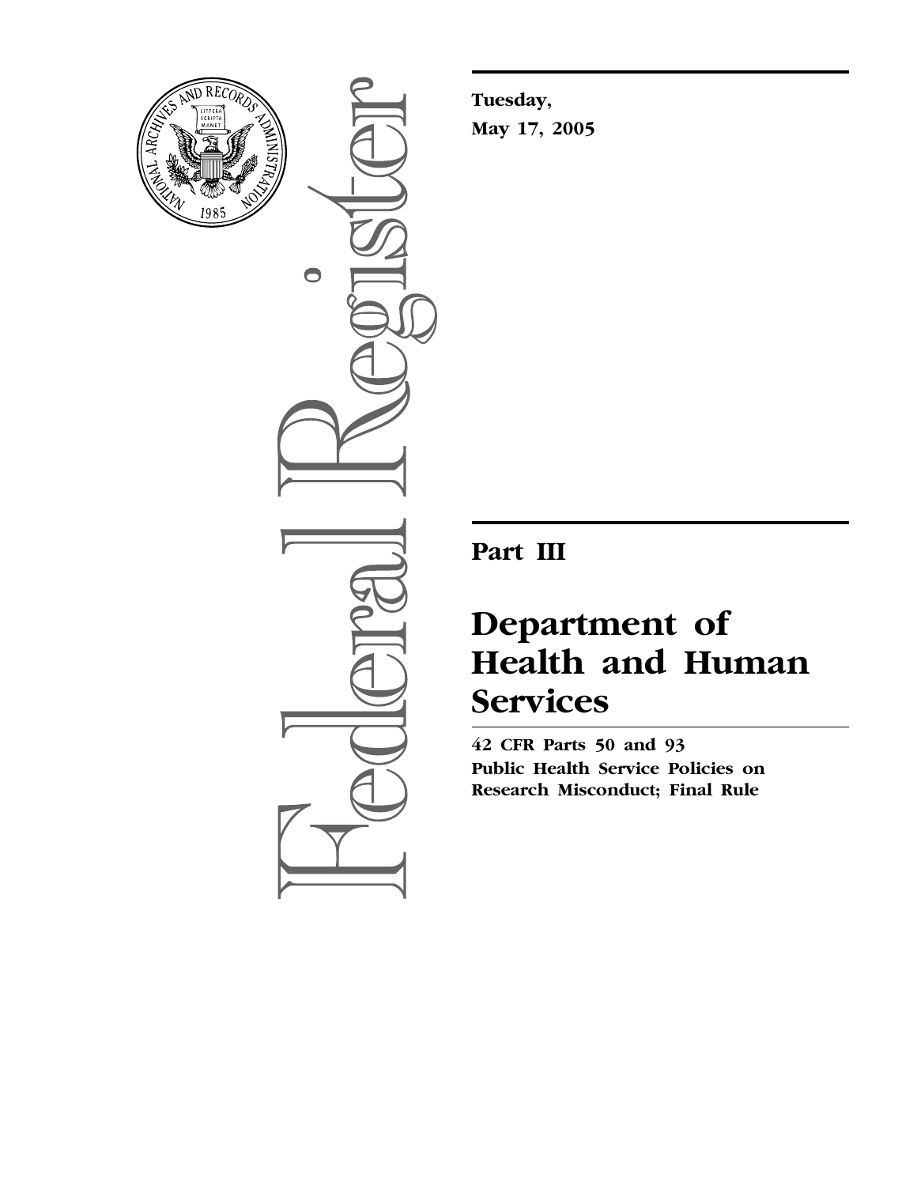Tuesday,

May 17, 2005

# Part III

# Department of Health and Human Services

**42 CFR Parts 50 and 93**

**Public Health Service Policies on Research Misconduct; Final Rule**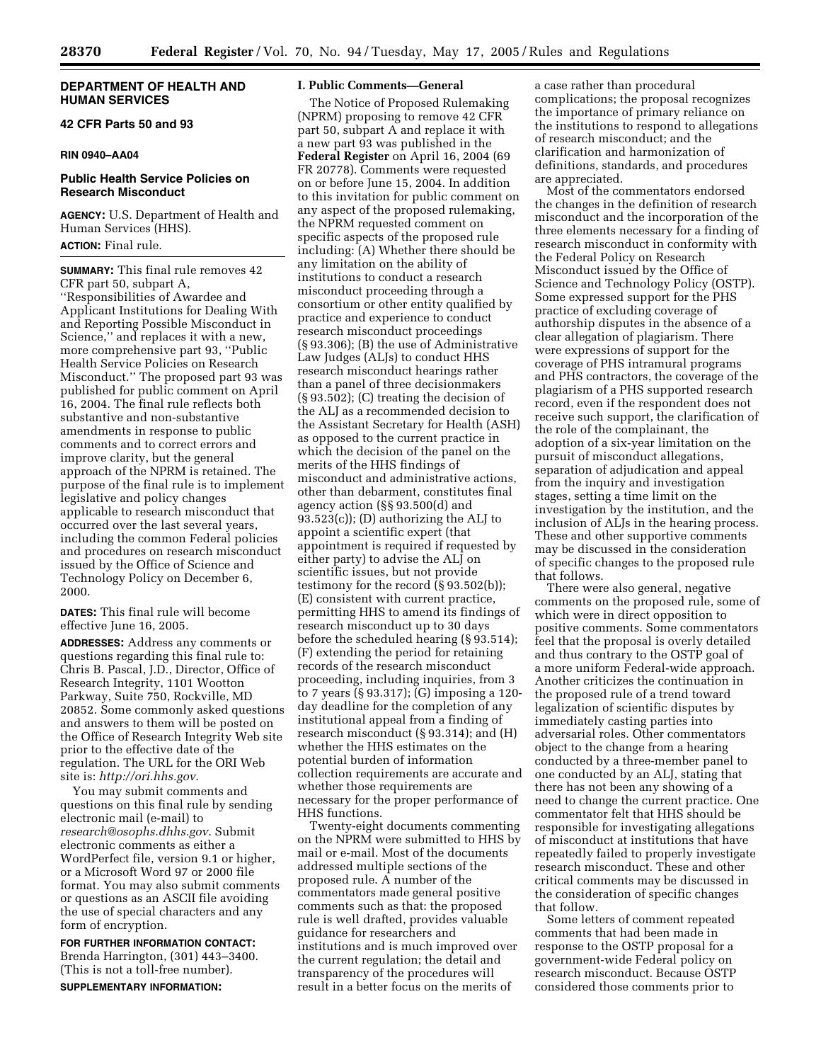**DEPARTMENT OF HEALTH AND HUMAN SERVICES**

**42 CFR Parts 50 and 93**

**RIN 0940–AA04**

## Public Health Service Policies on Research Misconduct

**AGENCY:** U.S. Department of Health and Human Services (HHS).

**ACTION:** Final rule.

**SUMMARY:** This final rule removes 42 CFR part 50, subpart A, ''Responsibilities of Awardee and Applicant Institutions for Dealing With and Reporting Possible Misconduct in Science,'' and replaces it with a new, more comprehensive part 93, ''Public Health Service Policies on Research Misconduct.'' The proposed part 93 was published for public comment on April 16, 2004. The final rule reflects both substantive and non-substantive amendments in response to public comments and to correct errors and improve clarity, but the general approach of the NPRM is retained. The purpose of the final rule is to implement legislative and policy changes applicable to research misconduct that occurred over the last several years, including the common Federal policies and procedures on research misconduct issued by the Office of Science and Technology Policy on December 6, 2000.

**DATES:** This final rule will become effective June 16, 2005.

**ADDRESSES:** Address any comments or questions regarding this final rule to: Chris B. Pascal, J.D., Director, Office of Research Integrity, 1101 Wootton Parkway, Suite 750, Rockville, MD 20852. Some commonly asked questions and answers to them will be posted on the Office of Research Integrity Web site prior to the effective date of the regulation. The URL for the ORI Web site is: *http://ori.hhs.gov*.

You may submit comments and questions on this final rule by sending electronic mail (e-mail) to *research@osophs.dhhs.gov*. Submit electronic comments as either a WordPerfect file, version 9.1 or higher, or a Microsoft Word 97 or 2000 file format. You may also submit comments or questions as an ASCII file avoiding the use of special characters and any form of encryption.

**FOR FURTHER INFORMATION CONTACT:** Brenda Harrington, (301) 443–3400. (This is not a toll-free number).

**SUPPLEMENTARY INFORMATION:**

### I. Public Comments—General

The Notice of Proposed Rulemaking (NPRM) proposing to remove 42 CFR part 50, subpart A and replace it with a new part 93 was published in the **Federal Register** on April 16, 2004 (69 FR 20778). Comments were requested on or before June 15, 2004. In addition to this invitation for public comment on any aspect of the proposed rulemaking, the NPRM requested comment on specific aspects of the proposed rule including: (A) Whether there should be any limitation on the ability of institutions to conduct a research misconduct proceeding through a consortium or other entity qualified by practice and experience to conduct research misconduct proceedings (§ 93.306); (B) the use of Administrative Law Judges (ALJs) to conduct HHS research misconduct hearings rather than a panel of three decisionmakers (§ 93.502); (C) treating the decision of the ALJ as a recommended decision to the Assistant Secretary for Health (ASH) as opposed to the current practice in which the decision of the panel on the merits of the HHS findings of misconduct and administrative actions, other than debarment, constitutes final agency action (§§ 93.500(d) and 93.523(c)); (D) authorizing the ALJ to appoint a scientific expert (that appointment is required if requested by either party) to advise the ALJ on scientific issues, but not provide testimony for the record (§ 93.502(b)); (E) consistent with current practice, permitting HHS to amend its findings of research misconduct up to 30 days before the scheduled hearing (§ 93.514); (F) extending the period for retaining records of the research misconduct proceeding, including inquiries, from 3 to 7 years (§ 93.317); (G) imposing a 120-day deadline for the completion of any institutional appeal from a finding of research misconduct (§ 93.314); and (H) whether the HHS estimates on the potential burden of information collection requirements are accurate and whether those requirements are necessary for the proper performance of HHS functions.

Twenty-eight documents commenting on the NPRM were submitted to HHS by mail or e-mail. Most of the documents addressed multiple sections of the proposed rule. A number of the commentators made general positive comments such as that: the proposed rule is well drafted, provides valuable guidance for researchers and institutions and is much improved over the current regulation; the detail and transparency of the procedures will result in a better focus on the merits of a case rather than procedural complications; the proposal recognizes the importance of primary reliance on the institutions to respond to allegations of research misconduct; and the clarification and harmonization of definitions, standards, and procedures are appreciated.

Most of the commentators endorsed the changes in the definition of research misconduct and the incorporation of the three elements necessary for a finding of research misconduct in conformity with the Federal Policy on Research Misconduct issued by the Office of Science and Technology Policy (OSTP). Some expressed support for the PHS practice of excluding coverage of authorship disputes in the absence of a clear allegation of plagiarism. There were expressions of support for the coverage of PHS intramural programs and PHS contractors, the coverage of the plagiarism of a PHS supported research record, even if the respondent does not receive such support, the clarification of the role of the complainant, the adoption of a six-year limitation on the pursuit of misconduct allegations, separation of adjudication and appeal from the inquiry and investigation stages, setting a time limit on the investigation by the institution, and the inclusion of ALJs in the hearing process. These and other supportive comments may be discussed in the consideration of specific changes to the proposed rule that follows.

There were also general, negative comments on the proposed rule, some of which were in direct opposition to positive comments. Some commentators feel that the proposal is overly detailed and thus contrary to the OSTP goal of a more uniform Federal-wide approach. Another criticizes the continuation in the proposed rule of a trend toward legalization of scientific disputes by immediately casting parties into adversarial roles. Other commentators object to the change from a hearing conducted by a three-member panel to one conducted by an ALJ, stating that there has not been any showing of a need to change the current practice. One commentator felt that HHS should be responsible for investigating allegations of misconduct at institutions that have repeatedly failed to properly investigate research misconduct. These and other critical comments may be discussed in the consideration of specific changes that follow.

Some letters of comment repeated comments that had been made in response to the OSTP proposal for a government-wide Federal policy on research misconduct. Because OSTP considered those comments prior to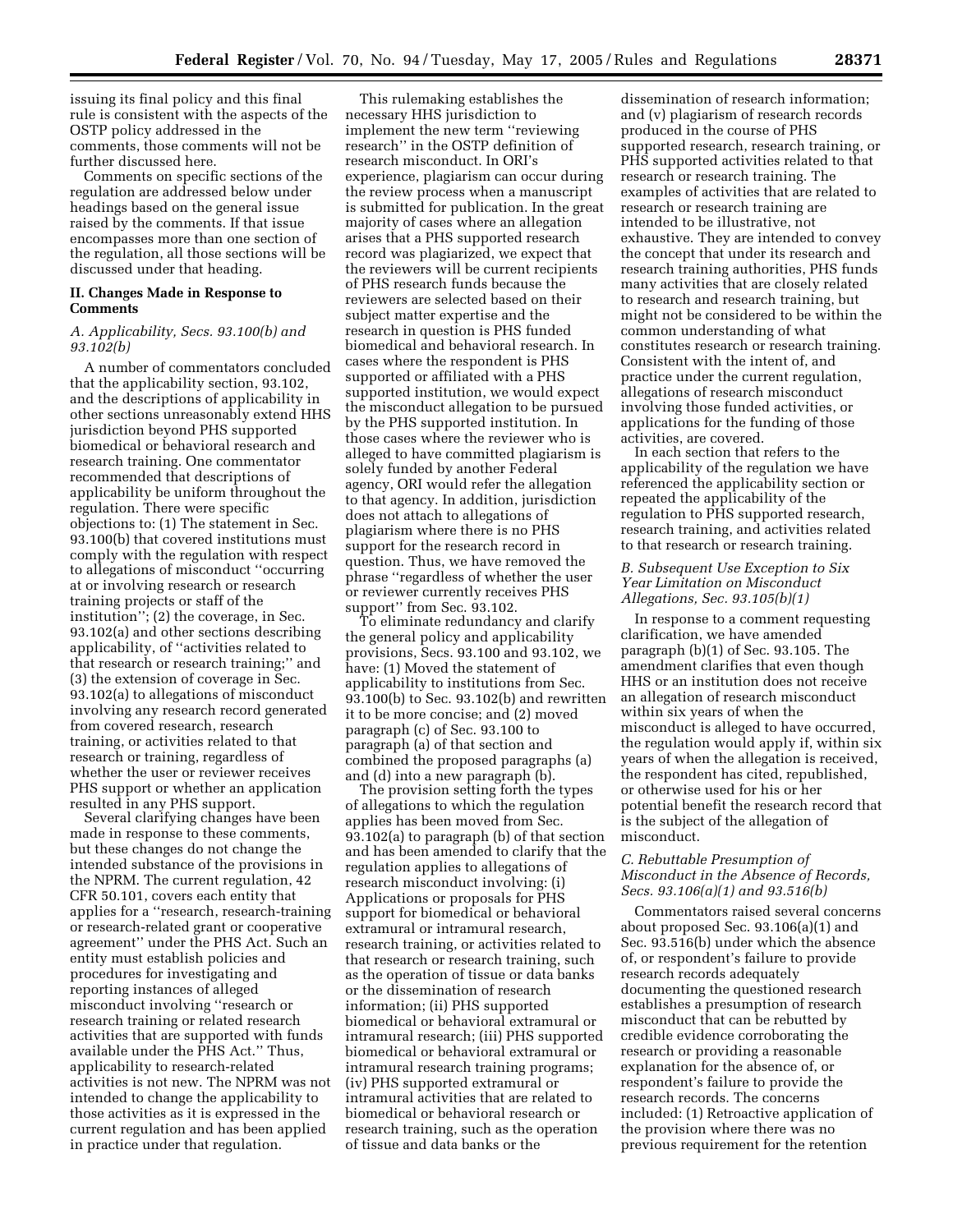issuing its final policy and this final rule is consistent with the aspects of the OSTP policy addressed in the comments, those comments will not be further discussed here.

Comments on specific sections of the regulation are addressed below under headings based on the general issue raised by the comments. If that issue encompasses more than one section of the regulation, all those sections will be discussed under that heading.

## II. Changes Made in Response to Comments

### *A. Applicability, Secs. 93.100(b) and 93.102(b)*

A number of commentators concluded that the applicability section, 93.102, and the descriptions of applicability in other sections unreasonably extend HHS jurisdiction beyond PHS supported biomedical or behavioral research and research training. One commentator recommended that descriptions of applicability be uniform throughout the regulation. There were specific objections to: (1) The statement in Sec. 93.100(b) that covered institutions must comply with the regulation with respect to allegations of misconduct ''occurring at or involving research or research training projects or staff of the institution''; (2) the coverage, in Sec. 93.102(a) and other sections describing applicability, of ''activities related to that research or research training;'' and (3) the extension of coverage in Sec. 93.102(a) to allegations of misconduct involving any research record generated from covered research, research training, or activities related to that research or training, regardless of whether the user or reviewer receives PHS support or whether an application resulted in any PHS support.

Several clarifying changes have been made in response to these comments, but these changes do not change the intended substance of the provisions in the NPRM. The current regulation, 42 CFR 50.101, covers each entity that applies for a ''research, research-training or research-related grant or cooperative agreement'' under the PHS Act. Such an entity must establish policies and procedures for investigating and reporting instances of alleged misconduct involving ''research or research training or related research activities that are supported with funds available under the PHS Act.'' Thus, applicability to research-related activities is not new. The NPRM was not intended to change the applicability to those activities as it is expressed in the current regulation and has been applied in practice under that regulation.

This rulemaking establishes the necessary HHS jurisdiction to implement the new term ''reviewing research'' in the OSTP definition of research misconduct. In ORI's experience, plagiarism can occur during the review process when a manuscript is submitted for publication. In the great majority of cases where an allegation arises that a PHS supported research record was plagiarized, we expect that the reviewers will be current recipients of PHS research funds because the reviewers are selected based on their subject matter expertise and the research in question is PHS funded biomedical and behavioral research. In cases where the respondent is PHS supported or affiliated with a PHS supported institution, we would expect the misconduct allegation to be pursued by the PHS supported institution. In those cases where the reviewer who is alleged to have committed plagiarism is solely funded by another Federal agency, ORI would refer the allegation to that agency. In addition, jurisdiction does not attach to allegations of plagiarism where there is no PHS support for the research record in question. Thus, we have removed the phrase ''regardless of whether the user or reviewer currently receives PHS support'' from Sec. 93.102.

To eliminate redundancy and clarify the general policy and applicability provisions, Secs. 93.100 and 93.102, we have: (1) Moved the statement of applicability to institutions from Sec. 93.100(b) to Sec. 93.102(b) and rewritten it to be more concise; and (2) moved paragraph (c) of Sec. 93.100 to paragraph (a) of that section and combined the proposed paragraphs (a) and (d) into a new paragraph (b).

The provision setting forth the types of allegations to which the regulation applies has been moved from Sec. 93.102(a) to paragraph (b) of that section and has been amended to clarify that the regulation applies to allegations of research misconduct involving: (i) Applications or proposals for PHS support for biomedical or behavioral extramural or intramural research, research training, or activities related to that research or research training, such as the operation of tissue or data banks or the dissemination of research information; (ii) PHS supported biomedical or behavioral extramural or intramural research; (iii) PHS supported biomedical or behavioral extramural or intramural research training programs; (iv) PHS supported extramural or intramural activities that are related to biomedical or behavioral research or research training, such as the operation of tissue and data banks or the dissemination of research information; and (v) plagiarism of research records produced in the course of PHS supported research, research training, or PHS supported activities related to that research or research training. The examples of activities that are related to research or research training are intended to be illustrative, not exhaustive. They are intended to convey the concept that under its research and research training authorities, PHS funds many activities that are closely related to research and research training, but might not be considered to be within the common understanding of what constitutes research or research training. Consistent with the intent of, and practice under the current regulation, allegations of research misconduct involving those funded activities, or applications for the funding of those activities, are covered.

In each section that refers to the applicability of the regulation we have referenced the applicability section or repeated the applicability of the regulation to PHS supported research, research training, and activities related to that research or research training.

### *B. Subsequent Use Exception to Six Year Limitation on Misconduct Allegations, Sec. 93.105(b)(1)*

In response to a comment requesting clarification, we have amended paragraph (b)(1) of Sec. 93.105. The amendment clarifies that even though HHS or an institution does not receive an allegation of research misconduct within six years of when the misconduct is alleged to have occurred, the regulation would apply if, within six years of when the allegation is received, the respondent has cited, republished, or otherwise used for his or her potential benefit the research record that is the subject of the allegation of misconduct.

### *C. Rebuttable Presumption of Misconduct in the Absence of Records, Secs. 93.106(a)(1) and 93.516(b)*

Commentators raised several concerns about proposed Sec. 93.106(a)(1) and Sec. 93.516(b) under which the absence of, or respondent's failure to provide research records adequately documenting the questioned research establishes a presumption of research misconduct that can be rebutted by credible evidence corroborating the research or providing a reasonable explanation for the absence of, or respondent's failure to provide the research records. The concerns included: (1) Retroactive application of the provision where there was no previous requirement for the retention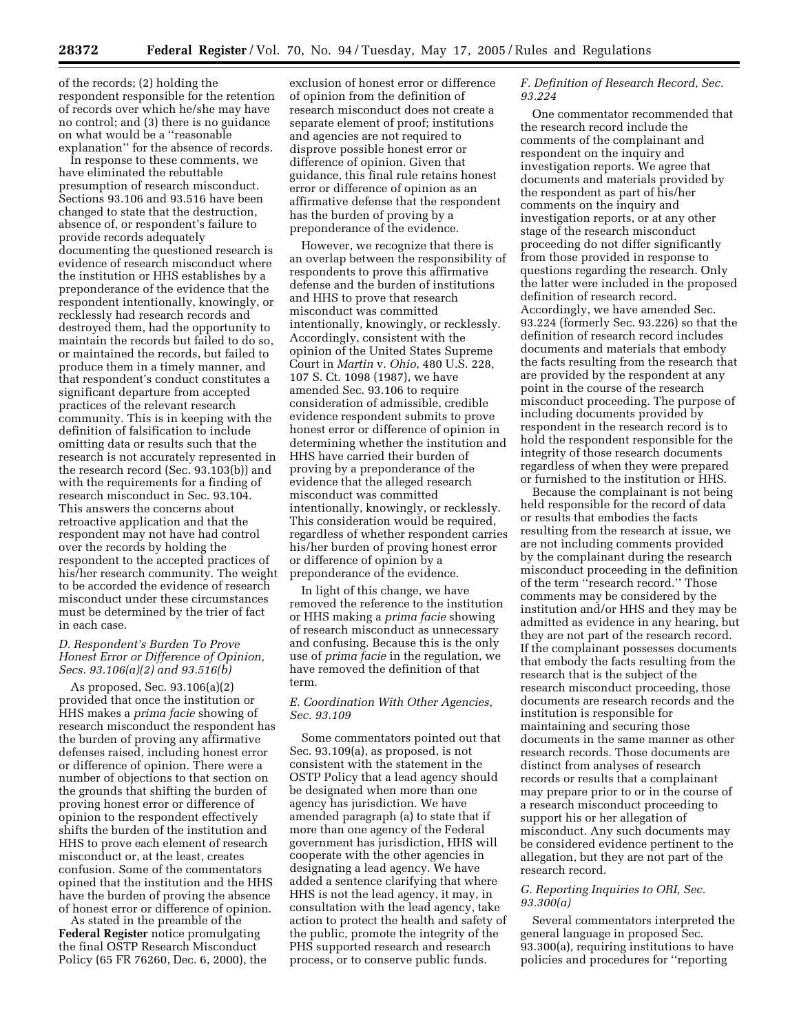of the records; (2) holding the respondent responsible for the retention of records over which he/she may have no control; and (3) there is no guidance on what would be a ''reasonable explanation'' for the absence of records.

In response to these comments, we have eliminated the rebuttable presumption of research misconduct. Sections 93.106 and 93.516 have been changed to state that the destruction, absence of, or respondent's failure to provide records adequately documenting the questioned research is evidence of research misconduct where the institution or HHS establishes by a preponderance of the evidence that the respondent intentionally, knowingly, or recklessly had research records and destroyed them, had the opportunity to maintain the records but failed to do so, or maintained the records, but failed to produce them in a timely manner, and that respondent's conduct constitutes a significant departure from accepted practices of the relevant research community. This is in keeping with the definition of falsification to include omitting data or results such that the research is not accurately represented in the research record (Sec. 93.103(b)) and with the requirements for a finding of research misconduct in Sec. 93.104. This answers the concerns about retroactive application and that the respondent may not have had control over the records by holding the respondent to the accepted practices of his/her research community. The weight to be accorded the evidence of research misconduct under these circumstances must be determined by the trier of fact in each case.

### *D. Respondent's Burden To Prove Honest Error or Difference of Opinion, Secs. 93.106(a)(2) and 93.516(b)*

As proposed, Sec. 93.106(a)(2) provided that once the institution or HHS makes a *prima facie* showing of research misconduct the respondent has the burden of proving any affirmative defenses raised, including honest error or difference of opinion. There were a number of objections to that section on the grounds that shifting the burden of proving honest error or difference of opinion to the respondent effectively shifts the burden of the institution and HHS to prove each element of research misconduct or, at the least, creates confusion. Some of the commentators opined that the institution and the HHS have the burden of proving the absence of honest error or difference of opinion.

As stated in the preamble of the **Federal Register** notice promulgating the final OSTP Research Misconduct Policy (65 FR 76260, Dec. 6, 2000), the exclusion of honest error or difference of opinion from the definition of research misconduct does not create a separate element of proof; institutions and agencies are not required to disprove possible honest error or difference of opinion. Given that guidance, this final rule retains honest error or difference of opinion as an affirmative defense that the respondent has the burden of proving by a preponderance of the evidence.

However, we recognize that there is an overlap between the responsibility of respondents to prove this affirmative defense and the burden of institutions and HHS to prove that research misconduct was committed intentionally, knowingly, or recklessly. Accordingly, consistent with the opinion of the United States Supreme Court in *Martin* v. *Ohio*, 480 U.S. 228, 107 S. Ct. 1098 (1987), we have amended Sec. 93.106 to require consideration of admissible, credible evidence respondent submits to prove honest error or difference of opinion in determining whether the institution and HHS have carried their burden of proving by a preponderance of the evidence that the alleged research misconduct was committed intentionally, knowingly, or recklessly. This consideration would be required, regardless of whether respondent carries his/her burden of proving honest error or difference of opinion by a preponderance of the evidence.

In light of this change, we have removed the reference to the institution or HHS making a *prima facie* showing of research misconduct as unnecessary and confusing. Because this is the only use of *prima facie* in the regulation, we have removed the definition of that term.

### *E. Coordination With Other Agencies, Sec. 93.109*

Some commentators pointed out that Sec. 93.109(a), as proposed, is not consistent with the statement in the OSTP Policy that a lead agency should be designated when more than one agency has jurisdiction. We have amended paragraph (a) to state that if more than one agency of the Federal government has jurisdiction, HHS will cooperate with the other agencies in designating a lead agency. We have added a sentence clarifying that where HHS is not the lead agency, it may, in consultation with the lead agency, take action to protect the health and safety of the public, promote the integrity of the PHS supported research and research process, or to conserve public funds.

### *F. Definition of Research Record, Sec. 93.224*

One commentator recommended that the research record include the comments of the complainant and respondent on the inquiry and investigation reports. We agree that documents and materials provided by the respondent as part of his/her comments on the inquiry and investigation reports, or at any other stage of the research misconduct proceeding do not differ significantly from those provided in response to questions regarding the research. Only the latter were included in the proposed definition of research record. Accordingly, we have amended Sec. 93.224 (formerly Sec. 93.226) so that the definition of research record includes documents and materials that embody the facts resulting from the research that are provided by the respondent at any point in the course of the research misconduct proceeding. The purpose of including documents provided by respondent in the research record is to hold the respondent responsible for the integrity of those research documents regardless of when they were prepared or furnished to the institution or HHS.

Because the complainant is not being held responsible for the record of data or results that embodies the facts resulting from the research at issue, we are not including comments provided by the complainant during the research misconduct proceeding in the definition of the term ''research record.'' Those comments may be considered by the institution and/or HHS and they may be admitted as evidence in any hearing, but they are not part of the research record. If the complainant possesses documents that embody the facts resulting from the research that is the subject of the research misconduct proceeding, those documents are research records and the institution is responsible for maintaining and securing those documents in the same manner as other research records. Those documents are distinct from analyses of research records or results that a complainant may prepare prior to or in the course of a research misconduct proceeding to support his or her allegation of misconduct. Any such documents may be considered evidence pertinent to the allegation, but they are not part of the research record.

### *G. Reporting Inquiries to ORI, Sec. 93.300(a)*

Several commentators interpreted the general language in proposed Sec. 93.300(a), requiring institutions to have policies and procedures for ''reporting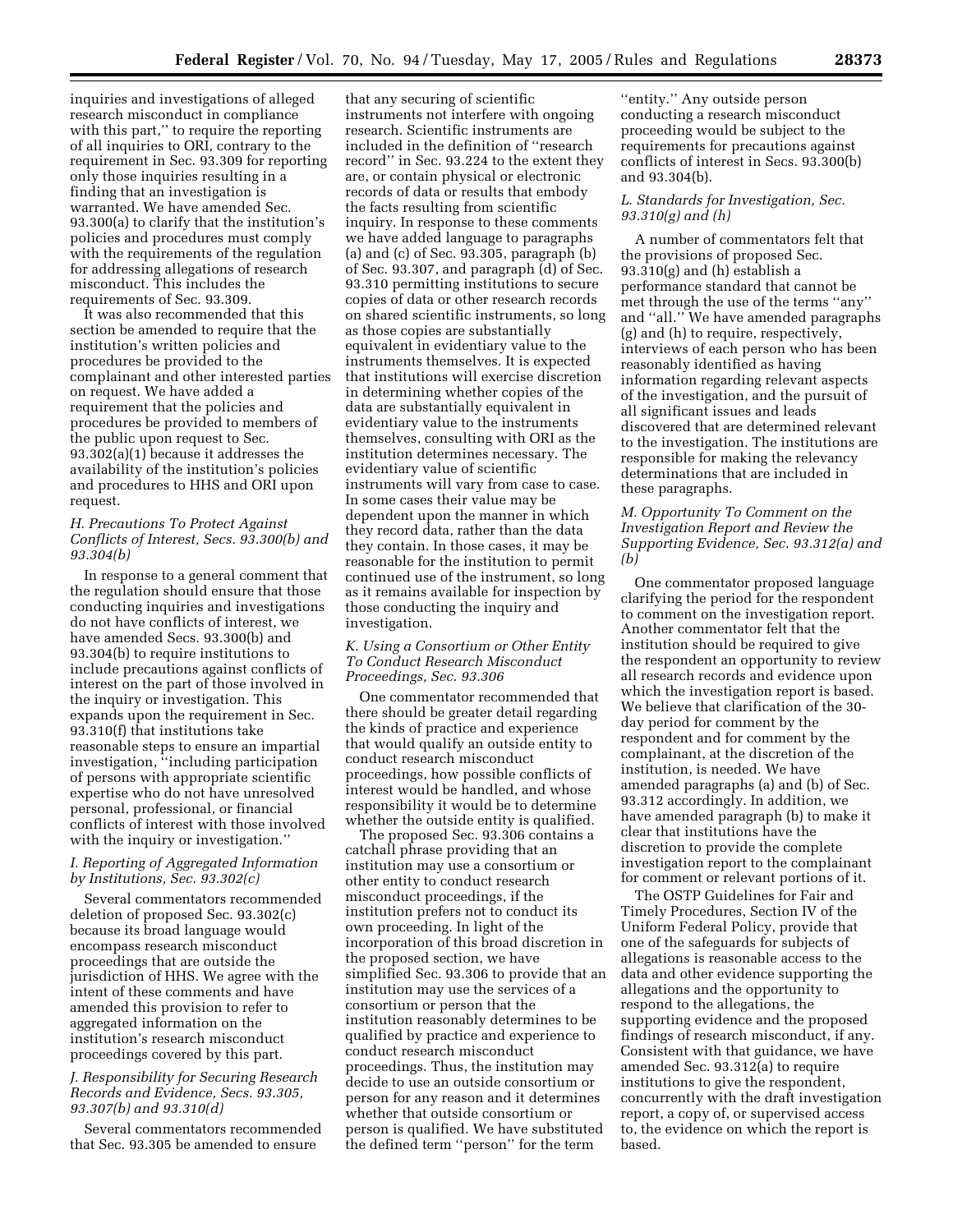inquiries and investigations of alleged research misconduct in compliance with this part,'' to require the reporting of all inquiries to ORI, contrary to the requirement in Sec. 93.309 for reporting only those inquiries resulting in a finding that an investigation is warranted. We have amended Sec. 93.300(a) to clarify that the institution's policies and procedures must comply with the requirements of the regulation for addressing allegations of research misconduct. This includes the requirements of Sec. 93.309.

It was also recommended that this section be amended to require that the institution's written policies and procedures be provided to the complainant and other interested parties on request. We have added a requirement that the policies and procedures be provided to members of the public upon request to Sec. 93.302(a)(1) because it addresses the availability of the institution's policies and procedures to HHS and ORI upon request.

### *H. Precautions To Protect Against Conflicts of Interest, Secs. 93.300(b) and 93.304(b)*

In response to a general comment that the regulation should ensure that those conducting inquiries and investigations do not have conflicts of interest, we have amended Secs. 93.300(b) and 93.304(b) to require institutions to include precautions against conflicts of interest on the part of those involved in the inquiry or investigation. This expands upon the requirement in Sec. 93.310(f) that institutions take reasonable steps to ensure an impartial investigation, ''including participation of persons with appropriate scientific expertise who do not have unresolved personal, professional, or financial conflicts of interest with those involved with the inquiry or investigation.''

### *I. Reporting of Aggregated Information by Institutions, Sec. 93.302(c)*

Several commentators recommended deletion of proposed Sec. 93.302(c) because its broad language would encompass research misconduct proceedings that are outside the jurisdiction of HHS. We agree with the intent of these comments and have amended this provision to refer to aggregated information on the institution's research misconduct proceedings covered by this part.

### *J. Responsibility for Securing Research Records and Evidence, Secs. 93.305, 93.307(b) and 93.310(d)*

Several commentators recommended that Sec. 93.305 be amended to ensure that any securing of scientific instruments not interfere with ongoing research. Scientific instruments are included in the definition of ''research record'' in Sec. 93.224 to the extent they are, or contain physical or electronic records of data or results that embody the facts resulting from scientific inquiry. In response to these comments we have added language to paragraphs (a) and (c) of Sec. 93.305, paragraph (b) of Sec. 93.307, and paragraph (d) of Sec. 93.310 permitting institutions to secure copies of data or other research records on shared scientific instruments, so long as those copies are substantially equivalent in evidentiary value to the instruments themselves. It is expected that institutions will exercise discretion in determining whether copies of the data are substantially equivalent in evidentiary value to the instruments themselves, consulting with ORI as the institution determines necessary. The evidentiary value of scientific instruments will vary from case to case. In some cases their value may be dependent upon the manner in which they record data, rather than the data they contain. In those cases, it may be reasonable for the institution to permit continued use of the instrument, so long as it remains available for inspection by those conducting the inquiry and investigation.

### *K. Using a Consortium or Other Entity To Conduct Research Misconduct Proceedings, Sec. 93.306*

One commentator recommended that there should be greater detail regarding the kinds of practice and experience that would qualify an outside entity to conduct research misconduct proceedings, how possible conflicts of interest would be handled, and whose responsibility it would be to determine whether the outside entity is qualified.

The proposed Sec. 93.306 contains a catchall phrase providing that an institution may use a consortium or other entity to conduct research misconduct proceedings, if the institution prefers not to conduct its own proceeding. In light of the incorporation of this broad discretion in the proposed section, we have simplified Sec. 93.306 to provide that an institution may use the services of a consortium or person that the institution reasonably determines to be qualified by practice and experience to conduct research misconduct proceedings. Thus, the institution may decide to use an outside consortium or person for any reason and it determines whether that outside consortium or person is qualified. We have substituted the defined term ''person'' for the term ''entity.'' Any outside person conducting a research misconduct proceeding would be subject to the requirements for precautions against conflicts of interest in Secs. 93.300(b) and 93.304(b).

### *L. Standards for Investigation, Sec. 93.310(g) and (h)*

A number of commentators felt that the provisions of proposed Sec. 93.310(g) and (h) establish a performance standard that cannot be met through the use of the terms ''any'' and ''all.'' We have amended paragraphs (g) and (h) to require, respectively, interviews of each person who has been reasonably identified as having information regarding relevant aspects of the investigation, and the pursuit of all significant issues and leads discovered that are determined relevant to the investigation. The institutions are responsible for making the relevancy determinations that are included in these paragraphs.

### *M. Opportunity To Comment on the Investigation Report and Review the Supporting Evidence, Sec. 93.312(a) and (b)*

One commentator proposed language clarifying the period for the respondent to comment on the investigation report. Another commentator felt that the institution should be required to give the respondent an opportunity to review all research records and evidence upon which the investigation report is based. We believe that clarification of the 30-day period for comment by the respondent and for comment by the complainant, at the discretion of the institution, is needed. We have amended paragraphs (a) and (b) of Sec. 93.312 accordingly. In addition, we have amended paragraph (b) to make it clear that institutions have the discretion to provide the complete investigation report to the complainant for comment or relevant portions of it.

The OSTP Guidelines for Fair and Timely Procedures, Section IV of the Uniform Federal Policy, provide that one of the safeguards for subjects of allegations is reasonable access to the data and other evidence supporting the allegations and the opportunity to respond to the allegations, the supporting evidence and the proposed findings of research misconduct, if any. Consistent with that guidance, we have amended Sec. 93.312(a) to require institutions to give the respondent, concurrently with the draft investigation report, a copy of, or supervised access to, the evidence on which the report is based.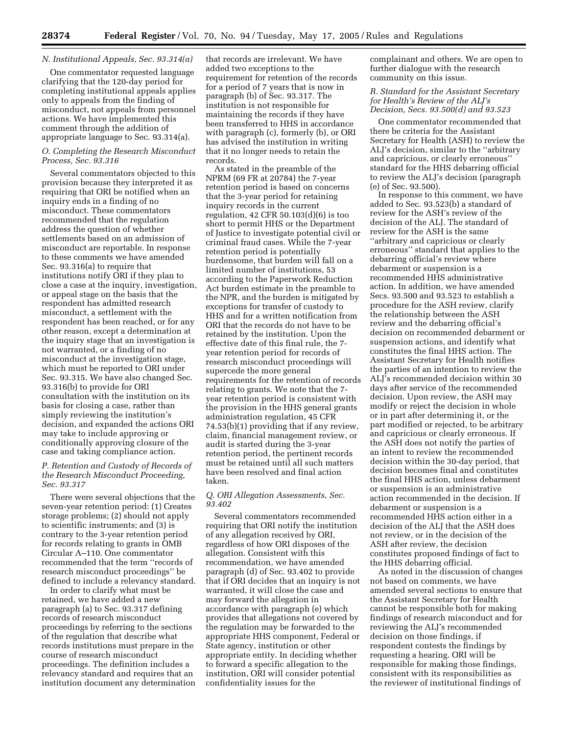### N. Institutional Appeals, Sec. 93.314(a)

One commentator requested language clarifying that the 120-day period for completing institutional appeals applies only to appeals from the finding of misconduct, not appeals from personnel actions. We have implemented this comment through the addition of appropriate language to Sec. 93.314(a).

### O. Completing the Research Misconduct Process, Sec. 93.316

Several commentators objected to this provision because they interpreted it as requiring that ORI be notified when an inquiry ends in a finding of no misconduct. These commentators recommended that the regulation address the question of whether settlements based on an admission of misconduct are reportable. In response to these comments we have amended Sec. 93.316(a) to require that institutions notify ORI if they plan to close a case at the inquiry, investigation, or appeal stage on the basis that the respondent has admitted research misconduct, a settlement with the respondent has been reached, or for any other reason, except a determination at the inquiry stage that an investigation is not warranted, or a finding of no misconduct at the investigation stage, which must be reported to ORI under Sec. 93.315. We have also changed Sec. 93.316(b) to provide for ORI consultation with the institution on its basis for closing a case, rather than simply reviewing the institution's decision, and expanded the actions ORI may take to include approving or conditionally approving closure of the case and taking compliance action.

### P. Retention and Custody of Records of the Research Misconduct Proceeding, Sec. 93.317

There were several objections that the seven-year retention period: (1) Creates storage problems; (2) should not apply to scientific instruments; and (3) is contrary to the 3-year retention period for records relating to grants in OMB Circular A–110. One commentator recommended that the term "records of research misconduct proceedings" be defined to include a relevancy standard.

In order to clarify what must be retained, we have added a new paragraph (a) to Sec. 93.317 defining records of research misconduct proceedings by referring to the sections of the regulation that describe what records institutions must prepare in the course of research misconduct proceedings. The definition includes a relevancy standard and requires that an institution document any determination that records are irrelevant. We have added two exceptions to the requirement for retention of the records for a period of 7 years that is now in paragraph (b) of Sec. 93.317. The institution is not responsible for maintaining the records if they have been transferred to HHS in accordance with paragraph (c), formerly (b), or ORI has advised the institution in writing that it no longer needs to retain the records.

As stated in the preamble of the NPRM (69 FR at 20784) the 7-year retention period is based on concerns that the 3-year period for retaining inquiry records in the current regulation, 42 CFR 50.103(d)(6) is too short to permit HHS or the Department of Justice to investigate potential civil or criminal fraud cases. While the 7-year retention period is potentially burdensome, that burden will fall on a limited number of institutions, 53 according to the Paperwork Reduction Act burden estimate in the preamble to the NPR, and the burden is mitigated by exceptions for transfer of custody to HHS and for a written notification from ORI that the records do not have to be retained by the institution. Upon the effective date of this final rule, the 7-year retention period for records of research misconduct proceedings will supercede the more general requirements for the retention of records relating to grants. We note that the 7-year retention period is consistent with the provision in the HHS general grants administration regulation, 45 CFR 74.53(b)(1) providing that if any review, claim, financial management review, or audit is started during the 3-year retention period, the pertinent records must be retained until all such matters have been resolved and final action taken.

### Q. ORI Allegation Assessments, Sec. 93.402

Several commentators recommended requiring that ORI notify the institution of any allegation received by ORI, regardless of how ORI disposes of the allegation. Consistent with this recommendation, we have amended paragraph (d) of Sec. 93.402 to provide that if ORI decides that an inquiry is not warranted, it will close the case and may forward the allegation in accordance with paragraph (e) which provides that allegations not covered by the regulation may be forwarded to the appropriate HHS component, Federal or State agency, institution or other appropriate entity. In deciding whether to forward a specific allegation to the institution, ORI will consider potential confidentiality issues for the complainant and others. We are open to further dialogue with the research community on this issue.

### R. Standard for the Assistant Secretary for Health's Review of the ALJ's Decision, Secs. 93.500(d) and 93.523

One commentator recommended that there be criteria for the Assistant Secretary for Health (ASH) to review the ALJ's decision, similar to the "arbitrary and capricious, or clearly erroneous" standard for the HHS debarring official to review the ALJ's decision (paragraph (e) of Sec. 93.500).

In response to this comment, we have added to Sec. 93.523(b) a standard of review for the ASH's review of the decision of the ALJ. The standard of review for the ASH is the same "arbitrary and capricious or clearly erroneous" standard that applies to the debarring official's review where debarment or suspension is a recommended HHS administrative action. In addition, we have amended Secs. 93.500 and 93.523 to establish a procedure for the ASH review, clarify the relationship between the ASH review and the debarring official's decision on recommended debarment or suspension actions, and identify what constitutes the final HHS action. The Assistant Secretary for Health notifies the parties of an intention to review the ALJ's recommended decision within 30 days after service of the recommended decision. Upon review, the ASH may modify or reject the decision in whole or in part after determining it, or the part modified or rejected, to be arbitrary and capricious or clearly erroneous. If the ASH does not notify the parties of an intent to review the recommended decision within the 30-day period, that decision becomes final and constitutes the final HHS action, unless debarment or suspension is an administrative action recommended in the decision. If debarment or suspension is a recommended HHS action either in a decision of the ALJ that the ASH does not review, or in the decision of the ASH after review, the decision constitutes proposed findings of fact to the HHS debarring official.

As noted in the discussion of changes not based on comments, we have amended several sections to ensure that the Assistant Secretary for Health cannot be responsible both for making findings of research misconduct and for reviewing the ALJ's recommended decision on those findings, if respondent contests the findings by requesting a hearing. ORI will be responsible for making those findings, consistent with its responsibilities as the reviewer of institutional findings of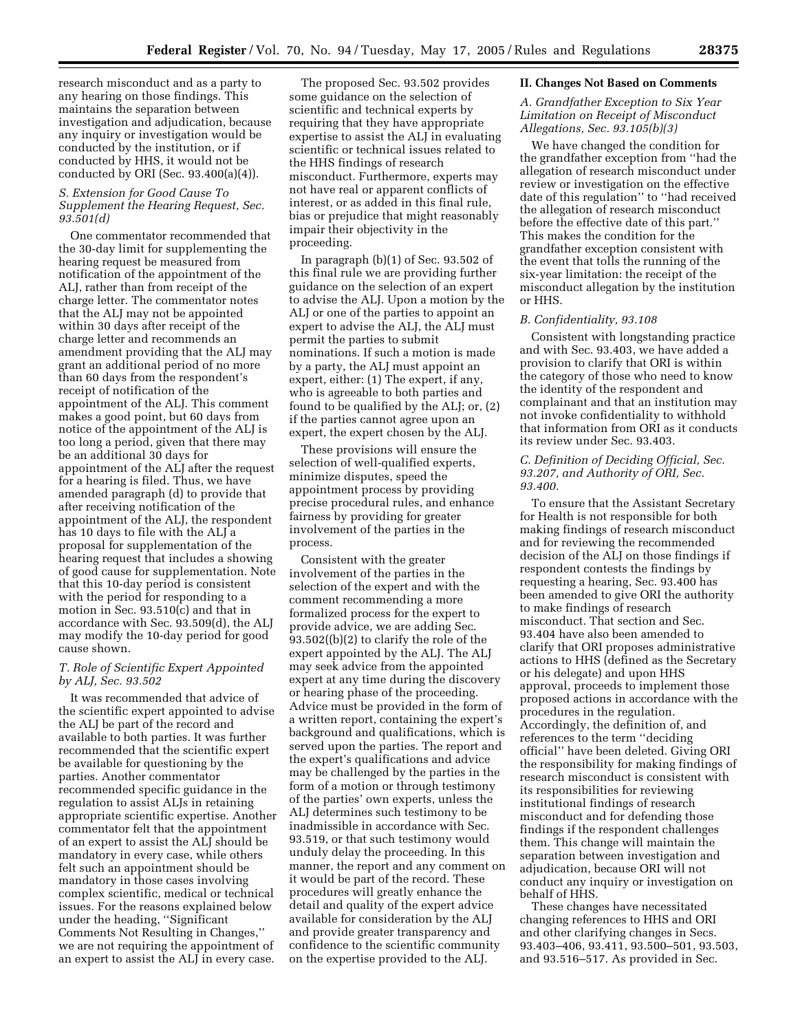research misconduct and as a party to any hearing on those findings. This maintains the separation between investigation and adjudication, because any inquiry or investigation would be conducted by the institution, or if conducted by HHS, it would not be conducted by ORI (Sec. 93.400(a)(4)).

### *S. Extension for Good Cause To Supplement the Hearing Request, Sec. 93.501(d)*

One commentator recommended that the 30-day limit for supplementing the hearing request be measured from notification of the appointment of the ALJ, rather than from receipt of the charge letter. The commentator notes that the ALJ may not be appointed within 30 days after receipt of the charge letter and recommends an amendment providing that the ALJ may grant an additional period of no more than 60 days from the respondent's receipt of notification of the appointment of the ALJ. This comment makes a good point, but 60 days from notice of the appointment of the ALJ is too long a period, given that there may be an additional 30 days for appointment of the ALJ after the request for a hearing is filed. Thus, we have amended paragraph (d) to provide that after receiving notification of the appointment of the ALJ, the respondent has 10 days to file with the ALJ a proposal for supplementation of the hearing request that includes a showing of good cause for supplementation. Note that this 10-day period is consistent with the period for responding to a motion in Sec. 93.510(c) and that in accordance with Sec. 93.509(d), the ALJ may modify the 10-day period for good cause shown.

### *T. Role of Scientific Expert Appointed by ALJ, Sec. 93.502*

It was recommended that advice of the scientific expert appointed to advise the ALJ be part of the record and available to both parties. It was further recommended that the scientific expert be available for questioning by the parties. Another commentator recommended specific guidance in the regulation to assist ALJs in retaining appropriate scientific expertise. Another commentator felt that the appointment of an expert to assist the ALJ should be mandatory in every case, while others felt such an appointment should be mandatory in those cases involving complex scientific, medical or technical issues. For the reasons explained below under the heading, ''Significant Comments Not Resulting in Changes,'' we are not requiring the appointment of an expert to assist the ALJ in every case.

The proposed Sec. 93.502 provides some guidance on the selection of scientific and technical experts by requiring that they have appropriate expertise to assist the ALJ in evaluating scientific or technical issues related to the HHS findings of research misconduct. Furthermore, experts may not have real or apparent conflicts of interest, or as added in this final rule, bias or prejudice that might reasonably impair their objectivity in the proceeding.

In paragraph (b)(1) of Sec. 93.502 of this final rule we are providing further guidance on the selection of an expert to advise the ALJ. Upon a motion by the ALJ or one of the parties to appoint an expert to advise the ALJ, the ALJ must permit the parties to submit nominations. If such a motion is made by a party, the ALJ must appoint an expert, either: (1) The expert, if any, who is agreeable to both parties and found to be qualified by the ALJ; or, (2) if the parties cannot agree upon an expert, the expert chosen by the ALJ.

These provisions will ensure the selection of well-qualified experts, minimize disputes, speed the appointment process by providing precise procedural rules, and enhance fairness by providing for greater involvement of the parties in the process.

Consistent with the greater involvement of the parties in the selection of the expert and with the comment recommending a more formalized process for the expert to provide advice, we are adding Sec. 93.502((b)(2) to clarify the role of the expert appointed by the ALJ. The ALJ may seek advice from the appointed expert at any time during the discovery or hearing phase of the proceeding. Advice must be provided in the form of a written report, containing the expert's background and qualifications, which is served upon the parties. The report and the expert's qualifications and advice may be challenged by the parties in the form of a motion or through testimony of the parties' own experts, unless the ALJ determines such testimony to be inadmissible in accordance with Sec. 93.519, or that such testimony would unduly delay the proceeding. In this manner, the report and any comment on it would be part of the record. These procedures will greatly enhance the detail and quality of the expert advice available for consideration by the ALJ and provide greater transparency and confidence to the scientific community on the expertise provided to the ALJ.

## II. Changes Not Based on Comments

### *A. Grandfather Exception to Six Year Limitation on Receipt of Misconduct Allegations, Sec. 93.105(b)(3)*

We have changed the condition for the grandfather exception from ''had the allegation of research misconduct under review or investigation on the effective date of this regulation'' to ''had received the allegation of research misconduct before the effective date of this part.'' This makes the condition for the grandfather exception consistent with the event that tolls the running of the six-year limitation: the receipt of the misconduct allegation by the institution or HHS.

### *B. Confidentiality, 93.108*

Consistent with longstanding practice and with Sec. 93.403, we have added a provision to clarify that ORI is within the category of those who need to know the identity of the respondent and complainant and that an institution may not invoke confidentiality to withhold that information from ORI as it conducts its review under Sec. 93.403.

### *C. Definition of Deciding Official, Sec. 93.207, and Authority of ORI, Sec. 93.400.*

To ensure that the Assistant Secretary for Health is not responsible for both making findings of research misconduct and for reviewing the recommended decision of the ALJ on those findings if respondent contests the findings by requesting a hearing, Sec. 93.400 has been amended to give ORI the authority to make findings of research misconduct. That section and Sec. 93.404 have also been amended to clarify that ORI proposes administrative actions to HHS (defined as the Secretary or his delegate) and upon HHS approval, proceeds to implement those proposed actions in accordance with the procedures in the regulation. Accordingly, the definition of, and references to the term ''deciding official'' have been deleted. Giving ORI the responsibility for making findings of research misconduct is consistent with its responsibilities for reviewing institutional findings of research misconduct and for defending those findings if the respondent challenges them. This change will maintain the separation between investigation and adjudication, because ORI will not conduct any inquiry or investigation on behalf of HHS.

These changes have necessitated changing references to HHS and ORI and other clarifying changes in Secs. 93.403–406, 93.411, 93.500–501, 93.503, and 93.516–517. As provided in Sec.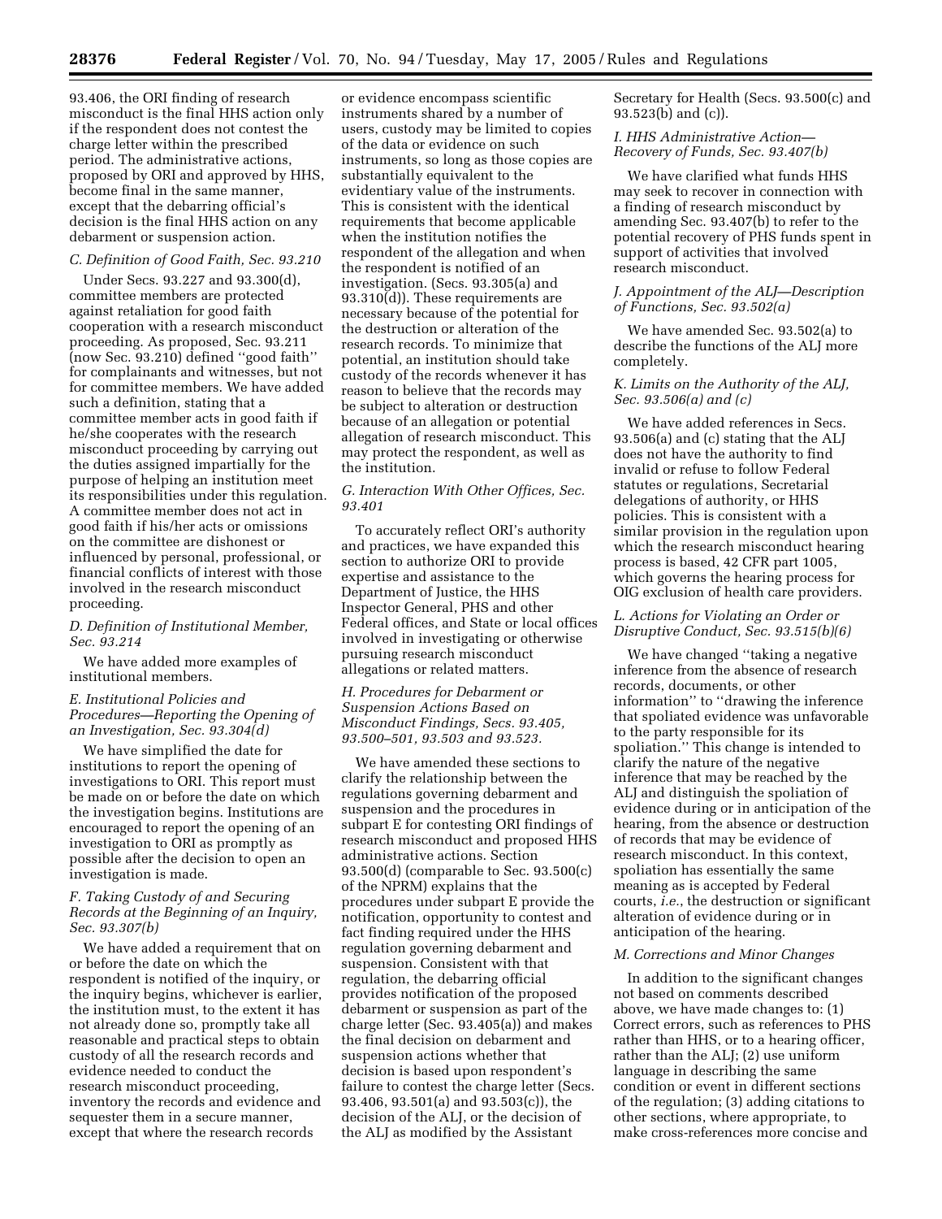93.406, the ORI finding of research misconduct is the final HHS action only if the respondent does not contest the charge letter within the prescribed period. The administrative actions, proposed by ORI and approved by HHS, become final in the same manner, except that the debarring official's decision is the final HHS action on any debarment or suspension action.

### *C. Definition of Good Faith, Sec. 93.210*

Under Secs. 93.227 and 93.300(d), committee members are protected against retaliation for good faith cooperation with a research misconduct proceeding. As proposed, Sec. 93.211 (now Sec. 93.210) defined "good faith" for complainants and witnesses, but not for committee members. We have added such a definition, stating that a committee member acts in good faith if he/she cooperates with the research misconduct proceeding by carrying out the duties assigned impartially for the purpose of helping an institution meet its responsibilities under this regulation. A committee member does not act in good faith if his/her acts or omissions on the committee are dishonest or influenced by personal, professional, or financial conflicts of interest with those involved in the research misconduct proceeding.

### *D. Definition of Institutional Member, Sec. 93.214*

We have added more examples of institutional members.

### *E. Institutional Policies and Procedures—Reporting the Opening of an Investigation, Sec. 93.304(d)*

We have simplified the date for institutions to report the opening of investigations to ORI. This report must be made on or before the date on which the investigation begins. Institutions are encouraged to report the opening of an investigation to ORI as promptly as possible after the decision to open an investigation is made.

### *F. Taking Custody of and Securing Records at the Beginning of an Inquiry, Sec. 93.307(b)*

We have added a requirement that on or before the date on which the respondent is notified of the inquiry, or the inquiry begins, whichever is earlier, the institution must, to the extent it has not already done so, promptly take all reasonable and practical steps to obtain custody of all the research records and evidence needed to conduct the research misconduct proceeding, inventory the records and evidence and sequester them in a secure manner, except that where the research records or evidence encompass scientific instruments shared by a number of users, custody may be limited to copies of the data or evidence on such instruments, so long as those copies are substantially equivalent to the evidentiary value of the instruments. This is consistent with the identical requirements that become applicable when the institution notifies the respondent of the allegation and when the respondent is notified of an investigation. (Secs. 93.305(a) and 93.310(d)). These requirements are necessary because of the potential for the destruction or alteration of the research records. To minimize that potential, an institution should take custody of the records whenever it has reason to believe that the records may be subject to alteration or destruction because of an allegation or potential allegation of research misconduct. This may protect the respondent, as well as the institution.

### *G. Interaction With Other Offices, Sec. 93.401*

To accurately reflect ORI's authority and practices, we have expanded this section to authorize ORI to provide expertise and assistance to the Department of Justice, the HHS Inspector General, PHS and other Federal offices, and State or local offices involved in investigating or otherwise pursuing research misconduct allegations or related matters.

### *H. Procedures for Debarment or Suspension Actions Based on Misconduct Findings, Secs. 93.405, 93.500–501, 93.503 and 93.523.*

We have amended these sections to clarify the relationship between the regulations governing debarment and suspension and the procedures in subpart E for contesting ORI findings of research misconduct and proposed HHS administrative actions. Section 93.500(d) (comparable to Sec. 93.500(c) of the NPRM) explains that the procedures under subpart E provide the notification, opportunity to contest and fact finding required under the HHS regulation governing debarment and suspension. Consistent with that regulation, the debarring official provides notification of the proposed debarment or suspension as part of the charge letter (Sec. 93.405(a)) and makes the final decision on debarment and suspension actions whether that decision is based upon respondent's failure to contest the charge letter (Secs. 93.406, 93.501(a) and 93.503(c)), the decision of the ALJ, or the decision of the ALJ as modified by the Assistant Secretary for Health (Secs. 93.500(c) and 93.523(b) and (c)).

### *I. HHS Administrative Action—Recovery of Funds, Sec. 93.407(b)*

We have clarified what funds HHS may seek to recover in connection with a finding of research misconduct by amending Sec. 93.407(b) to refer to the potential recovery of PHS funds spent in support of activities that involved research misconduct.

### *J. Appointment of the ALJ—Description of Functions, Sec. 93.502(a)*

We have amended Sec. 93.502(a) to describe the functions of the ALJ more completely.

### *K. Limits on the Authority of the ALJ, Sec. 93.506(a) and (c)*

We have added references in Secs. 93.506(a) and (c) stating that the ALJ does not have the authority to find invalid or refuse to follow Federal statutes or regulations, Secretarial delegations of authority, or HHS policies. This is consistent with a similar provision in the regulation upon which the research misconduct hearing process is based, 42 CFR part 1005, which governs the hearing process for OIG exclusion of health care providers.

### *L. Actions for Violating an Order or Disruptive Conduct, Sec. 93.515(b)(6)*

We have changed "taking a negative inference from the absence of research records, documents, or other information" to "drawing the inference that spoliated evidence was unfavorable to the party responsible for its spoliation." This change is intended to clarify the nature of the negative inference that may be reached by the ALJ and distinguish the spoliation of evidence during or in anticipation of the hearing, from the absence or destruction of records that may be evidence of research misconduct. In this context, spoliation has essentially the same meaning as is accepted by Federal courts, *i.e.*, the destruction or significant alteration of evidence during or in anticipation of the hearing.

### *M. Corrections and Minor Changes*

In addition to the significant changes not based on comments described above, we have made changes to: (1) Correct errors, such as references to PHS rather than HHS, or to a hearing officer, rather than the ALJ; (2) use uniform language in describing the same condition or event in different sections of the regulation; (3) adding citations to other sections, where appropriate, to make cross-references more concise and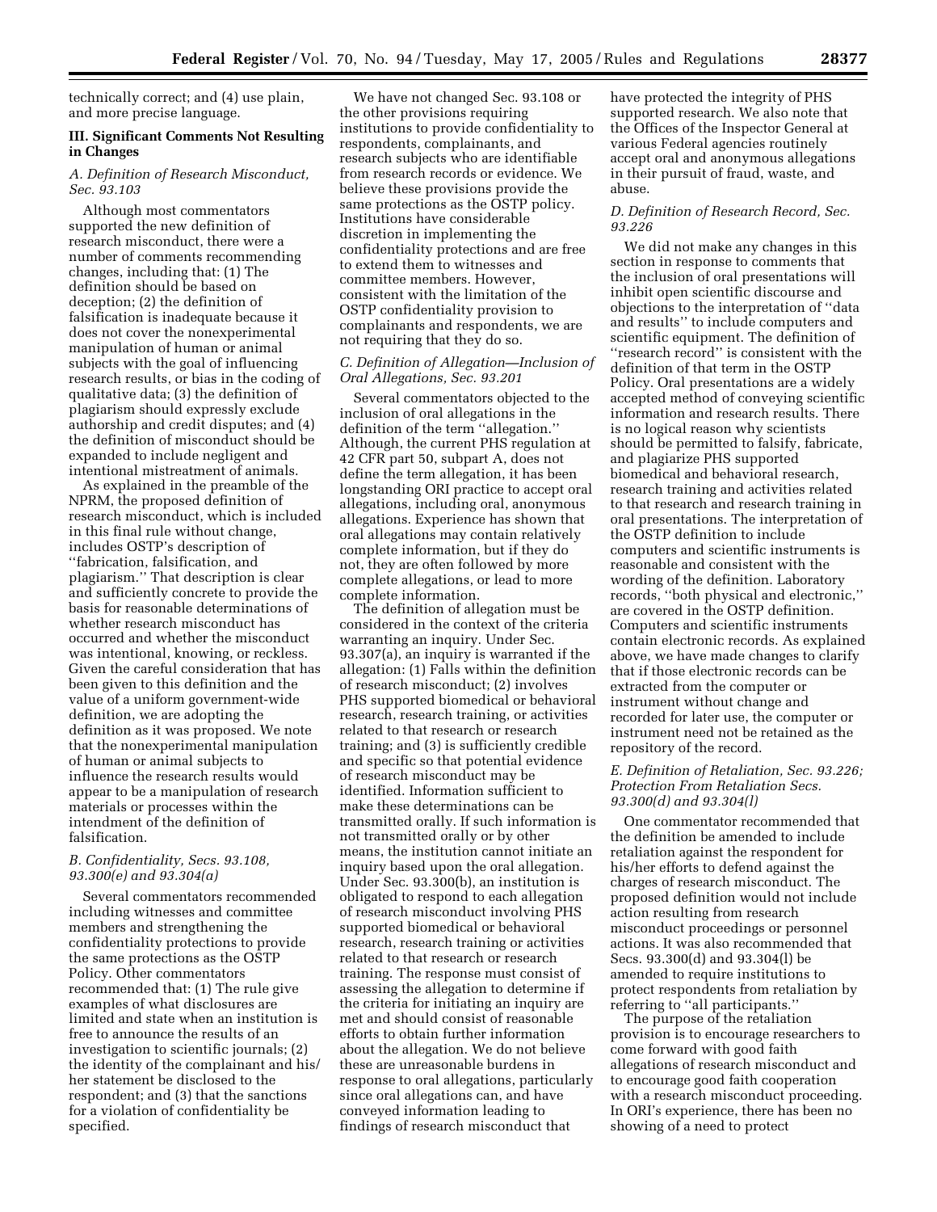technically correct; and (4) use plain, and more precise language.

## III. Significant Comments Not Resulting in Changes

### *A. Definition of Research Misconduct, Sec. 93.103*

Although most commentators supported the new definition of research misconduct, there were a number of comments recommending changes, including that: (1) The definition should be based on deception; (2) the definition of falsification is inadequate because it does not cover the nonexperimental manipulation of human or animal subjects with the goal of influencing research results, or bias in the coding of qualitative data; (3) the definition of plagiarism should expressly exclude authorship and credit disputes; and (4) the definition of misconduct should be expanded to include negligent and intentional mistreatment of animals.

As explained in the preamble of the NPRM, the proposed definition of research misconduct, which is included in this final rule without change, includes OSTP's description of ''fabrication, falsification, and plagiarism.'' That description is clear and sufficiently concrete to provide the basis for reasonable determinations of whether research misconduct has occurred and whether the misconduct was intentional, knowing, or reckless. Given the careful consideration that has been given to this definition and the value of a uniform government-wide definition, we are adopting the definition as it was proposed. We note that the nonexperimental manipulation of human or animal subjects to influence the research results would appear to be a manipulation of research materials or processes within the intendment of the definition of falsification.

### *B. Confidentiality, Secs. 93.108, 93.300(e) and 93.304(a)*

Several commentators recommended including witnesses and committee members and strengthening the confidentiality protections to provide the same protections as the OSTP Policy. Other commentators recommended that: (1) The rule give examples of what disclosures are limited and state when an institution is free to announce the results of an investigation to scientific journals; (2) the identity of the complainant and his/her statement be disclosed to the respondent; and (3) that the sanctions for a violation of confidentiality be specified.

We have not changed Sec. 93.108 or the other provisions requiring institutions to provide confidentiality to respondents, complainants, and research subjects who are identifiable from research records or evidence. We believe these provisions provide the same protections as the OSTP policy. Institutions have considerable discretion in implementing the confidentiality protections and are free to extend them to witnesses and committee members. However, consistent with the limitation of the OSTP confidentiality provision to complainants and respondents, we are not requiring that they do so.

### *C. Definition of Allegation—Inclusion of Oral Allegations, Sec. 93.201*

Several commentators objected to the inclusion of oral allegations in the definition of the term ''allegation.'' Although, the current PHS regulation at 42 CFR part 50, subpart A, does not define the term allegation, it has been longstanding ORI practice to accept oral allegations, including oral, anonymous allegations. Experience has shown that oral allegations may contain relatively complete information, but if they do not, they are often followed by more complete allegations, or lead to more complete information.

The definition of allegation must be considered in the context of the criteria warranting an inquiry. Under Sec. 93.307(a), an inquiry is warranted if the allegation: (1) Falls within the definition of research misconduct; (2) involves PHS supported biomedical or behavioral research, research training, or activities related to that research or research training; and (3) is sufficiently credible and specific so that potential evidence of research misconduct may be identified. Information sufficient to make these determinations can be transmitted orally. If such information is not transmitted orally or by other means, the institution cannot initiate an inquiry based upon the oral allegation. Under Sec. 93.300(b), an institution is obligated to respond to each allegation of research misconduct involving PHS supported biomedical or behavioral research, research training or activities related to that research or research training. The response must consist of assessing the allegation to determine if the criteria for initiating an inquiry are met and should consist of reasonable efforts to obtain further information about the allegation. We do not believe these are unreasonable burdens in response to oral allegations, particularly since oral allegations can, and have conveyed information leading to findings of research misconduct that have protected the integrity of PHS supported research. We also note that the Offices of the Inspector General at various Federal agencies routinely accept oral and anonymous allegations in their pursuit of fraud, waste, and abuse.

### *D. Definition of Research Record, Sec. 93.226*

We did not make any changes in this section in response to comments that the inclusion of oral presentations will inhibit open scientific discourse and objections to the interpretation of ''data and results'' to include computers and scientific equipment. The definition of ''research record'' is consistent with the definition of that term in the OSTP Policy. Oral presentations are a widely accepted method of conveying scientific information and research results. There is no logical reason why scientists should be permitted to falsify, fabricate, and plagiarize PHS supported biomedical and behavioral research, research training and activities related to that research and research training in oral presentations. The interpretation of the OSTP definition to include computers and scientific instruments is reasonable and consistent with the wording of the definition. Laboratory records, ''both physical and electronic,'' are covered in the OSTP definition. Computers and scientific instruments contain electronic records. As explained above, we have made changes to clarify that if those electronic records can be extracted from the computer or instrument without change and recorded for later use, the computer or instrument need not be retained as the repository of the record.

### *E. Definition of Retaliation, Sec. 93.226; Protection From Retaliation Secs. 93.300(d) and 93.304(l)*

One commentator recommended that the definition be amended to include retaliation against the respondent for his/her efforts to defend against the charges of research misconduct. The proposed definition would not include action resulting from research misconduct proceedings or personnel actions. It was also recommended that Secs. 93.300(d) and 93.304(l) be amended to require institutions to protect respondents from retaliation by referring to ''all participants.''

The purpose of the retaliation provision is to encourage researchers to come forward with good faith allegations of research misconduct and to encourage good faith cooperation with a research misconduct proceeding. In ORI's experience, there has been no showing of a need to protect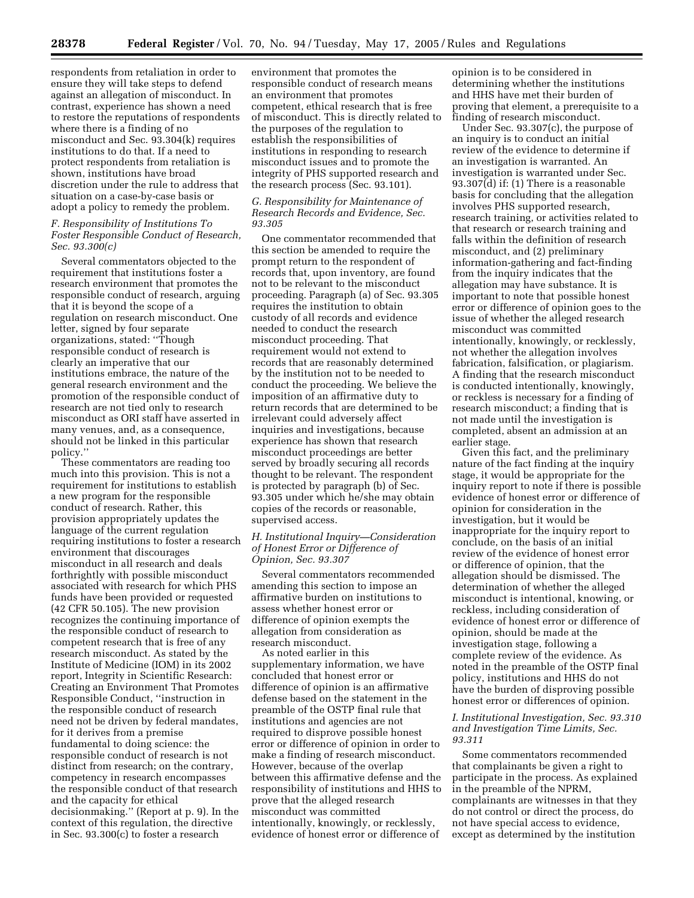respondents from retaliation in order to ensure they will take steps to defend against an allegation of misconduct. In contrast, experience has shown a need to restore the reputations of respondents where there is a finding of no misconduct and Sec. 93.304(k) requires institutions to do that. If a need to protect respondents from retaliation is shown, institutions have broad discretion under the rule to address that situation on a case-by-case basis or adopt a policy to remedy the problem.

### *F. Responsibility of Institutions To Foster Responsible Conduct of Research, Sec. 93.300(c)*

Several commentators objected to the requirement that institutions foster a research environment that promotes the responsible conduct of research, arguing that it is beyond the scope of a regulation on research misconduct. One letter, signed by four separate organizations, stated: ''Though responsible conduct of research is clearly an imperative that our institutions embrace, the nature of the general research environment and the promotion of the responsible conduct of research are not tied only to research misconduct as ORI staff have asserted in many venues, and, as a consequence, should not be linked in this particular policy.''

These commentators are reading too much into this provision. This is not a requirement for institutions to establish a new program for the responsible conduct of research. Rather, this provision appropriately updates the language of the current regulation requiring institutions to foster a research environment that discourages misconduct in all research and deals forthrightly with possible misconduct associated with research for which PHS funds have been provided or requested (42 CFR 50.105). The new provision recognizes the continuing importance of the responsible conduct of research to competent research that is free of any research misconduct. As stated by the Institute of Medicine (IOM) in its 2002 report, Integrity in Scientific Research: Creating an Environment That Promotes Responsible Conduct, ''instruction in the responsible conduct of research need not be driven by federal mandates, for it derives from a premise fundamental to doing science: the responsible conduct of research is not distinct from research; on the contrary, competency in research encompasses the responsible conduct of that research and the capacity for ethical decisionmaking.'' (Report at p. 9). In the context of this regulation, the directive in Sec. 93.300(c) to foster a research environment that promotes the responsible conduct of research means an environment that promotes competent, ethical research that is free of misconduct. This is directly related to the purposes of the regulation to establish the responsibilities of institutions in responding to research misconduct issues and to promote the integrity of PHS supported research and the research process (Sec. 93.101).

### *G. Responsibility for Maintenance of Research Records and Evidence, Sec. 93.305*

One commentator recommended that this section be amended to require the prompt return to the respondent of records that, upon inventory, are found not to be relevant to the misconduct proceeding. Paragraph (a) of Sec. 93.305 requires the institution to obtain custody of all records and evidence needed to conduct the research misconduct proceeding. That requirement would not extend to records that are reasonably determined by the institution not to be needed to conduct the proceeding. We believe the imposition of an affirmative duty to return records that are determined to be irrelevant could adversely affect inquiries and investigations, because experience has shown that research misconduct proceedings are better served by broadly securing all records thought to be relevant. The respondent is protected by paragraph (b) of Sec. 93.305 under which he/she may obtain copies of the records or reasonable, supervised access.

### *H. Institutional Inquiry—Consideration of Honest Error or Difference of Opinion, Sec. 93.307*

Several commentators recommended amending this section to impose an affirmative burden on institutions to assess whether honest error or difference of opinion exempts the allegation from consideration as research misconduct.

As noted earlier in this supplementary information, we have concluded that honest error or difference of opinion is an affirmative defense based on the statement in the preamble of the OSTP final rule that institutions and agencies are not required to disprove possible honest error or difference of opinion in order to make a finding of research misconduct. However, because of the overlap between this affirmative defense and the responsibility of institutions and HHS to prove that the alleged research misconduct was committed intentionally, knowingly, or recklessly, evidence of honest error or difference of opinion is to be considered in determining whether the institutions and HHS have met their burden of proving that element, a prerequisite to a finding of research misconduct.

Under Sec. 93.307(c), the purpose of an inquiry is to conduct an initial review of the evidence to determine if an investigation is warranted. An investigation is warranted under Sec. 93.307(d) if: (1) There is a reasonable basis for concluding that the allegation involves PHS supported research, research training, or activities related to that research or research training and falls within the definition of research misconduct, and (2) preliminary information-gathering and fact-finding from the inquiry indicates that the allegation may have substance. It is important to note that possible honest error or difference of opinion goes to the issue of whether the alleged research misconduct was committed intentionally, knowingly, or recklessly, not whether the allegation involves fabrication, falsification, or plagiarism. A finding that the research misconduct is conducted intentionally, knowingly, or reckless is necessary for a finding of research misconduct; a finding that is not made until the investigation is completed, absent an admission at an earlier stage.

Given this fact, and the preliminary nature of the fact finding at the inquiry stage, it would be appropriate for the inquiry report to note if there is possible evidence of honest error or difference of opinion for consideration in the investigation, but it would be inappropriate for the inquiry report to conclude, on the basis of an initial review of the evidence of honest error or difference of opinion, that the allegation should be dismissed. The determination of whether the alleged misconduct is intentional, knowing, or reckless, including consideration of evidence of honest error or difference of opinion, should be made at the investigation stage, following a complete review of the evidence. As noted in the preamble of the OSTP final policy, institutions and HHS do not have the burden of disproving possible honest error or differences of opinion.

### *I. Institutional Investigation, Sec. 93.310 and Investigation Time Limits, Sec. 93.311*

Some commentators recommended that complainants be given a right to participate in the process. As explained in the preamble of the NPRM, complainants are witnesses in that they do not control or direct the process, do not have special access to evidence, except as determined by the institution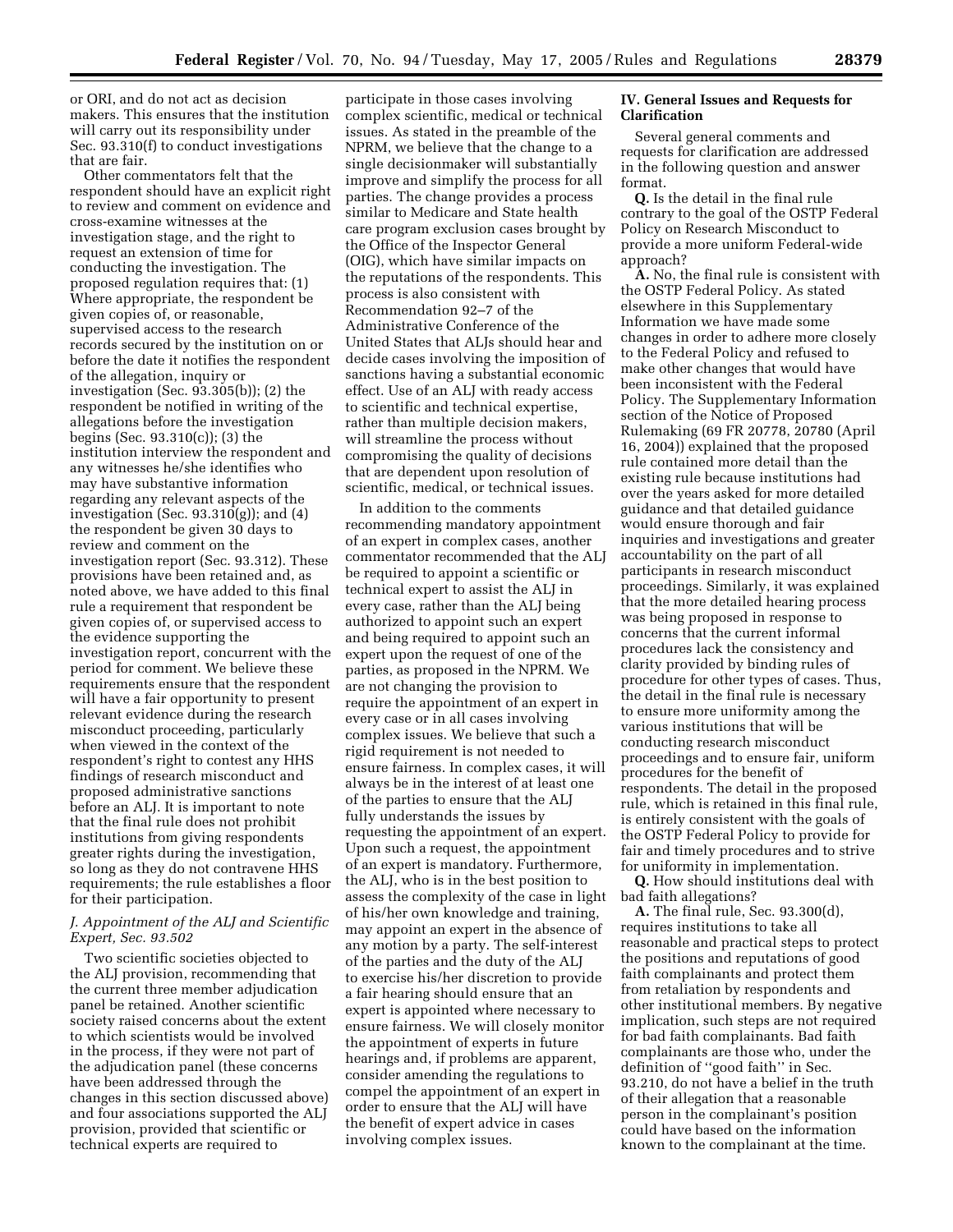or ORI, and do not act as decision makers. This ensures that the institution will carry out its responsibility under Sec. 93.310(f) to conduct investigations that are fair.

Other commentators felt that the respondent should have an explicit right to review and comment on evidence and cross-examine witnesses at the investigation stage, and the right to request an extension of time for conducting the investigation. The proposed regulation requires that: (1) Where appropriate, the respondent be given copies of, or reasonable, supervised access to the research records secured by the institution on or before the date it notifies the respondent of the allegation, inquiry or investigation (Sec. 93.305(b)); (2) the respondent be notified in writing of the allegations before the investigation begins (Sec. 93.310(c)); (3) the institution interview the respondent and any witnesses he/she identifies who may have substantive information regarding any relevant aspects of the investigation (Sec. 93.310(g)); and (4) the respondent be given 30 days to review and comment on the investigation report (Sec. 93.312). These provisions have been retained and, as noted above, we have added to this final rule a requirement that respondent be given copies of, or supervised access to the evidence supporting the investigation report, concurrent with the period for comment. We believe these requirements ensure that the respondent will have a fair opportunity to present relevant evidence during the research misconduct proceeding, particularly when viewed in the context of the respondent's right to contest any HHS findings of research misconduct and proposed administrative sanctions before an ALJ. It is important to note that the final rule does not prohibit institutions from giving respondents greater rights during the investigation, so long as they do not contravene HHS requirements; the rule establishes a floor for their participation.

### *J. Appointment of the ALJ and Scientific Expert, Sec. 93.502*

Two scientific societies objected to the ALJ provision, recommending that the current three member adjudication panel be retained. Another scientific society raised concerns about the extent to which scientists would be involved in the process, if they were not part of the adjudication panel (these concerns have been addressed through the changes in this section discussed above) and four associations supported the ALJ provision, provided that scientific or technical experts are required to participate in those cases involving complex scientific, medical or technical issues. As stated in the preamble of the NPRM, we believe that the change to a single decisionmaker will substantially improve and simplify the process for all parties. The change provides a process similar to Medicare and State health care program exclusion cases brought by the Office of the Inspector General (OIG), which have similar impacts on the reputations of the respondents. This process is also consistent with Recommendation 92–7 of the Administrative Conference of the United States that ALJs should hear and decide cases involving the imposition of sanctions having a substantial economic effect. Use of an ALJ with ready access to scientific and technical expertise, rather than multiple decision makers, will streamline the process without compromising the quality of decisions that are dependent upon resolution of scientific, medical, or technical issues.

In addition to the comments recommending mandatory appointment of an expert in complex cases, another commentator recommended that the ALJ be required to appoint a scientific or technical expert to assist the ALJ in every case, rather than the ALJ being authorized to appoint such an expert and being required to appoint such an expert upon the request of one of the parties, as proposed in the NPRM. We are not changing the provision to require the appointment of an expert in every case or in all cases involving complex issues. We believe that such a rigid requirement is not needed to ensure fairness. In complex cases, it will always be in the interest of at least one of the parties to ensure that the ALJ fully understands the issues by requesting the appointment of an expert. Upon such a request, the appointment of an expert is mandatory. Furthermore, the ALJ, who is in the best position to assess the complexity of the case in light of his/her own knowledge and training, may appoint an expert in the absence of any motion by a party. The self-interest of the parties and the duty of the ALJ to exercise his/her discretion to provide a fair hearing should ensure that an expert is appointed where necessary to ensure fairness. We will closely monitor the appointment of experts in future hearings and, if problems are apparent, consider amending the regulations to compel the appointment of an expert in order to ensure that the ALJ will have the benefit of expert advice in cases involving complex issues.

## IV. General Issues and Requests for Clarification

Several general comments and requests for clarification are addressed in the following question and answer format.

**Q.** Is the detail in the final rule contrary to the goal of the OSTP Federal Policy on Research Misconduct to provide a more uniform Federal-wide approach?

**A.** No, the final rule is consistent with the OSTP Federal Policy. As stated elsewhere in this Supplementary Information we have made some changes in order to adhere more closely to the Federal Policy and refused to make other changes that would have been inconsistent with the Federal Policy. The Supplementary Information section of the Notice of Proposed Rulemaking (69 FR 20778, 20780 (April 16, 2004)) explained that the proposed rule contained more detail than the existing rule because institutions had over the years asked for more detailed guidance and that detailed guidance would ensure thorough and fair inquiries and investigations and greater accountability on the part of all participants in research misconduct proceedings. Similarly, it was explained that the more detailed hearing process was being proposed in response to concerns that the current informal procedures lack the consistency and clarity provided by binding rules of procedure for other types of cases. Thus, the detail in the final rule is necessary to ensure more uniformity among the various institutions that will be conducting research misconduct proceedings and to ensure fair, uniform procedures for the benefit of respondents. The detail in the proposed rule, which is retained in this final rule, is entirely consistent with the goals of the OSTP Federal Policy to provide for fair and timely procedures and to strive for uniformity in implementation.

**Q.** How should institutions deal with bad faith allegations?

**A.** The final rule, Sec. 93.300(d), requires institutions to take all reasonable and practical steps to protect the positions and reputations of good faith complainants and protect them from retaliation by respondents and other institutional members. By negative implication, such steps are not required for bad faith complainants. Bad faith complainants are those who, under the definition of ''good faith'' in Sec. 93.210, do not have a belief in the truth of their allegation that a reasonable person in the complainant's position could have based on the information known to the complainant at the time.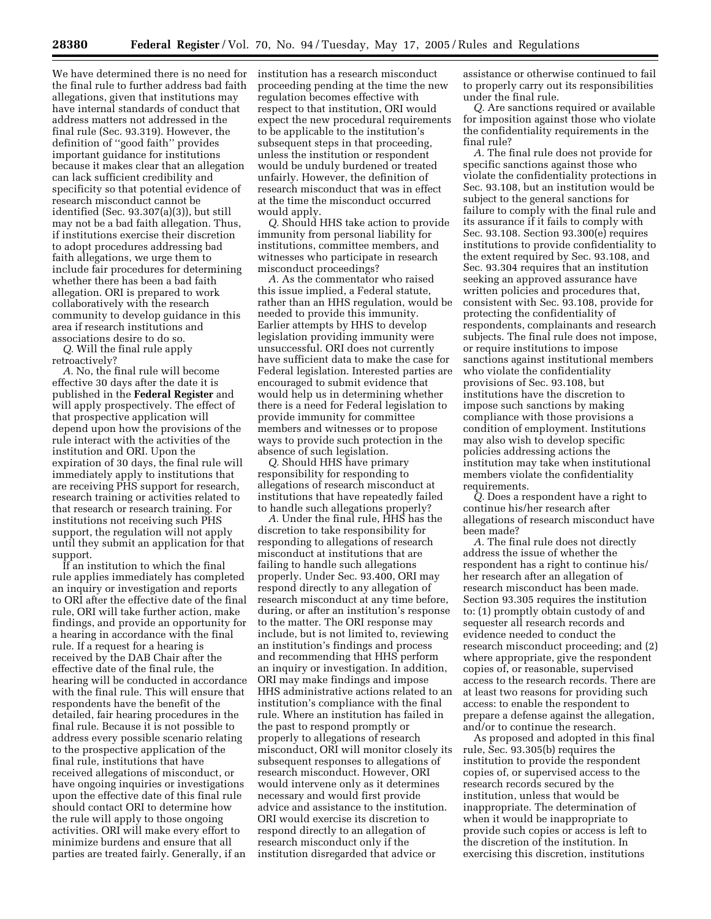We have determined there is no need for the final rule to further address bad faith allegations, given that institutions may have internal standards of conduct that address matters not addressed in the final rule (Sec. 93.319). However, the definition of ''good faith'' provides important guidance for institutions because it makes clear that an allegation can lack sufficient credibility and specificity so that potential evidence of research misconduct cannot be identified (Sec. 93.307(a)(3)), but still may not be a bad faith allegation. Thus, if institutions exercise their discretion to adopt procedures addressing bad faith allegations, we urge them to include fair procedures for determining whether there has been a bad faith allegation. ORI is prepared to work collaboratively with the research community to develop guidance in this area if research institutions and associations desire to do so.

*Q.* Will the final rule apply retroactively?

*A.* No, the final rule will become effective 30 days after the date it is published in the **Federal Register** and will apply prospectively. The effect of that prospective application will depend upon how the provisions of the rule interact with the activities of the institution and ORI. Upon the expiration of 30 days, the final rule will immediately apply to institutions that are receiving PHS support for research, research training or activities related to that research or research training. For institutions not receiving such PHS support, the regulation will not apply until they submit an application for that support.

If an institution to which the final rule applies immediately has completed an inquiry or investigation and reports to ORI after the effective date of the final rule, ORI will take further action, make findings, and provide an opportunity for a hearing in accordance with the final rule. If a request for a hearing is received by the DAB Chair after the effective date of the final rule, the hearing will be conducted in accordance with the final rule. This will ensure that respondents have the benefit of the detailed, fair hearing procedures in the final rule. Because it is not possible to address every possible scenario relating to the prospective application of the final rule, institutions that have received allegations of misconduct, or have ongoing inquiries or investigations upon the effective date of this final rule should contact ORI to determine how the rule will apply to those ongoing activities. ORI will make every effort to minimize burdens and ensure that all parties are treated fairly. Generally, if an institution has a research misconduct proceeding pending at the time the new regulation becomes effective with respect to that institution, ORI would expect the new procedural requirements to be applicable to the institution's subsequent steps in that proceeding, unless the institution or respondent would be unduly burdened or treated unfairly. However, the definition of research misconduct that was in effect at the time the misconduct occurred would apply.

*Q.* Should HHS take action to provide immunity from personal liability for institutions, committee members, and witnesses who participate in research misconduct proceedings?

*A.* As the commentator who raised this issue implied, a Federal statute, rather than an HHS regulation, would be needed to provide this immunity. Earlier attempts by HHS to develop legislation providing immunity were unsuccessful. ORI does not currently have sufficient data to make the case for Federal legislation. Interested parties are encouraged to submit evidence that would help us in determining whether there is a need for Federal legislation to provide immunity for committee members and witnesses or to propose ways to provide such protection in the absence of such legislation.

*Q.* Should HHS have primary responsibility for responding to allegations of research misconduct at institutions that have repeatedly failed to handle such allegations properly?

*A.* Under the final rule, HHS has the discretion to take responsibility for responding to allegations of research misconduct at institutions that are failing to handle such allegations properly. Under Sec. 93.400, ORI may respond directly to any allegation of research misconduct at any time before, during, or after an institution's response to the matter. The ORI response may include, but is not limited to, reviewing an institution's findings and process and recommending that HHS perform an inquiry or investigation. In addition, ORI may make findings and impose HHS administrative actions related to an institution's compliance with the final rule. Where an institution has failed in the past to respond promptly or properly to allegations of research misconduct, ORI will monitor closely its subsequent responses to allegations of research misconduct. However, ORI would intervene only as it determines necessary and would first provide advice and assistance to the institution. ORI would exercise its discretion to respond directly to an allegation of research misconduct only if the institution disregarded that advice or assistance or otherwise continued to fail to properly carry out its responsibilities under the final rule.

*Q.* Are sanctions required or available for imposition against those who violate the confidentiality requirements in the final rule?

*A.* The final rule does not provide for specific sanctions against those who violate the confidentiality protections in Sec. 93.108, but an institution would be subject to the general sanctions for failure to comply with the final rule and its assurance if it fails to comply with Sec. 93.108. Section 93.300(e) requires institutions to provide confidentiality to the extent required by Sec. 93.108, and Sec. 93.304 requires that an institution seeking an approved assurance have written policies and procedures that, consistent with Sec. 93.108, provide for protecting the confidentiality of respondents, complainants and research subjects. The final rule does not impose, or require institutions to impose sanctions against institutional members who violate the confidentiality provisions of Sec. 93.108, but institutions have the discretion to impose such sanctions by making compliance with those provisions a condition of employment. Institutions may also wish to develop specific policies addressing actions the institution may take when institutional members violate the confidentiality requirements.

*Q.* Does a respondent have a right to continue his/her research after allegations of research misconduct have been made?

*A.* The final rule does not directly address the issue of whether the respondent has a right to continue his/her research after an allegation of research misconduct has been made. Section 93.305 requires the institution to: (1) promptly obtain custody of and sequester all research records and evidence needed to conduct the research misconduct proceeding; and (2) where appropriate, give the respondent copies of, or reasonable, supervised access to the research records. There are at least two reasons for providing such access: to enable the respondent to prepare a defense against the allegation, and/or to continue the research.

As proposed and adopted in this final rule, Sec. 93.305(b) requires the institution to provide the respondent copies of, or supervised access to the research records secured by the institution, unless that would be inappropriate. The determination of when it would be inappropriate to provide such copies or access is left to the discretion of the institution. In exercising this discretion, institutions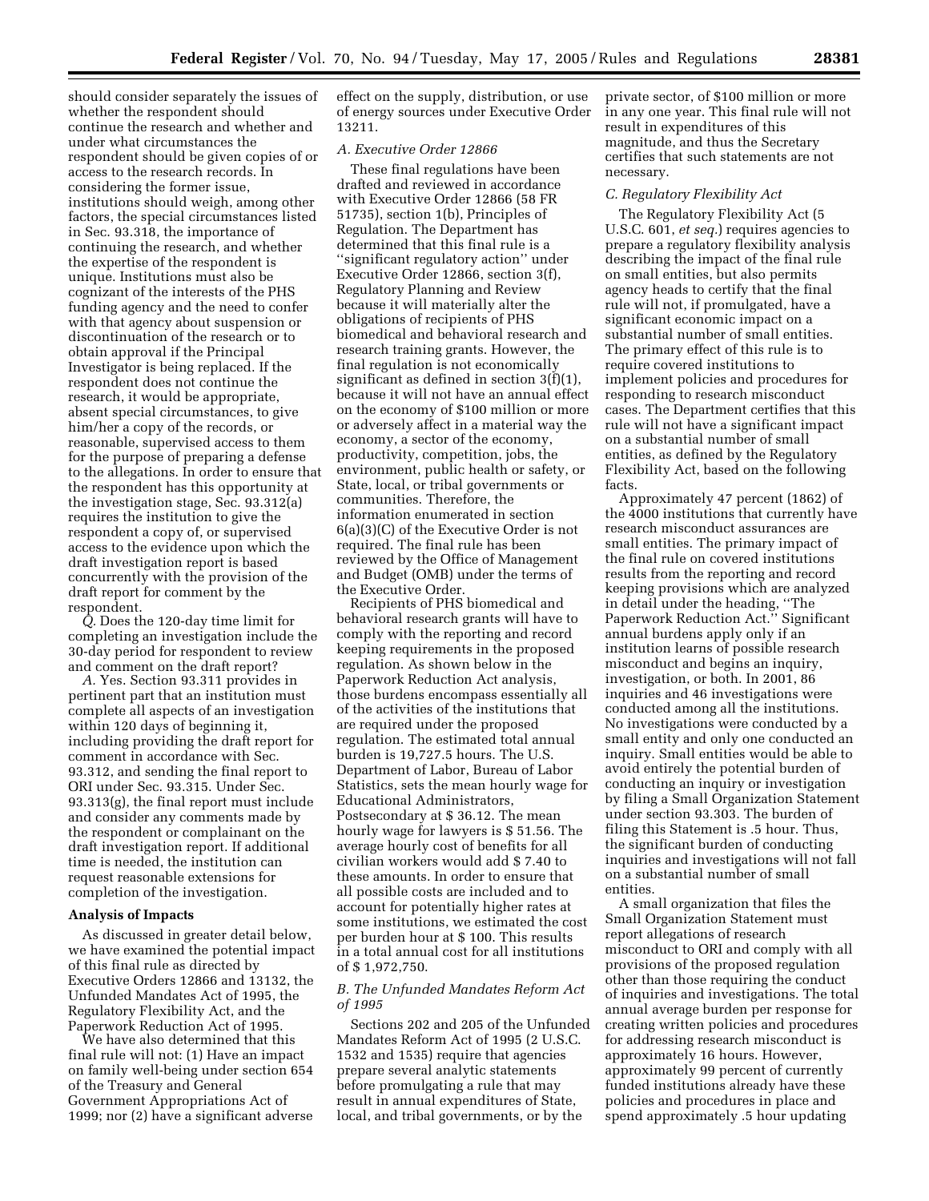should consider separately the issues of whether the respondent should continue the research and whether and under what circumstances the respondent should be given copies of or access to the research records. In considering the former issue, institutions should weigh, among other factors, the special circumstances listed in Sec. 93.318, the importance of continuing the research, and whether the expertise of the respondent is unique. Institutions must also be cognizant of the interests of the PHS funding agency and the need to confer with that agency about suspension or discontinuation of the research or to obtain approval if the Principal Investigator is being replaced. If the respondent does not continue the research, it would be appropriate, absent special circumstances, to give him/her a copy of the records, or reasonable, supervised access to them for the purpose of preparing a defense to the allegations. In order to ensure that the respondent has this opportunity at the investigation stage, Sec. 93.312(a) requires the institution to give the respondent a copy of, or supervised access to the evidence upon which the draft investigation report is based concurrently with the provision of the draft report for comment by the respondent.

*Q.* Does the 120-day time limit for completing an investigation include the 30-day period for respondent to review and comment on the draft report?

*A.* Yes. Section 93.311 provides in pertinent part that an institution must complete all aspects of an investigation within 120 days of beginning it, including providing the draft report for comment in accordance with Sec. 93.312, and sending the final report to ORI under Sec. 93.315. Under Sec. 93.313(g), the final report must include and consider any comments made by the respondent or complainant on the draft investigation report. If additional time is needed, the institution can request reasonable extensions for completion of the investigation.

## Analysis of Impacts

As discussed in greater detail below, we have examined the potential impact of this final rule as directed by Executive Orders 12866 and 13132, the Unfunded Mandates Act of 1995, the Regulatory Flexibility Act, and the Paperwork Reduction Act of 1995.

We have also determined that this final rule will not: (1) Have an impact on family well-being under section 654 of the Treasury and General Government Appropriations Act of 1999; nor (2) have a significant adverse effect on the supply, distribution, or use of energy sources under Executive Order 13211.

### *A. Executive Order 12866*

These final regulations have been drafted and reviewed in accordance with Executive Order 12866 (58 FR 51735), section 1(b), Principles of Regulation. The Department has determined that this final rule is a ''significant regulatory action'' under Executive Order 12866, section 3(f), Regulatory Planning and Review because it will materially alter the obligations of recipients of PHS biomedical and behavioral research and research training grants. However, the final regulation is not economically significant as defined in section 3(f)(1), because it will not have an annual effect on the economy of $100 million or more or adversely affect in a material way the economy, a sector of the economy, productivity, competition, jobs, the environment, public health or safety, or State, local, or tribal governments or communities. Therefore, the information enumerated in section 6(a)(3)(C) of the Executive Order is not required. The final rule has been reviewed by the Office of Management and Budget (OMB) under the terms of the Executive Order.

Recipients of PHS biomedical and behavioral research grants will have to comply with the reporting and record keeping requirements in the proposed regulation. As shown below in the Paperwork Reduction Act analysis, those burdens encompass essentially all of the activities of the institutions that are required under the proposed regulation. The estimated total annual burden is 19,727.5 hours. The U.S. Department of Labor, Bureau of Labor Statistics, sets the mean hourly wage for Educational Administrators, Postsecondary at $ 36.12. The mean hourly wage for lawyers is $ 51.56. The average hourly cost of benefits for all civilian workers would add $ 7.40 to these amounts. In order to ensure that all possible costs are included and to account for potentially higher rates at some institutions, we estimated the cost per burden hour at $ 100. This results in a total annual cost for all institutions of $ 1,972,750.

### *B. The Unfunded Mandates Reform Act of 1995*

Sections 202 and 205 of the Unfunded Mandates Reform Act of 1995 (2 U.S.C. 1532 and 1535) require that agencies prepare several analytic statements before promulgating a rule that may result in annual expenditures of State, local, and tribal governments, or by the private sector, of $100 million or more in any one year. This final rule will not result in expenditures of this magnitude, and thus the Secretary certifies that such statements are not necessary.

### *C. Regulatory Flexibility Act*

The Regulatory Flexibility Act (5 U.S.C. 601, *et seq.*) requires agencies to prepare a regulatory flexibility analysis describing the impact of the final rule on small entities, but also permits agency heads to certify that the final rule will not, if promulgated, have a significant economic impact on a substantial number of small entities. The primary effect of this rule is to require covered institutions to implement policies and procedures for responding to research misconduct cases. The Department certifies that this rule will not have a significant impact on a substantial number of small entities, as defined by the Regulatory Flexibility Act, based on the following facts.

Approximately 47 percent (1862) of the 4000 institutions that currently have research misconduct assurances are small entities. The primary impact of the final rule on covered institutions results from the reporting and record keeping provisions which are analyzed in detail under the heading, ''The Paperwork Reduction Act.'' Significant annual burdens apply only if an institution learns of possible research misconduct and begins an inquiry, investigation, or both. In 2001, 86 inquiries and 46 investigations were conducted among all the institutions. No investigations were conducted by a small entity and only one conducted an inquiry. Small entities would be able to avoid entirely the potential burden of conducting an inquiry or investigation by filing a Small Organization Statement under section 93.303. The burden of filing this Statement is .5 hour. Thus, the significant burden of conducting inquiries and investigations will not fall on a substantial number of small entities.

A small organization that files the Small Organization Statement must report allegations of research misconduct to ORI and comply with all provisions of the proposed regulation other than those requiring the conduct of inquiries and investigations. The total average burden per response for creating written policies and procedures for addressing research misconduct is approximately 16 hours. However, approximately 99 percent of currently funded institutions already have these policies and procedures in place and spend approximately .5 hour updating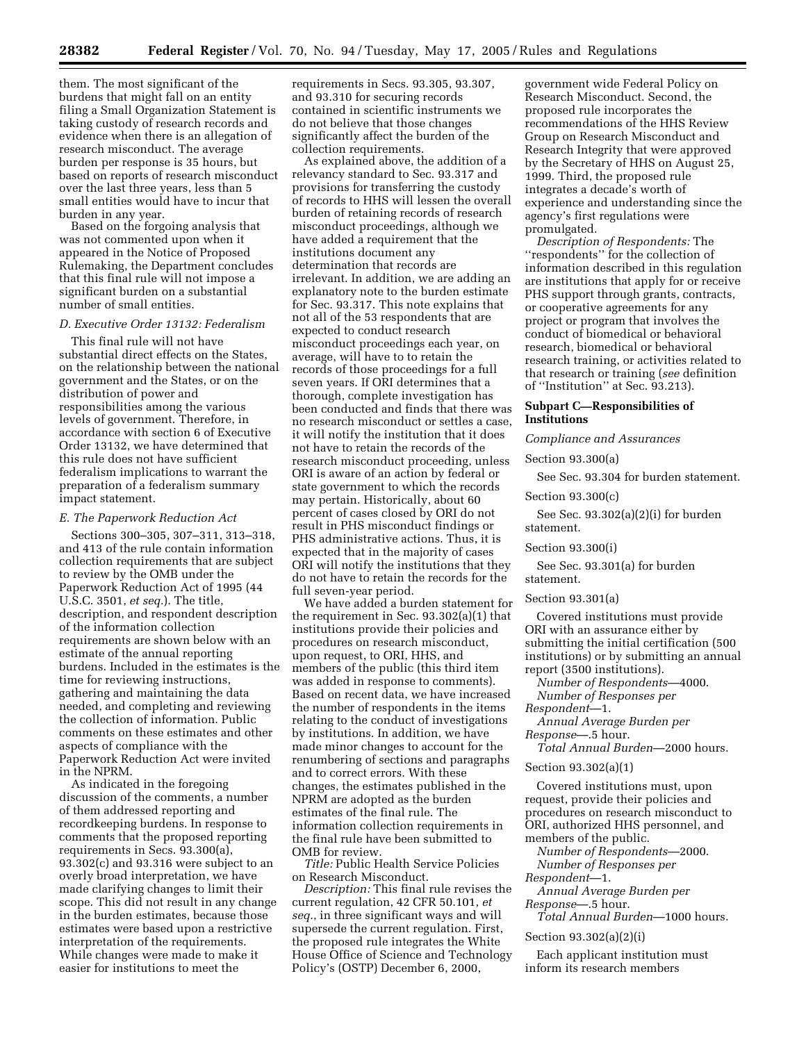them. The most significant of the burdens that might fall on an entity filing a Small Organization Statement is taking custody of research records and evidence when there is an allegation of research misconduct. The average burden per response is 35 hours, but based on reports of research misconduct over the last three years, less than 5 small entities would have to incur that burden in any year.

Based on the forgoing analysis that was not commented upon when it appeared in the Notice of Proposed Rulemaking, the Department concludes that this final rule will not impose a significant burden on a substantial number of small entities.

*D. Executive Order 13132: Federalism*

This final rule will not have substantial direct effects on the States, on the relationship between the national government and the States, or on the distribution of power and responsibilities among the various levels of government. Therefore, in accordance with section 6 of Executive Order 13132, we have determined that this rule does not have sufficient federalism implications to warrant the preparation of a federalism summary impact statement.

*E. The Paperwork Reduction Act*

Sections 300–305, 307–311, 313–318, and 413 of the rule contain information collection requirements that are subject to review by the OMB under the Paperwork Reduction Act of 1995 (44 U.S.C. 3501, *et seq.*). The title, description, and respondent description of the information collection requirements are shown below with an estimate of the annual reporting burdens. Included in the estimates is the time for reviewing instructions, gathering and maintaining the data needed, and completing and reviewing the collection of information. Public comments on these estimates and other aspects of compliance with the Paperwork Reduction Act were invited in the NPRM.

As indicated in the foregoing discussion of the comments, a number of them addressed reporting and recordkeeping burdens. In response to comments that the proposed reporting requirements in Secs. 93.300(a), 93.302(c) and 93.316 were subject to an overly broad interpretation, we have made clarifying changes to limit their scope. This did not result in any change in the burden estimates, because those estimates were based upon a restrictive interpretation of the requirements. While changes were made to make it easier for institutions to meet the requirements in Secs. 93.305, 93.307, and 93.310 for securing records contained in scientific instruments we do not believe that those changes significantly affect the burden of the collection requirements.

As explained above, the addition of a relevancy standard to Sec. 93.317 and provisions for transferring the custody of records to HHS will lessen the overall burden of retaining records of research misconduct proceedings, although we have added a requirement that the institutions document any determination that records are irrelevant. In addition, we are adding an explanatory note to the burden estimate for Sec. 93.317. This note explains that not all of the 53 respondents that are expected to conduct research misconduct proceedings each year, on average, will have to retain the records of those proceedings for a full seven years. If ORI determines that a thorough, complete investigation has been conducted and finds that there was no research misconduct or settles a case, it will notify the institution that it does not have to retain the records of the research misconduct proceeding, unless ORI is aware of an action by federal or state government to which the records may pertain. Historically, about 60 percent of cases closed by ORI do not result in PHS misconduct findings or PHS administrative actions. Thus, it is expected that in the majority of cases ORI will notify the institutions that they do not have to retain the records for the full seven-year period.

We have added a burden statement for the requirement in Sec. 93.302(a)(1) that institutions provide their policies and procedures on research misconduct, upon request, to ORI, HHS, and members of the public (this third item was added in response to comments). Based on recent data, we have increased the number of respondents in the items relating to the conduct of investigations by institutions. In addition, we have made minor changes to account for the renumbering of sections and paragraphs and to correct errors. With these changes, the estimates published in the NPRM are adopted as the burden estimates of the final rule. The information collection requirements in the final rule have been submitted to OMB for review.

*Title:* Public Health Service Policies on Research Misconduct.

*Description:* This final rule revises the current regulation, 42 CFR 50.101, *et seq.*, in three significant ways and will supersede the current regulation. First, the proposed rule integrates the White House Office of Science and Technology Policy's (OSTP) December 6, 2000, government wide Federal Policy on Research Misconduct. Second, the proposed rule incorporates the recommendations of the HHS Review Group on Research Misconduct and Research Integrity that were approved by the Secretary of HHS on August 25, 1999. Third, the proposed rule integrates a decade's worth of experience and understanding since the agency's first regulations were promulgated.

*Description of Respondents:* The "respondents" for the collection of information described in this regulation are institutions that apply for or receive PHS support through grants, contracts, or cooperative agreements for any project or program that involves the conduct of biomedical or behavioral research, biomedical or behavioral research training, or activities related to that research or training (*see* definition of "Institution" at Sec. 93.213).

**Subpart C—Responsibilities of Institutions**

*Compliance and Assurances*

Section 93.300(a)

See Sec. 93.304 for burden statement.

Section 93.300(c)

See Sec. 93.302(a)(2)(i) for burden statement.

Section 93.300(i)

See Sec. 93.301(a) for burden statement.

Section 93.301(a)

Covered institutions must provide ORI with an assurance either by submitting the initial certification (500 institutions) or by submitting an annual report (3500 institutions).

*Number of Respondents*—4000.
*Number of Responses per Respondent*—1.
*Annual Average Burden per Response*—.5 hour.
*Total Annual Burden*—2000 hours.

Section 93.302(a)(1)

Covered institutions must, upon request, provide their policies and procedures on research misconduct to ORI, authorized HHS personnel, and members of the public.

*Number of Respondents*—2000.
*Number of Responses per Respondent*—1.
*Annual Average Burden per Response*—.5 hour.
*Total Annual Burden*—1000 hours.

Section 93.302(a)(2)(i)

Each applicant institution must inform its research members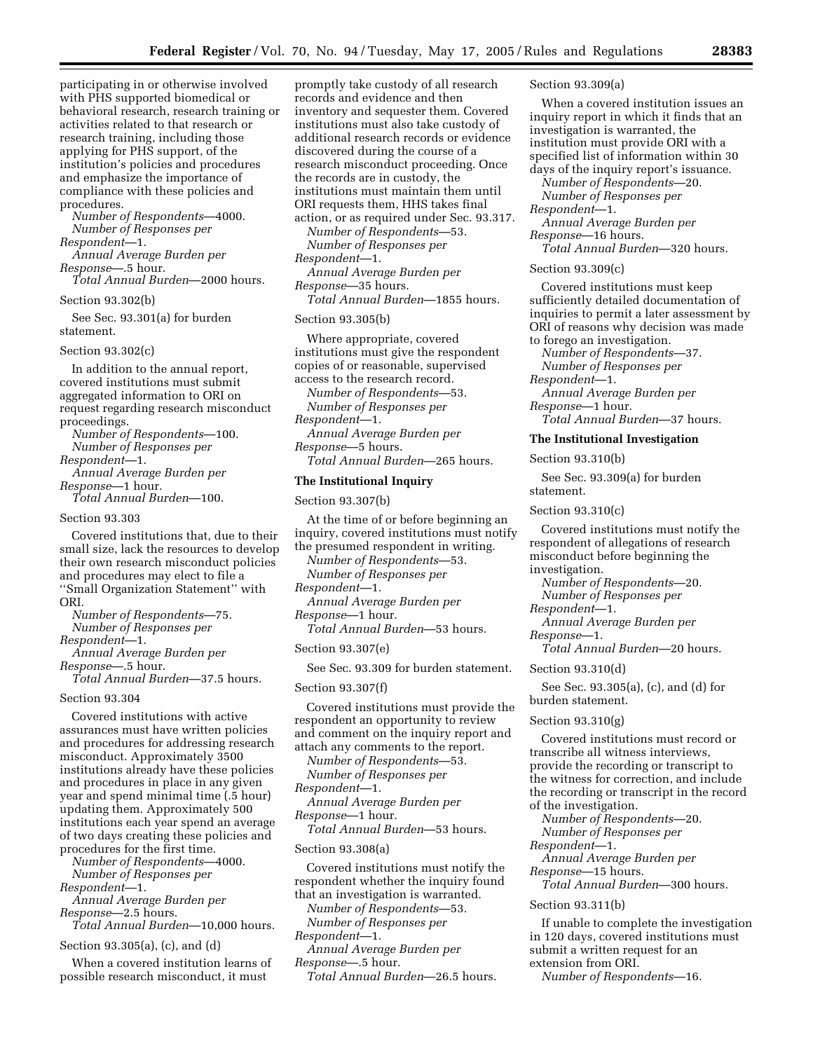participating in or otherwise involved with PHS supported biomedical or behavioral research, research training or activities related to that research or research training, including those applying for PHS support, of the institution's policies and procedures and emphasize the importance of compliance with these policies and procedures.

*Number of Respondents*—4000.
*Number of Responses per Respondent*—1.
*Annual Average Burden per Response*—.5 hour.
*Total Annual Burden*—2000 hours.

Section 93.302(b)

See Sec. 93.301(a) for burden statement.

Section 93.302(c)

In addition to the annual report, covered institutions must submit aggregated information to ORI on request regarding research misconduct proceedings.

*Number of Respondents*—100.
*Number of Responses per Respondent*—1.
*Annual Average Burden per Response*—1 hour.
*Total Annual Burden*—100.

Section 93.303

Covered institutions that, due to their small size, lack the resources to develop their own research misconduct policies and procedures may elect to file a ''Small Organization Statement'' with ORI.

*Number of Respondents*—75.
*Number of Responses per Respondent*—1.
*Annual Average Burden per Response*—.5 hour.
*Total Annual Burden*—37.5 hours.

Section 93.304

Covered institutions with active assurances must have written policies and procedures for addressing research misconduct. Approximately 3500 institutions already have these policies and procedures in place in any given year and spend minimal time (.5 hour) updating them. Approximately 500 institutions each year spend an average of two days creating these policies and procedures for the first time.

*Number of Respondents*—4000.
*Number of Responses per Respondent*—1.
*Annual Average Burden per Response*—2.5 hours.
*Total Annual Burden*—10,000 hours.

Section 93.305(a), (c), and (d)

When a covered institution learns of possible research misconduct, it must promptly take custody of all research records and evidence and then inventory and sequester them. Covered institutions must also take custody of additional research records or evidence discovered during the course of a research misconduct proceeding. Once the records are in custody, the institutions must maintain them until ORI requests them, HHS takes final action, or as required under Sec. 93.317.

*Number of Respondents*—53.
*Number of Responses per Respondent*—1.
*Annual Average Burden per Response*—35 hours.
*Total Annual Burden*—1855 hours.

Section 93.305(b)

Where appropriate, covered institutions must give the respondent copies of or reasonable, supervised access to the research record.

*Number of Respondents*—53.
*Number of Responses per Respondent*—1.
*Annual Average Burden per Response*—5 hours.
*Total Annual Burden*—265 hours.

**The Institutional Inquiry**

Section 93.307(b)

At the time of or before beginning an inquiry, covered institutions must notify the presumed respondent in writing.

*Number of Respondents*—53.
*Number of Responses per Respondent*—1.
*Annual Average Burden per Response*—1 hour.
*Total Annual Burden*—53 hours.

Section 93.307(e)

See Sec. 93.309 for burden statement.

Section 93.307(f)

Covered institutions must provide the respondent an opportunity to review and comment on the inquiry report and attach any comments to the report.

*Number of Respondents*—53.
*Number of Responses per Respondent*—1.
*Annual Average Burden per Response*—1 hour.
*Total Annual Burden*—53 hours.

Section 93.308(a)

Covered institutions must notify the respondent whether the inquiry found that an investigation is warranted.

*Number of Respondents*—53.
*Number of Responses per Respondent*—1.
*Annual Average Burden per Response*—.5 hour.
*Total Annual Burden*—26.5 hours.

Section 93.309(a)

When a covered institution issues an inquiry report in which it finds that an investigation is warranted, the institution must provide ORI with a specified list of information within 30 days of the inquiry report's issuance.

*Number of Respondents*—20.
*Number of Responses per Respondent*—1.
*Annual Average Burden per Response*—16 hours.
*Total Annual Burden*—320 hours.

Section 93.309(c)

Covered institutions must keep sufficiently detailed documentation of inquiries to permit a later assessment by ORI of reasons why decision was made to forego an investigation.

*Number of Respondents*—37.
*Number of Responses per Respondent*—1.
*Annual Average Burden per Response*—1 hour.
*Total Annual Burden*—37 hours.

**The Institutional Investigation**

Section 93.310(b)

See Sec. 93.309(a) for burden statement.

Section 93.310(c)

Covered institutions must notify the respondent of allegations of research misconduct before beginning the investigation.

*Number of Respondents*—20.
*Number of Responses per Respondent*—1.
*Annual Average Burden per Response*—1.
*Total Annual Burden*—20 hours.

Section 93.310(d)

See Sec. 93.305(a), (c), and (d) for burden statement.

Section 93.310(g)

Covered institutions must record or transcribe all witness interviews, provide the recording or transcript to the witness for correction, and include the recording or transcript in the record of the investigation.

*Number of Respondents*—20.
*Number of Responses per Respondent*—1.
*Annual Average Burden per Response*—15 hours.
*Total Annual Burden*—300 hours.

Section 93.311(b)

If unable to complete the investigation in 120 days, covered institutions must submit a written request for an extension from ORI.

*Number of Respondents*—16.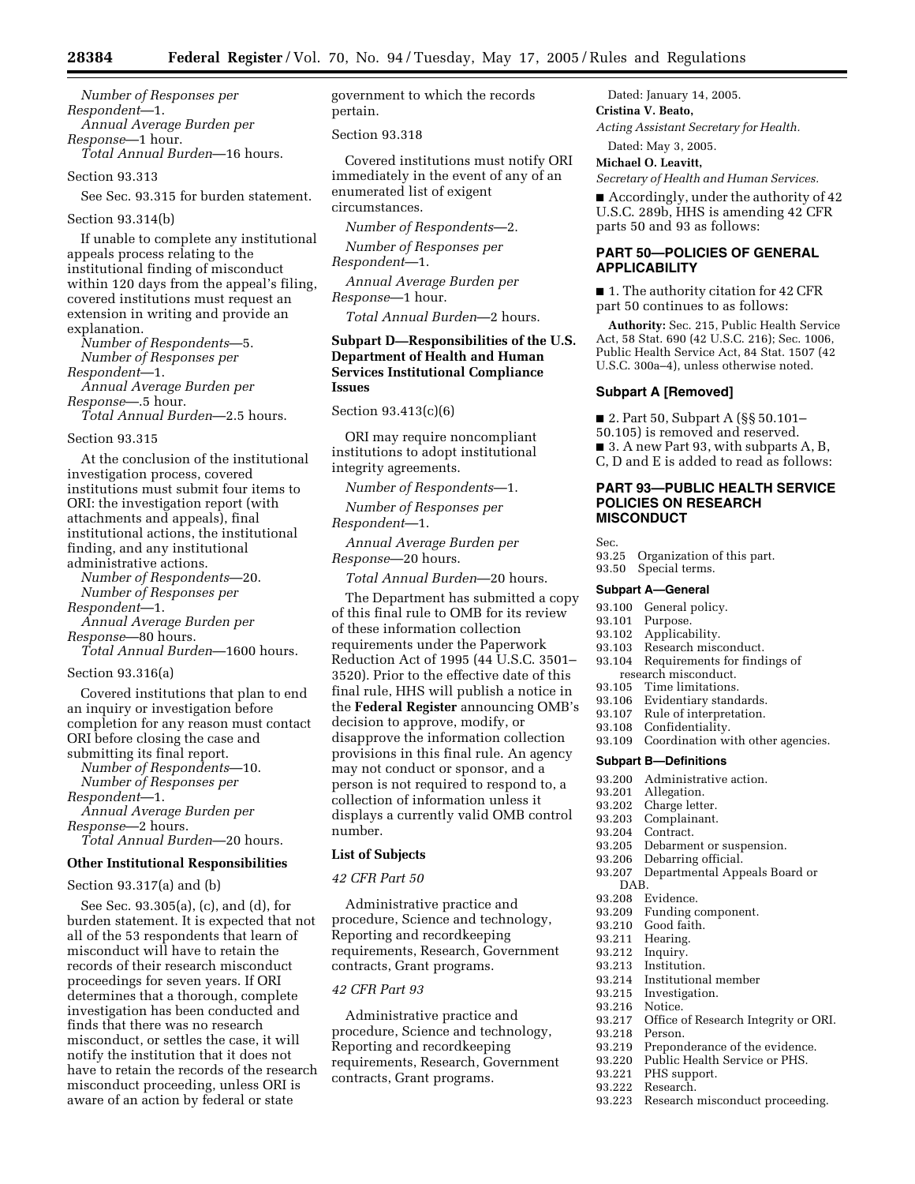*Number of Responses per Respondent*—1.
*Annual Average Burden per Response*—1 hour.
*Total Annual Burden*—16 hours.

Section 93.313

See Sec. 93.315 for burden statement.

Section 93.314(b)

If unable to complete any institutional appeals process relating to the institutional finding of misconduct within 120 days from the appeal's filing, covered institutions must request an extension in writing and provide an explanation.

*Number of Respondents*—5.
*Number of Responses per Respondent*—1.
*Annual Average Burden per Response*—.5 hour.
*Total Annual Burden*—2.5 hours.

Section 93.315

At the conclusion of the institutional investigation process, covered institutions must submit four items to ORI: the investigation report (with attachments and appeals), final institutional actions, the institutional finding, and any institutional administrative actions.

*Number of Respondents*—20.
*Number of Responses per Respondent*—1.
*Annual Average Burden per Response*—80 hours.
*Total Annual Burden*—1600 hours.

Section 93.316(a)

Covered institutions that plan to end an inquiry or investigation before completion for any reason must contact ORI before closing the case and submitting its final report.

*Number of Respondents*—10.
*Number of Responses per Respondent*—1.
*Annual Average Burden per Response*—2 hours.
*Total Annual Burden*—20 hours.

**Other Institutional Responsibilities**

Section 93.317(a) and (b)

See Sec. 93.305(a), (c), and (d), for burden statement. It is expected that not all of the 53 respondents that learn of misconduct will have to retain the records of their research misconduct proceedings for seven years. If ORI determines that a thorough, complete investigation has been conducted and finds that there was no research misconduct, or settles the case, it will notify the institution that it does not have to retain the records of the research misconduct proceeding, unless ORI is aware of an action by federal or state government to which the records pertain.

Section 93.318

Covered institutions must notify ORI immediately in the event of any of an enumerated list of exigent circumstances.

*Number of Respondents*—2.

*Number of Responses per Respondent*—1.

*Annual Average Burden per Response*—1 hour.

*Total Annual Burden*—2 hours.

**Subpart D—Responsibilities of the U.S. Department of Health and Human Services Institutional Compliance Issues**

Section 93.413(c)(6)

ORI may require noncompliant institutions to adopt institutional integrity agreements.

*Number of Respondents*—1.

*Number of Responses per Respondent*—1.

*Annual Average Burden per Response*—20 hours.

*Total Annual Burden*—20 hours.

The Department has submitted a copy of this final rule to OMB for its review of these information collection requirements under the Paperwork Reduction Act of 1995 (44 U.S.C. 3501–3520). Prior to the effective date of this final rule, HHS will publish a notice in the **Federal Register** announcing OMB's decision to approve, modify, or disapprove the information collection provisions in this final rule. An agency may not conduct or sponsor, and a person is not required to respond to, a collection of information unless it displays a currently valid OMB control number.

**List of Subjects**

*42 CFR Part 50*

Administrative practice and procedure, Science and technology, Reporting and recordkeeping requirements, Research, Government contracts, Grant programs.

*42 CFR Part 93*

Administrative practice and procedure, Science and technology, Reporting and recordkeeping requirements, Research, Government contracts, Grant programs.

Dated: January 14, 2005.

**Cristina V. Beato,**

*Acting Assistant Secretary for Health.*

Dated: May 3, 2005.

**Michael O. Leavitt,**

*Secretary of Health and Human Services.*

■ Accordingly, under the authority of 42 U.S.C. 289b, HHS is amending 42 CFR parts 50 and 93 as follows:

## PART 50—POLICIES OF GENERAL APPLICABILITY

■ 1. The authority citation for 42 CFR part 50 continues to as follows:

**Authority:** Sec. 215, Public Health Service Act, 58 Stat. 690 (42 U.S.C. 216); Sec. 1006, Public Health Service Act, 84 Stat. 1507 (42 U.S.C. 300a–4), unless otherwise noted.

### Subpart A [Removed]

■ 2. Part 50, Subpart A (§§ 50.101–50.105) is removed and reserved.
■ 3. A new Part 93, with subparts A, B, C, D and E is added to read as follows:

## PART 93—PUBLIC HEALTH SERVICE POLICIES ON RESEARCH MISCONDUCT

Sec.
93.25 Organization of this part.
93.50 Special terms.

**Subpart A—General**

93.100 General policy.
93.101 Purpose.
93.102 Applicability.
93.103 Research misconduct.
93.104 Requirements for findings of research misconduct.
93.105 Time limitations.
93.106 Evidentiary standards.
93.107 Rule of interpretation.
93.108 Confidentiality.
93.109 Coordination with other agencies.

**Subpart B—Definitions**

93.200 Administrative action.
93.201 Allegation.
93.202 Charge letter.
93.203 Complainant.
93.204 Contract.
93.205 Debarment or suspension.
93.206 Debarring official.
93.207 Departmental Appeals Board or DAB.
93.208 Evidence.
93.209 Funding component.
93.210 Good faith.
93.211 Hearing.
93.212 Inquiry.
93.213 Institution.
93.214 Institutional member
93.215 Investigation.
93.216 Notice.
93.217 Office of Research Integrity or ORI.
93.218 Person.
93.219 Preponderance of the evidence.
93.220 Public Health Service or PHS.
93.221 PHS support.
93.222 Research.
93.223 Research misconduct proceeding.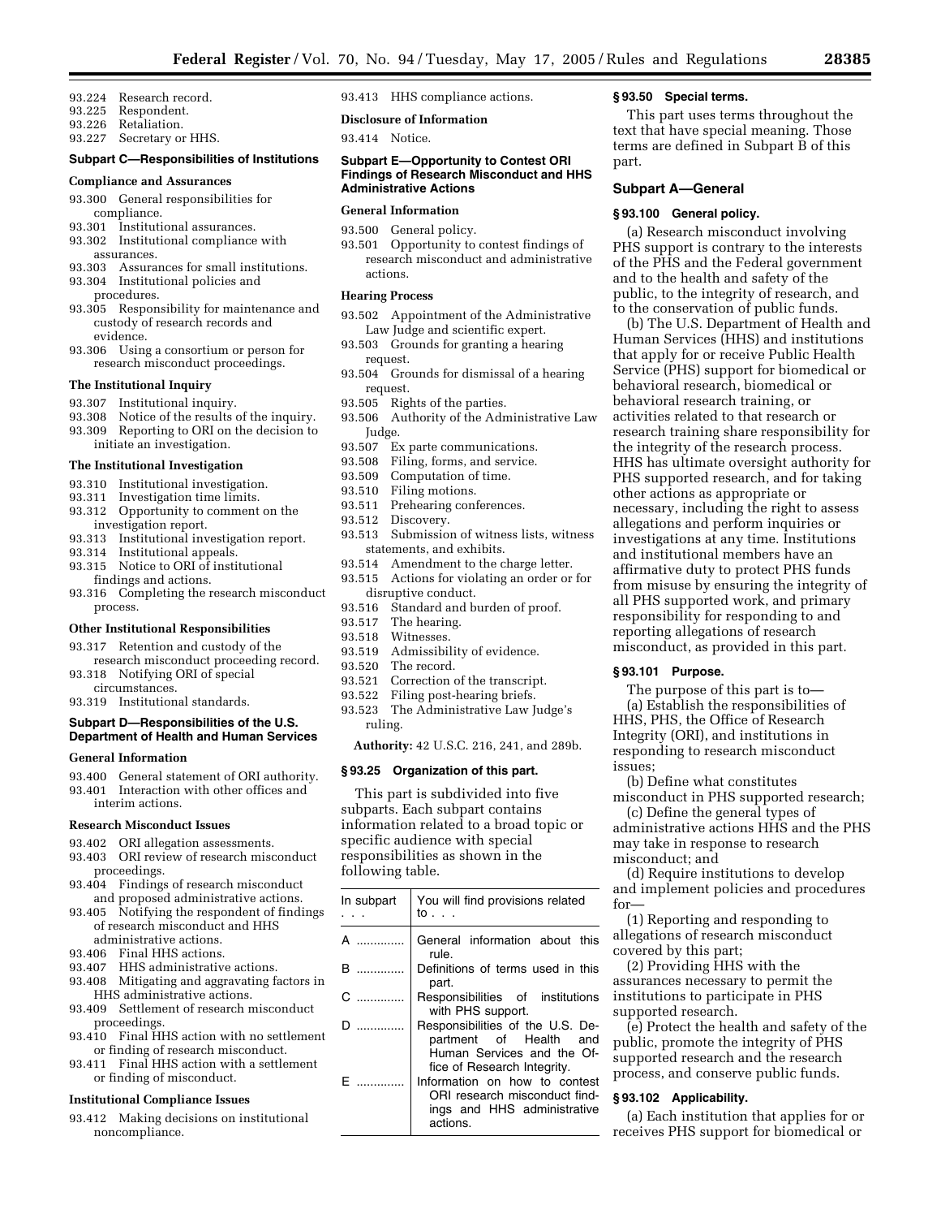93.224 Research record.
93.225 Respondent.
93.226 Retaliation.
93.227 Secretary or HHS.

**Subpart C—Responsibilities of Institutions**

**Compliance and Assurances**

93.300 General responsibilities for compliance.
93.301 Institutional assurances.
93.302 Institutional compliance with assurances.
93.303 Assurances for small institutions.
93.304 Institutional policies and procedures.
93.305 Responsibility for maintenance and custody of research records and evidence.
93.306 Using a consortium or person for research misconduct proceedings.

**The Institutional Inquiry**

93.307 Institutional inquiry.
93.308 Notice of the results of the inquiry.
93.309 Reporting to ORI on the decision to initiate an investigation.

**The Institutional Investigation**

93.310 Institutional investigation.
93.311 Investigation time limits.
93.312 Opportunity to comment on the investigation report.
93.313 Institutional investigation report.
93.314 Institutional appeals.
93.315 Notice to ORI of institutional findings and actions.
93.316 Completing the research misconduct process.

**Other Institutional Responsibilities**

93.317 Retention and custody of the research misconduct proceeding record.
93.318 Notifying ORI of special circumstances.
93.319 Institutional standards.

**Subpart D—Responsibilities of the U.S. Department of Health and Human Services**

**General Information**

93.400 General statement of ORI authority.
93.401 Interaction with other offices and interim actions.

**Research Misconduct Issues**

93.402 ORI allegation assessments.
93.403 ORI review of research misconduct proceedings.
93.404 Findings of research misconduct and proposed administrative actions.
93.405 Notifying the respondent of findings of research misconduct and HHS administrative actions.
93.406 Final HHS actions.
93.407 HHS administrative actions.
93.408 Mitigating and aggravating factors in HHS administrative actions.
93.409 Settlement of research misconduct proceedings.
93.410 Final HHS action with no settlement or finding of research misconduct.
93.411 Final HHS action with a settlement or finding of misconduct.

**Institutional Compliance Issues**

93.412 Making decisions on institutional noncompliance.
93.413 HHS compliance actions.

**Disclosure of Information**

93.414 Notice.

**Subpart E—Opportunity to Contest ORI Findings of Research Misconduct and HHS Administrative Actions**

**General Information**

93.500 General policy.
93.501 Opportunity to contest findings of research misconduct and administrative actions.

**Hearing Process**

93.502 Appointment of the Administrative Law Judge and scientific expert.
93.503 Grounds for granting a hearing request.
93.504 Grounds for dismissal of a hearing request.
93.505 Rights of the parties.
93.506 Authority of the Administrative Law Judge.
93.507 Ex parte communications.
93.508 Filing, forms, and service.
93.509 Computation of time.
93.510 Filing motions.
93.511 Prehearing conferences.
93.512 Discovery.
93.513 Submission of witness lists, witness statements, and exhibits.
93.514 Amendment to the charge letter.
93.515 Actions for violating an order or for disruptive conduct.
93.516 Standard and burden of proof.
93.517 The hearing.
93.518 Witnesses.
93.519 Admissibility of evidence.
93.520 The record.
93.521 Correction of the transcript.
93.522 Filing post-hearing briefs.
93.523 The Administrative Law Judge's ruling.

**Authority:** 42 U.S.C. 216, 241, and 289b.

### § 93.25 Organization of this part.

This part is subdivided into five subparts. Each subpart contains information related to a broad topic or specific audience with special responsibilities as shown in the following table.

| In subpart . . . | You will find provisions related to . . . |
|---|---|
| A ............. | General information about this rule. |
| B ............. | Definitions of terms used in this part. |
| C ............. | Responsibilities of institutions with PHS support. |
| D ............. | Responsibilities of the U.S. Department of Health and Human Services and the Office of Research Integrity. |
| E ............. | Information on how to contest ORI research misconduct findings and HHS administrative actions. |

### § 93.50 Special terms.

This part uses terms throughout the text that have special meaning. Those terms are defined in Subpart B of this part.

## Subpart A—General

### § 93.100 General policy.

(a) Research misconduct involving PHS support is contrary to the interests of the PHS and the Federal government and to the health and safety of the public, to the integrity of research, and to the conservation of public funds.

(b) The U.S. Department of Health and Human Services (HHS) and institutions that apply for or receive Public Health Service (PHS) support for biomedical or behavioral research, biomedical or behavioral research training, or activities related to that research or research training share responsibility for the integrity of the research process. HHS has ultimate oversight authority for PHS supported research, and for taking other actions as appropriate or necessary, including the right to assess allegations and perform inquiries or investigations at any time. Institutions and institutional members have an affirmative duty to protect PHS funds from misuse by ensuring the integrity of all PHS supported work, and primary responsibility for responding to and reporting allegations of research misconduct, as provided in this part.

### § 93.101 Purpose.

The purpose of this part is to—

(a) Establish the responsibilities of HHS, PHS, the Office of Research Integrity (ORI), and institutions in responding to research misconduct issues;

(b) Define what constitutes misconduct in PHS supported research;

(c) Define the general types of administrative actions HHS and the PHS may take in response to research misconduct; and

(d) Require institutions to develop and implement policies and procedures for—

(1) Reporting and responding to allegations of research misconduct covered by this part;

(2) Providing HHS with the assurances necessary to permit the institutions to participate in PHS supported research.

(e) Protect the health and safety of the public, promote the integrity of PHS supported research and the research process, and conserve public funds.

### § 93.102 Applicability.

(a) Each institution that applies for or receives PHS support for biomedical or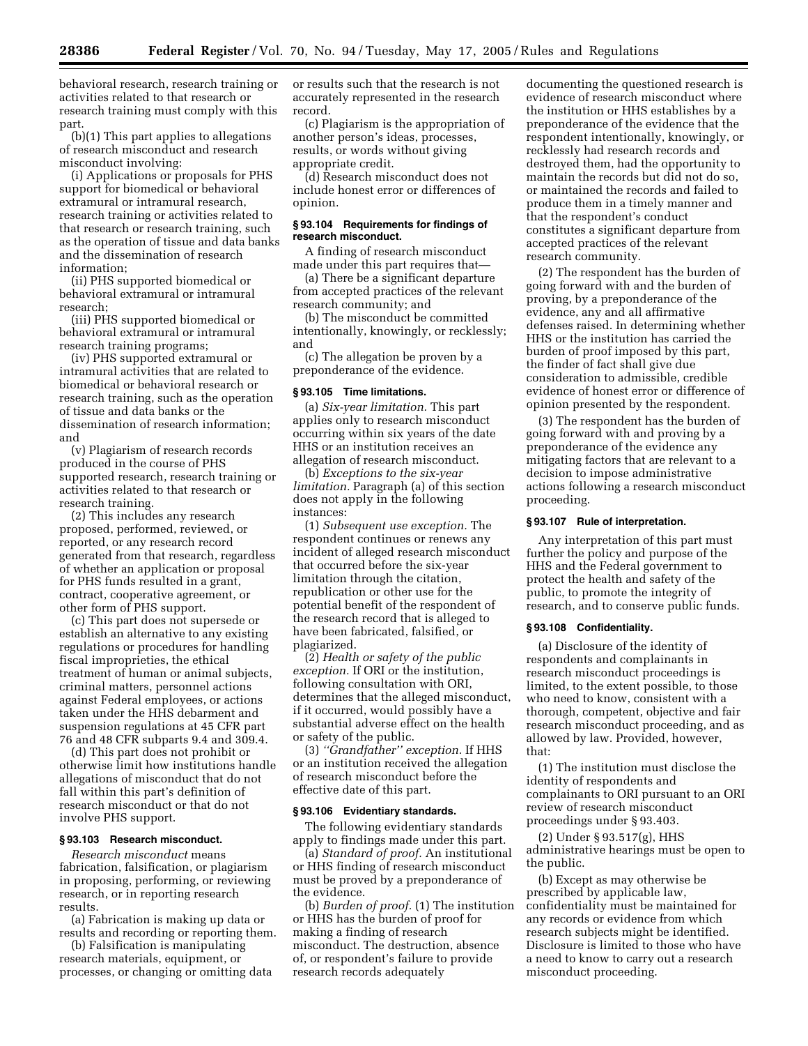behavioral research, research training or activities related to that research or research training must comply with this part.

(b)(1) This part applies to allegations of research misconduct and research misconduct involving:

(i) Applications or proposals for PHS support for biomedical or behavioral extramural or intramural research, research training or activities related to that research or research training, such as the operation of tissue and data banks and the dissemination of research information;

(ii) PHS supported biomedical or behavioral extramural or intramural research;

(iii) PHS supported biomedical or behavioral extramural or intramural research training programs;

(iv) PHS supported extramural or intramural activities that are related to biomedical or behavioral research or research training, such as the operation of tissue and data banks or the dissemination of research information; and

(v) Plagiarism of research records produced in the course of PHS supported research, research training or activities related to that research or research training.

(2) This includes any research proposed, performed, reviewed, or reported, or any research record generated from that research, regardless of whether an application or proposal for PHS funds resulted in a grant, contract, cooperative agreement, or other form of PHS support.

(c) This part does not supersede or establish an alternative to any existing regulations or procedures for handling fiscal improprieties, the ethical treatment of human or animal subjects, criminal matters, personnel actions against Federal employees, or actions taken under the HHS debarment and suspension regulations at 45 CFR part 76 and 48 CFR subparts 9.4 and 309.4.

(d) This part does not prohibit or otherwise limit how institutions handle allegations of misconduct that do not fall within this part's definition of research misconduct or that do not involve PHS support.

**§ 93.103 Research misconduct.**

*Research misconduct* means fabrication, falsification, or plagiarism in proposing, performing, or reviewing research, or in reporting research results.

(a) Fabrication is making up data or results and recording or reporting them.

(b) Falsification is manipulating research materials, equipment, or processes, or changing or omitting data or results such that the research is not accurately represented in the research record.

(c) Plagiarism is the appropriation of another person's ideas, processes, results, or words without giving appropriate credit.

(d) Research misconduct does not include honest error or differences of opinion.

**§ 93.104 Requirements for findings of research misconduct.**

A finding of research misconduct made under this part requires that—

(a) There be a significant departure from accepted practices of the relevant research community; and

(b) The misconduct be committed intentionally, knowingly, or recklessly; and

(c) The allegation be proven by a preponderance of the evidence.

**§ 93.105 Time limitations.**

(a) *Six-year limitation.* This part applies only to research misconduct occurring within six years of the date HHS or an institution receives an allegation of research misconduct.

(b) *Exceptions to the six-year limitation.* Paragraph (a) of this section does not apply in the following instances:

(1) *Subsequent use exception.* The respondent continues or renews any incident of alleged research misconduct that occurred before the six-year limitation through the citation, republication or other use for the potential benefit of the respondent of the research record that is alleged to have been fabricated, falsified, or plagiarized.

(2) *Health or safety of the public exception.* If ORI or the institution, following consultation with ORI, determines that the alleged misconduct, if it occurred, would possibly have a substantial adverse effect on the health or safety of the public.

(3) *''Grandfather'' exception.* If HHS or an institution received the allegation of research misconduct before the effective date of this part.

**§ 93.106 Evidentiary standards.**

The following evidentiary standards apply to findings made under this part.

(a) *Standard of proof.* An institutional or HHS finding of research misconduct must be proved by a preponderance of the evidence.

(b) *Burden of proof.* (1) The institution or HHS has the burden of proof for making a finding of research misconduct. The destruction, absence of, or respondent's failure to provide research records adequately documenting the questioned research is evidence of research misconduct where the institution or HHS establishes by a preponderance of the evidence that the respondent intentionally, knowingly, or recklessly had research records and destroyed them, had the opportunity to maintain the records but did not do so, or maintained the records and failed to produce them in a timely manner and that the respondent's conduct constitutes a significant departure from accepted practices of the relevant research community.

(2) The respondent has the burden of going forward with and the burden of proving, by a preponderance of the evidence, any and all affirmative defenses raised. In determining whether HHS or the institution has carried the burden of proof imposed by this part, the finder of fact shall give due consideration to admissible, credible evidence of honest error or difference of opinion presented by the respondent.

(3) The respondent has the burden of going forward with and proving by a preponderance of the evidence any mitigating factors that are relevant to a decision to impose administrative actions following a research misconduct proceeding.

**§ 93.107 Rule of interpretation.**

Any interpretation of this part must further the policy and purpose of the HHS and the Federal government to protect the health and safety of the public, to promote the integrity of research, and to conserve public funds.

**§ 93.108 Confidentiality.**

(a) Disclosure of the identity of respondents and complainants in research misconduct proceedings is limited, to the extent possible, to those who need to know, consistent with a thorough, competent, objective and fair research misconduct proceeding, and as allowed by law. Provided, however, that:

(1) The institution must disclose the identity of respondents and complainants to ORI pursuant to an ORI review of research misconduct proceedings under § 93.403.

(2) Under § 93.517(g), HHS administrative hearings must be open to the public.

(b) Except as may otherwise be prescribed by applicable law, confidentiality must be maintained for any records or evidence from which research subjects might be identified. Disclosure is limited to those who have a need to know to carry out a research misconduct proceeding.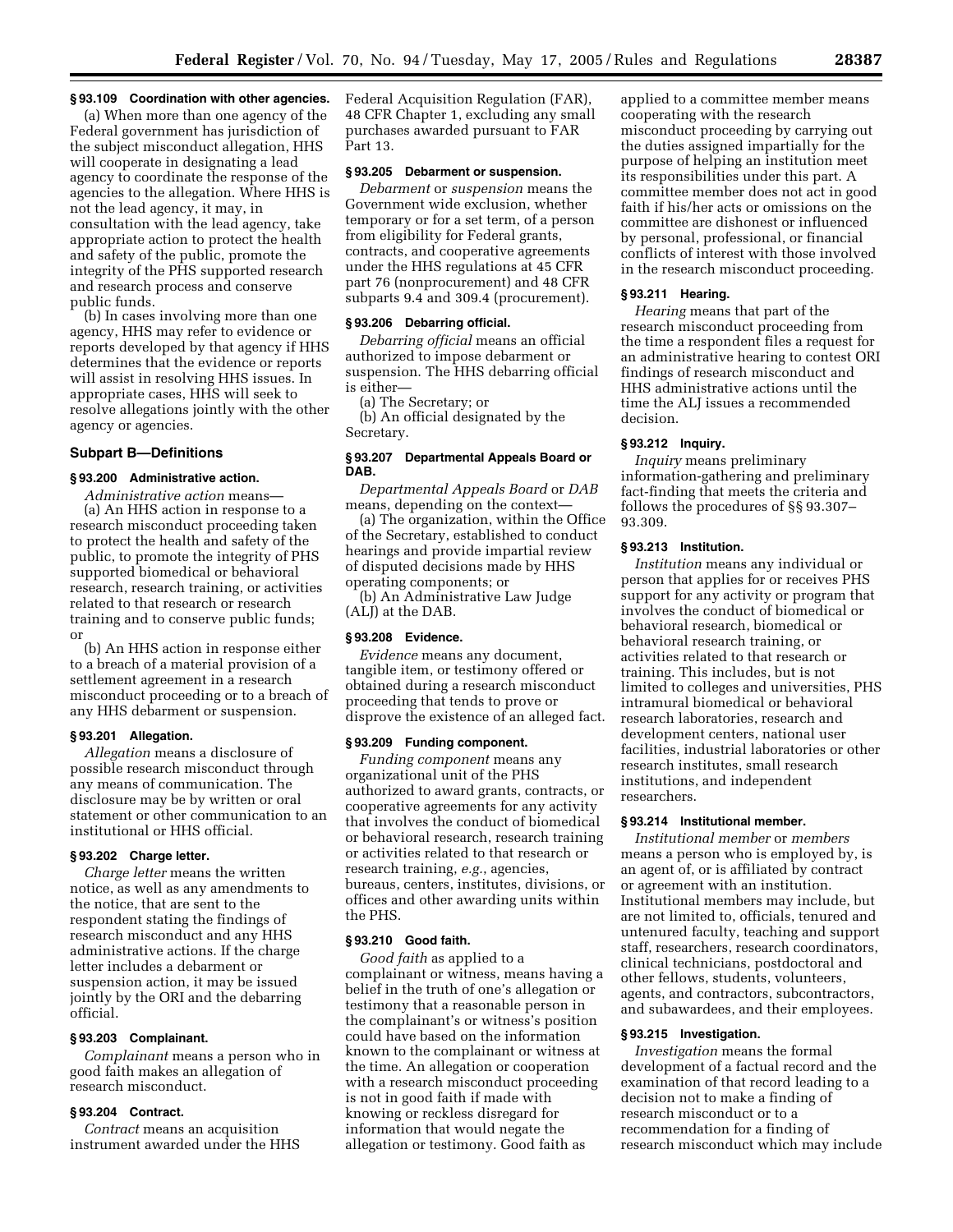### § 93.109 Coordination with other agencies.

(a) When more than one agency of the Federal government has jurisdiction of the subject misconduct allegation, HHS will cooperate in designating a lead agency to coordinate the response of the agencies to the allegation. Where HHS is not the lead agency, it may, in consultation with the lead agency, take appropriate action to protect the health and safety of the public, promote the integrity of the PHS supported research and research process and conserve public funds.

(b) In cases involving more than one agency, HHS may refer to evidence or reports developed by that agency if HHS determines that the evidence or reports will assist in resolving HHS issues. In appropriate cases, HHS will seek to resolve allegations jointly with the other agency or agencies.

## Subpart B—Definitions

### § 93.200 Administrative action.

*Administrative action* means—

(a) An HHS action in response to a research misconduct proceeding taken to protect the health and safety of the public, to promote the integrity of PHS supported biomedical or behavioral research, research training, or activities related to that research or research training and to conserve public funds; or

(b) An HHS action in response either to a breach of a material provision of a settlement agreement in a research misconduct proceeding or to a breach of any HHS debarment or suspension.

### § 93.201 Allegation.

*Allegation* means a disclosure of possible research misconduct through any means of communication. The disclosure may be by written or oral statement or other communication to an institutional or HHS official.

### § 93.202 Charge letter.

*Charge letter* means the written notice, as well as any amendments to the notice, that are sent to the respondent stating the findings of research misconduct and any HHS administrative actions. If the charge letter includes a debarment or suspension action, it may be issued jointly by the ORI and the debarring official.

### § 93.203 Complainant.

*Complainant* means a person who in good faith makes an allegation of research misconduct.

### § 93.204 Contract.

*Contract* means an acquisition instrument awarded under the HHS Federal Acquisition Regulation (FAR), 48 CFR Chapter 1, excluding any small purchases awarded pursuant to FAR Part 13.

### § 93.205 Debarment or suspension.

*Debarment* or *suspension* means the Government wide exclusion, whether temporary or for a set term, of a person from eligibility for Federal grants, contracts, and cooperative agreements under the HHS regulations at 45 CFR part 76 (nonprocurement) and 48 CFR subparts 9.4 and 309.4 (procurement).

### § 93.206 Debarring official.

*Debarring official* means an official authorized to impose debarment or suspension. The HHS debarring official is either—

(a) The Secretary; or

(b) An official designated by the Secretary.

### § 93.207 Departmental Appeals Board or DAB.

*Departmental Appeals Board* or *DAB* means, depending on the context—

(a) The organization, within the Office of the Secretary, established to conduct hearings and provide impartial review of disputed decisions made by HHS operating components; or

(b) An Administrative Law Judge (ALJ) at the DAB.

### § 93.208 Evidence.

*Evidence* means any document, tangible item, or testimony offered or obtained during a research misconduct proceeding that tends to prove or disprove the existence of an alleged fact.

### § 93.209 Funding component.

*Funding component* means any organizational unit of the PHS authorized to award grants, contracts, or cooperative agreements for any activity that involves the conduct of biomedical or behavioral research, research training or activities related to that research or research training, *e.g.*, agencies, bureaus, centers, institutes, divisions, or offices and other awarding units within the PHS.

### § 93.210 Good faith.

*Good faith* as applied to a complainant or witness, means having a belief in the truth of one's allegation or testimony that a reasonable person in the complainant's or witness's position could have based on the information known to the complainant or witness at the time. An allegation or cooperation with a research misconduct proceeding is not in good faith if made with knowing or reckless disregard for information that would negate the allegation or testimony. Good faith as applied to a committee member means cooperating with the research misconduct proceeding by carrying out the duties assigned impartially for the purpose of helping an institution meet its responsibilities under this part. A committee member does not act in good faith if his/her acts or omissions on the committee are dishonest or influenced by personal, professional, or financial conflicts of interest with those involved in the research misconduct proceeding.

### § 93.211 Hearing.

*Hearing* means that part of the research misconduct proceeding from the time a respondent files a request for an administrative hearing to contest ORI findings of research misconduct and HHS administrative actions until the time the ALJ issues a recommended decision.

### § 93.212 Inquiry.

*Inquiry* means preliminary information-gathering and preliminary fact-finding that meets the criteria and follows the procedures of §§ 93.307–93.309.

### § 93.213 Institution.

*Institution* means any individual or person that applies for or receives PHS support for any activity or program that involves the conduct of biomedical or behavioral research, biomedical or behavioral research training, or activities related to that research or training. This includes, but is not limited to colleges and universities, PHS intramural biomedical or behavioral research laboratories, research and development centers, national user facilities, industrial laboratories or other research institutes, small research institutions, and independent researchers.

### § 93.214 Institutional member.

*Institutional member* or *members* means a person who is employed by, is an agent of, or is affiliated by contract or agreement with an institution. Institutional members may include, but are not limited to, officials, tenured and untenured faculty, teaching and support staff, researchers, research coordinators, clinical technicians, postdoctoral and other fellows, students, volunteers, agents, and contractors, subcontractors, and subawardees, and their employees.

### § 93.215 Investigation.

*Investigation* means the formal development of a factual record and the examination of that record leading to a decision not to make a finding of research misconduct or to a recommendation for a finding of research misconduct which may include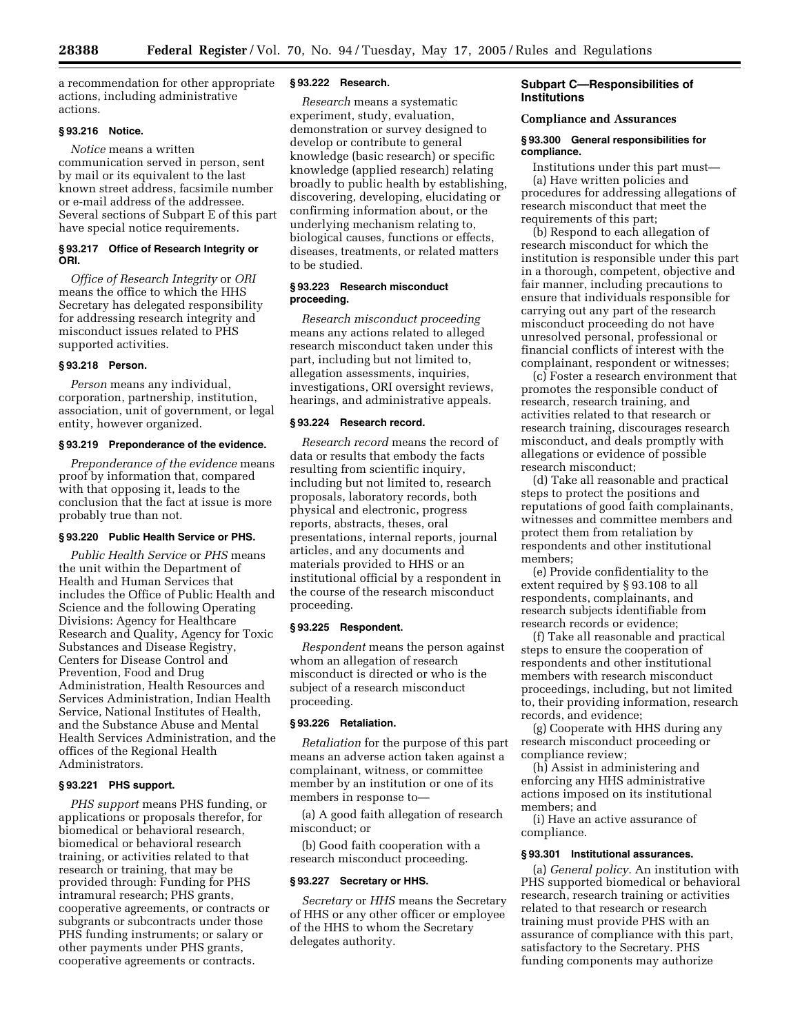a recommendation for other appropriate actions, including administrative actions.

### § 93.216 Notice.

*Notice* means a written communication served in person, sent by mail or its equivalent to the last known street address, facsimile number or e-mail address of the addressee. Several sections of Subpart E of this part have special notice requirements.

### § 93.217 Office of Research Integrity or ORI.

*Office of Research Integrity* or *ORI* means the office to which the HHS Secretary has delegated responsibility for addressing research integrity and misconduct issues related to PHS supported activities.

### § 93.218 Person.

*Person* means any individual, corporation, partnership, institution, association, unit of government, or legal entity, however organized.

### § 93.219 Preponderance of the evidence.

*Preponderance of the evidence* means proof by information that, compared with that opposing it, leads to the conclusion that the fact at issue is more probably true than not.

### § 93.220 Public Health Service or PHS.

*Public Health Service* or *PHS* means the unit within the Department of Health and Human Services that includes the Office of Public Health and Science and the following Operating Divisions: Agency for Healthcare Research and Quality, Agency for Toxic Substances and Disease Registry, Centers for Disease Control and Prevention, Food and Drug Administration, Health Resources and Services Administration, Indian Health Service, National Institutes of Health, and the Substance Abuse and Mental Health Services Administration, and the offices of the Regional Health Administrators.

### § 93.221 PHS support.

*PHS support* means PHS funding, or applications or proposals therefor, for biomedical or behavioral research, biomedical or behavioral research training, or activities related to that research or training, that may be provided through: Funding for PHS intramural research; PHS grants, cooperative agreements, or contracts or subgrants or subcontracts under those PHS funding instruments; or salary or other payments under PHS grants, cooperative agreements or contracts.

### § 93.222 Research.

*Research* means a systematic experiment, study, evaluation, demonstration or survey designed to develop or contribute to general knowledge (basic research) or specific knowledge (applied research) relating broadly to public health by establishing, discovering, developing, elucidating or confirming information about, or the underlying mechanism relating to, biological causes, functions or effects, diseases, treatments, or related matters to be studied.

### § 93.223 Research misconduct proceeding.

*Research misconduct proceeding* means any actions related to alleged research misconduct taken under this part, including but not limited to, allegation assessments, inquiries, investigations, ORI oversight reviews, hearings, and administrative appeals.

### § 93.224 Research record.

*Research record* means the record of data or results that embody the facts resulting from scientific inquiry, including but not limited to, research proposals, laboratory records, both physical and electronic, progress reports, abstracts, theses, oral presentations, internal reports, journal articles, and any documents and materials provided to HHS or an institutional official by a respondent in the course of the research misconduct proceeding.

### § 93.225 Respondent.

*Respondent* means the person against whom an allegation of research misconduct is directed or who is the subject of a research misconduct proceeding.

### § 93.226 Retaliation.

*Retaliation* for the purpose of this part means an adverse action taken against a complainant, witness, or committee member by an institution or one of its members in response to—

(a) A good faith allegation of research misconduct; or

(b) Good faith cooperation with a research misconduct proceeding.

### § 93.227 Secretary or HHS.

*Secretary* or *HHS* means the Secretary of HHS or any other officer or employee of the HHS to whom the Secretary delegates authority.

## Subpart C—Responsibilities of Institutions

**Compliance and Assurances**

### § 93.300 General responsibilities for compliance.

Institutions under this part must—

(a) Have written policies and procedures for addressing allegations of research misconduct that meet the requirements of this part;

(b) Respond to each allegation of research misconduct for which the institution is responsible under this part in a thorough, competent, objective and fair manner, including precautions to ensure that individuals responsible for carrying out any part of the research misconduct proceeding do not have unresolved personal, professional or financial conflicts of interest with the complainant, respondent or witnesses;

(c) Foster a research environment that promotes the responsible conduct of research, research training, and activities related to that research or research training, discourages research misconduct, and deals promptly with allegations or evidence of possible research misconduct;

(d) Take all reasonable and practical steps to protect the positions and reputations of good faith complainants, witnesses and committee members and protect them from retaliation by respondents and other institutional members;

(e) Provide confidentiality to the extent required by § 93.108 to all respondents, complainants, and research subjects identifiable from research records or evidence;

(f) Take all reasonable and practical steps to ensure the cooperation of respondents and other institutional members with research misconduct proceedings, including, but not limited to, their providing information, research records, and evidence;

(g) Cooperate with HHS during any research misconduct proceeding or compliance review;

(h) Assist in administering and enforcing any HHS administrative actions imposed on its institutional members; and

(i) Have an active assurance of compliance.

### § 93.301 Institutional assurances.

(a) *General policy.* An institution with PHS supported biomedical or behavioral research, research training or activities related to that research or research training must provide PHS with an assurance of compliance with this part, satisfactory to the Secretary. PHS funding components may authorize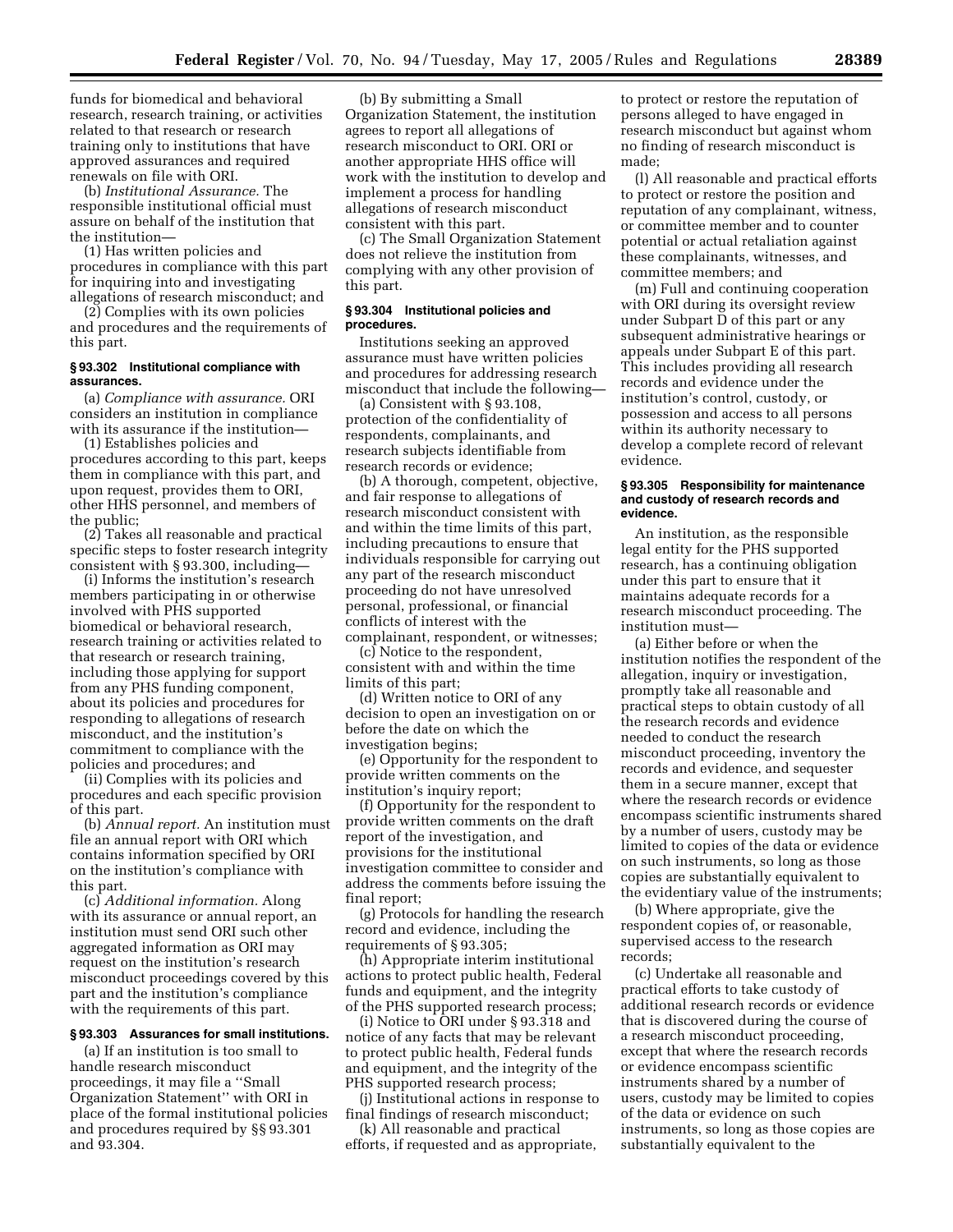funds for biomedical and behavioral research, research training, or activities related to that research or research training only to institutions that have approved assurances and required renewals on file with ORI.

(b) *Institutional Assurance.* The responsible institutional official must assure on behalf of the institution that the institution—

(1) Has written policies and procedures in compliance with this part for inquiring into and investigating allegations of research misconduct; and

(2) Complies with its own policies and procedures and the requirements of this part.

#### § 93.302 Institutional compliance with assurances.

(a) *Compliance with assurance.* ORI considers an institution in compliance with its assurance if the institution—

(1) Establishes policies and procedures according to this part, keeps them in compliance with this part, and upon request, provides them to ORI, other HHS personnel, and members of the public;

(2) Takes all reasonable and practical specific steps to foster research integrity consistent with § 93.300, including—

(i) Informs the institution's research members participating in or otherwise involved with PHS supported biomedical or behavioral research, research training or activities related to that research or research training, including those applying for support from any PHS funding component, about its policies and procedures for responding to allegations of research misconduct, and the institution's commitment to compliance with the policies and procedures; and

(ii) Complies with its policies and procedures and each specific provision of this part.

(b) *Annual report.* An institution must file an annual report with ORI which contains information specified by ORI on the institution's compliance with this part.

(c) *Additional information.* Along with its assurance or annual report, an institution must send ORI such other aggregated information as ORI may request on the institution's research misconduct proceedings covered by this part and the institution's compliance with the requirements of this part.

#### § 93.303 Assurances for small institutions.

(a) If an institution is too small to handle research misconduct proceedings, it may file a "Small Organization Statement" with ORI in place of the formal institutional policies and procedures required by §§ 93.301 and 93.304.

(b) By submitting a Small Organization Statement, the institution agrees to report all allegations of research misconduct to ORI. ORI or another appropriate HHS office will work with the institution to develop and implement a process for handling allegations of research misconduct consistent with this part.

(c) The Small Organization Statement does not relieve the institution from complying with any other provision of this part.

#### § 93.304 Institutional policies and procedures.

Institutions seeking an approved assurance must have written policies and procedures for addressing research misconduct that include the following—

(a) Consistent with § 93.108, protection of the confidentiality of respondents, complainants, and research subjects identifiable from research records or evidence;

(b) A thorough, competent, objective, and fair response to allegations of research misconduct consistent with and within the time limits of this part, including precautions to ensure that individuals responsible for carrying out any part of the research misconduct proceeding do not have unresolved personal, professional, or financial conflicts of interest with the complainant, respondent, or witnesses;

(c) Notice to the respondent, consistent with and within the time limits of this part;

(d) Written notice to ORI of any decision to open an investigation on or before the date on which the investigation begins;

(e) Opportunity for the respondent to provide written comments on the institution's inquiry report;

(f) Opportunity for the respondent to provide written comments on the draft report of the investigation, and provisions for the institutional investigation committee to consider and address the comments before issuing the final report;

(g) Protocols for handling the research record and evidence, including the requirements of § 93.305;

(h) Appropriate interim institutional actions to protect public health, Federal funds and equipment, and the integrity of the PHS supported research process;

(i) Notice to ORI under § 93.318 and notice of any facts that may be relevant to protect public health, Federal funds and equipment, and the integrity of the PHS supported research process;

(j) Institutional actions in response to final findings of research misconduct;

(k) All reasonable and practical efforts, if requested and as appropriate, to protect or restore the reputation of persons alleged to have engaged in research misconduct but against whom no finding of research misconduct is made;

(l) All reasonable and practical efforts to protect or restore the position and reputation of any complainant, witness, or committee member and to counter potential or actual retaliation against these complainants, witnesses, and committee members; and

(m) Full and continuing cooperation with ORI during its oversight review under Subpart D of this part or any subsequent administrative hearings or appeals under Subpart E of this part. This includes providing all research records and evidence under the institution's control, custody, or possession and access to all persons within its authority necessary to develop a complete record of relevant evidence.

#### § 93.305 Responsibility for maintenance and custody of research records and evidence.

An institution, as the responsible legal entity for the PHS supported research, has a continuing obligation under this part to ensure that it maintains adequate records for a research misconduct proceeding. The institution must—

(a) Either before or when the institution notifies the respondent of the allegation, inquiry or investigation, promptly take all reasonable and practical steps to obtain custody of all the research records and evidence needed to conduct the research misconduct proceeding, inventory the records and evidence, and sequester them in a secure manner, except that where the research records or evidence encompass scientific instruments shared by a number of users, custody may be limited to copies of the data or evidence on such instruments, so long as those copies are substantially equivalent to the evidentiary value of the instruments;

(b) Where appropriate, give the respondent copies of, or reasonable, supervised access to the research records;

(c) Undertake all reasonable and practical efforts to take custody of additional research records or evidence that is discovered during the course of a research misconduct proceeding, except that where the research records or evidence encompass scientific instruments shared by a number of users, custody may be limited to copies of the data or evidence on such instruments, so long as those copies are substantially equivalent to the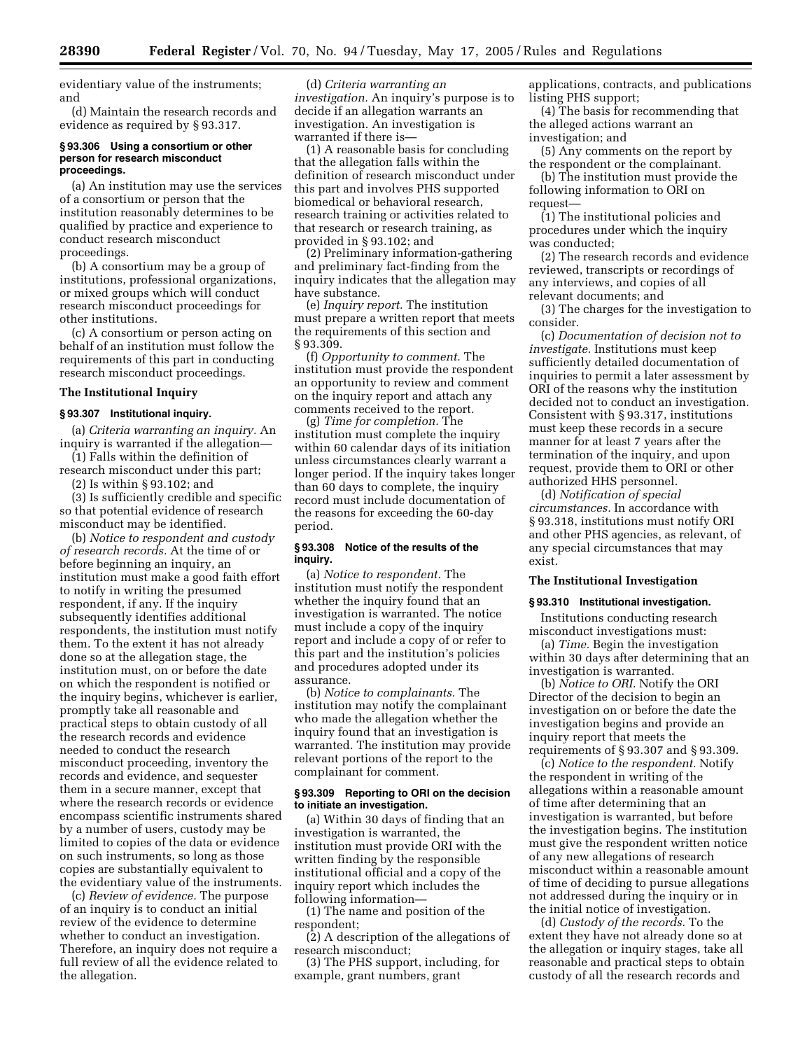evidentiary value of the instruments; and

(d) Maintain the research records and evidence as required by § 93.317.

### § 93.306 Using a consortium or other person for research misconduct proceedings.

(a) An institution may use the services of a consortium or person that the institution reasonably determines to be qualified by practice and experience to conduct research misconduct proceedings.

(b) A consortium may be a group of institutions, professional organizations, or mixed groups which will conduct research misconduct proceedings for other institutions.

(c) A consortium or person acting on behalf of an institution must follow the requirements of this part in conducting research misconduct proceedings.

## The Institutional Inquiry

### § 93.307 Institutional inquiry.

(a) *Criteria warranting an inquiry.* An inquiry is warranted if the allegation—

(1) Falls within the definition of research misconduct under this part;

(2) Is within § 93.102; and

(3) Is sufficiently credible and specific so that potential evidence of research misconduct may be identified.

(b) *Notice to respondent and custody of research records.* At the time of or before beginning an inquiry, an institution must make a good faith effort to notify in writing the presumed respondent, if any. If the inquiry subsequently identifies additional respondents, the institution must notify them. To the extent it has not already done so at the allegation stage, the institution must, on or before the date on which the respondent is notified or the inquiry begins, whichever is earlier, promptly take all reasonable and practical steps to obtain custody of all the research records and evidence needed to conduct the research misconduct proceeding, inventory the records and evidence, and sequester them in a secure manner, except that where the research records or evidence encompass scientific instruments shared by a number of users, custody may be limited to copies of the data or evidence on such instruments, so long as those copies are substantially equivalent to the evidentiary value of the instruments.

(c) *Review of evidence.* The purpose of an inquiry is to conduct an initial review of the evidence to determine whether to conduct an investigation. Therefore, an inquiry does not require a full review of all the evidence related to the allegation.

(d) *Criteria warranting an investigation.* An inquiry's purpose is to decide if an allegation warrants an investigation. An investigation is warranted if there is—

(1) A reasonable basis for concluding that the allegation falls within the definition of research misconduct under this part and involves PHS supported biomedical or behavioral research, research training or activities related to that research or research training, as provided in § 93.102; and

(2) Preliminary information-gathering and preliminary fact-finding from the inquiry indicates that the allegation may have substance.

(e) *Inquiry report.* The institution must prepare a written report that meets the requirements of this section and § 93.309.

(f) *Opportunity to comment.* The institution must provide the respondent an opportunity to review and comment on the inquiry report and attach any comments received to the report.

(g) *Time for completion.* The institution must complete the inquiry within 60 calendar days of its initiation unless circumstances clearly warrant a longer period. If the inquiry takes longer than 60 days to complete, the inquiry record must include documentation of the reasons for exceeding the 60-day period.

### § 93.308 Notice of the results of the inquiry.

(a) *Notice to respondent.* The institution must notify the respondent whether the inquiry found that an investigation is warranted. The notice must include a copy of the inquiry report and include a copy of or refer to this part and the institution's policies and procedures adopted under its assurance.

(b) *Notice to complainants.* The institution may notify the complainant who made the allegation whether the inquiry found that an investigation is warranted. The institution may provide relevant portions of the report to the complainant for comment.

### § 93.309 Reporting to ORI on the decision to initiate an investigation.

(a) Within 30 days of finding that an investigation is warranted, the institution must provide ORI with the written finding by the responsible institutional official and a copy of the inquiry report which includes the following information—

(1) The name and position of the respondent;

(2) A description of the allegations of research misconduct;

(3) The PHS support, including, for example, grant numbers, grant applications, contracts, and publications listing PHS support;

(4) The basis for recommending that the alleged actions warrant an investigation; and

(5) Any comments on the report by the respondent or the complainant.

(b) The institution must provide the following information to ORI on request—

(1) The institutional policies and procedures under which the inquiry was conducted;

(2) The research records and evidence reviewed, transcripts or recordings of any interviews, and copies of all relevant documents; and

(3) The charges for the investigation to consider.

(c) *Documentation of decision not to investigate.* Institutions must keep sufficiently detailed documentation of inquiries to permit a later assessment by ORI of the reasons why the institution decided not to conduct an investigation. Consistent with § 93.317, institutions must keep these records in a secure manner for at least 7 years after the termination of the inquiry, and upon request, provide them to ORI or other authorized HHS personnel.

(d) *Notification of special circumstances.* In accordance with § 93.318, institutions must notify ORI and other PHS agencies, as relevant, of any special circumstances that may exist.

## The Institutional Investigation

### § 93.310 Institutional investigation.

Institutions conducting research misconduct investigations must:

(a) *Time.* Begin the investigation within 30 days after determining that an investigation is warranted.

(b) *Notice to ORI.* Notify the ORI Director of the decision to begin an investigation on or before the date the investigation begins and provide an inquiry report that meets the requirements of § 93.307 and § 93.309.

(c) *Notice to the respondent.* Notify the respondent in writing of the allegations within a reasonable amount of time after determining that an investigation is warranted, but before the investigation begins. The institution must give the respondent written notice of any new allegations of research misconduct within a reasonable amount of time of deciding to pursue allegations not addressed during the inquiry or in the initial notice of investigation.

(d) *Custody of the records.* To the extent they have not already done so at the allegation or inquiry stages, take all reasonable and practical steps to obtain custody of all the research records and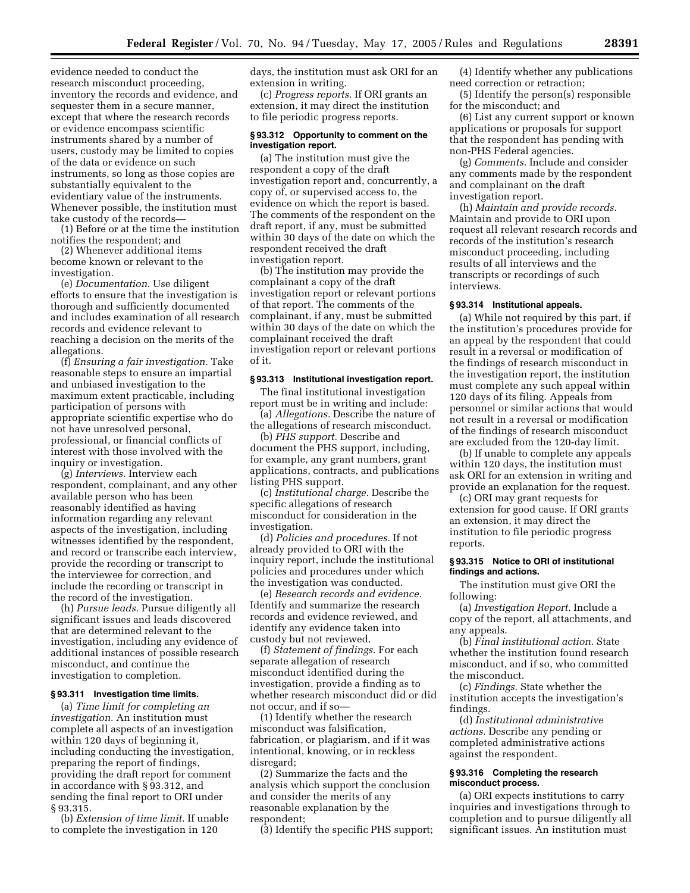evidence needed to conduct the research misconduct proceeding, inventory the records and evidence, and sequester them in a secure manner, except that where the research records or evidence encompass scientific instruments shared by a number of users, custody may be limited to copies of the data or evidence on such instruments, so long as those copies are substantially equivalent to the evidentiary value of the instruments. Whenever possible, the institution must take custody of the records—

(1) Before or at the time the institution notifies the respondent; and

(2) Whenever additional items become known or relevant to the investigation.

(e) *Documentation.* Use diligent efforts to ensure that the investigation is thorough and sufficiently documented and includes examination of all research records and evidence relevant to reaching a decision on the merits of the allegations.

(f) *Ensuring a fair investigation.* Take reasonable steps to ensure an impartial and unbiased investigation to the maximum extent practicable, including participation of persons with appropriate scientific expertise who do not have unresolved personal, professional, or financial conflicts of interest with those involved with the inquiry or investigation.

(g) *Interviews.* Interview each respondent, complainant, and any other available person who has been reasonably identified as having information regarding any relevant aspects of the investigation, including witnesses identified by the respondent, and record or transcribe each interview, provide the recording or transcript to the interviewee for correction, and include the recording or transcript in the record of the investigation.

(h) *Pursue leads.* Pursue diligently all significant issues and leads discovered that are determined relevant to the investigation, including any evidence of additional instances of possible research misconduct, and continue the investigation to completion.

### § 93.311 Investigation time limits.

(a) *Time limit for completing an investigation.* An institution must complete all aspects of an investigation within 120 days of beginning it, including conducting the investigation, preparing the report of findings, providing the draft report for comment in accordance with § 93.312, and sending the final report to ORI under § 93.315.

(b) *Extension of time limit.* If unable to complete the investigation in 120 days, the institution must ask ORI for an extension in writing.

(c) *Progress reports.* If ORI grants an extension, it may direct the institution to file periodic progress reports.

### § 93.312 Opportunity to comment on the investigation report.

(a) The institution must give the respondent a copy of the draft investigation report and, concurrently, a copy of, or supervised access to, the evidence on which the report is based. The comments of the respondent on the draft report, if any, must be submitted within 30 days of the date on which the respondent received the draft investigation report.

(b) The institution may provide the complainant a copy of the draft investigation report or relevant portions of that report. The comments of the complainant, if any, must be submitted within 30 days of the date on which the complainant received the draft investigation report or relevant portions of it.

### § 93.313 Institutional investigation report.

The final institutional investigation report must be in writing and include:

(a) *Allegations.* Describe the nature of the allegations of research misconduct.

(b) *PHS support.* Describe and document the PHS support, including, for example, any grant numbers, grant applications, contracts, and publications listing PHS support.

(c) *Institutional charge.* Describe the specific allegations of research misconduct for consideration in the investigation.

(d) *Policies and procedures.* If not already provided to ORI with the inquiry report, include the institutional policies and procedures under which the investigation was conducted.

(e) *Research records and evidence.* Identify and summarize the research records and evidence reviewed, and identify any evidence taken into custody but not reviewed.

(f) *Statement of findings.* For each separate allegation of research misconduct identified during the investigation, provide a finding as to whether research misconduct did or did not occur, and if so—

(1) Identify whether the research misconduct was falsification, fabrication, or plagiarism, and if it was intentional, knowing, or in reckless disregard;

(2) Summarize the facts and the analysis which support the conclusion and consider the merits of any reasonable explanation by the respondent;

(3) Identify the specific PHS support;

(4) Identify whether any publications need correction or retraction;

(5) Identify the person(s) responsible for the misconduct; and

(6) List any current support or known applications or proposals for support that the respondent has pending with non-PHS Federal agencies.

(g) *Comments.* Include and consider any comments made by the respondent and complainant on the draft investigation report.

(h) *Maintain and provide records.* Maintain and provide to ORI upon request all relevant research records and records of the institution's research misconduct proceeding, including results of all interviews and the transcripts or recordings of such interviews.

### § 93.314 Institutional appeals.

(a) While not required by this part, if the institution's procedures provide for an appeal by the respondent that could result in a reversal or modification of the findings of research misconduct in the investigation report, the institution must complete any such appeal within 120 days of its filing. Appeals from personnel or similar actions that would not result in a reversal or modification of the findings of research misconduct are excluded from the 120-day limit.

(b) If unable to complete any appeals within 120 days, the institution must ask ORI for an extension in writing and provide an explanation for the request.

(c) ORI may grant requests for extension for good cause. If ORI grants an extension, it may direct the institution to file periodic progress reports.

### § 93.315 Notice to ORI of institutional findings and actions.

The institution must give ORI the following:

(a) *Investigation Report.* Include a copy of the report, all attachments, and any appeals.

(b) *Final institutional action.* State whether the institution found research misconduct, and if so, who committed the misconduct.

(c) *Findings.* State whether the institution accepts the investigation's findings.

(d) *Institutional administrative actions.* Describe any pending or completed administrative actions against the respondent.

### § 93.316 Completing the research misconduct process.

(a) ORI expects institutions to carry inquiries and investigations through to completion and to pursue diligently all significant issues. An institution must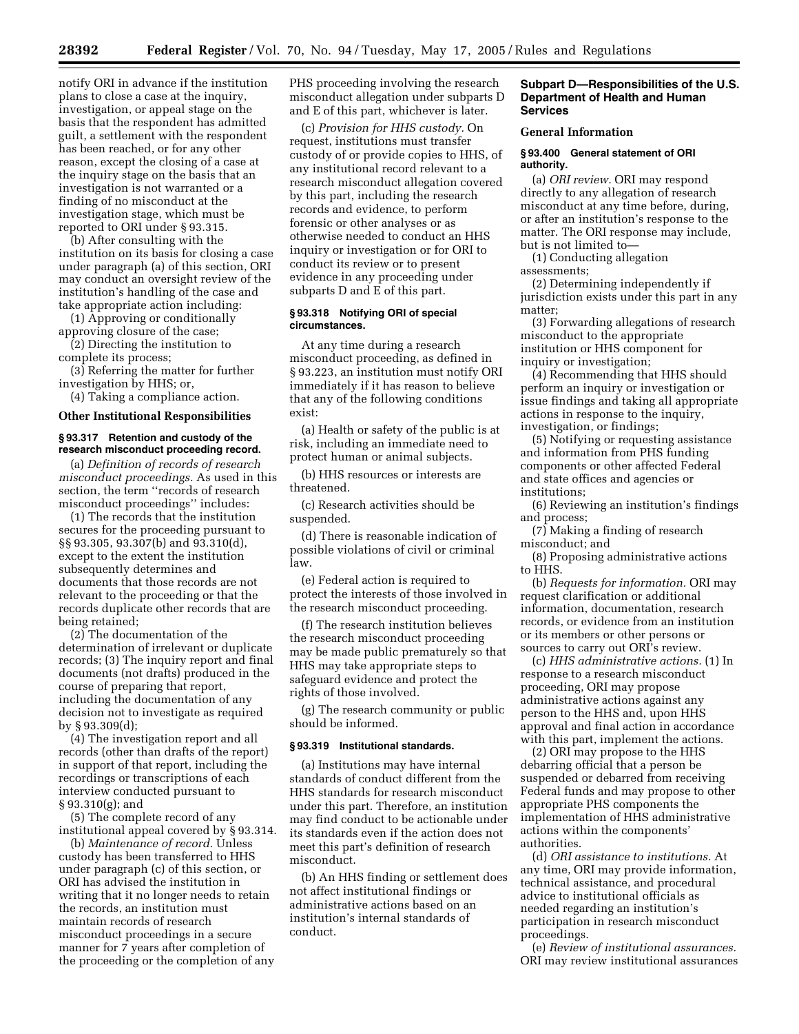notify ORI in advance if the institution plans to close a case at the inquiry, investigation, or appeal stage on the basis that the respondent has admitted guilt, a settlement with the respondent has been reached, or for any other reason, except the closing of a case at the inquiry stage on the basis that an investigation is not warranted or a finding of no misconduct at the investigation stage, which must be reported to ORI under § 93.315.

(b) After consulting with the institution on its basis for closing a case under paragraph (a) of this section, ORI may conduct an oversight review of the institution's handling of the case and take appropriate action including:

(1) Approving or conditionally approving closure of the case;

(2) Directing the institution to complete its process;

(3) Referring the matter for further investigation by HHS; or,

(4) Taking a compliance action.

**Other Institutional Responsibilities**

**§ 93.317 Retention and custody of the research misconduct proceeding record.**

(a) *Definition of records of research misconduct proceedings.* As used in this section, the term ''records of research misconduct proceedings'' includes:

(1) The records that the institution secures for the proceeding pursuant to §§ 93.305, 93.307(b) and 93.310(d), except to the extent the institution subsequently determines and documents that those records are not relevant to the proceeding or that the records duplicate other records that are being retained;

(2) The documentation of the determination of irrelevant or duplicate records; (3) The inquiry report and final documents (not drafts) produced in the course of preparing that report, including the documentation of any decision not to investigate as required by § 93.309(d);

(4) The investigation report and all records (other than drafts of the report) in support of that report, including the recordings or transcriptions of each interview conducted pursuant to § 93.310(g); and

(5) The complete record of any institutional appeal covered by § 93.314.

(b) *Maintenance of record.* Unless custody has been transferred to HHS under paragraph (c) of this section, or ORI has advised the institution in writing that it no longer needs to retain the records, an institution must maintain records of research misconduct proceedings in a secure manner for 7 years after completion of the proceeding or the completion of any PHS proceeding involving the research misconduct allegation under subparts D and E of this part, whichever is later.

(c) *Provision for HHS custody.* On request, institutions must transfer custody of or provide copies to HHS, of any institutional record relevant to a research misconduct allegation covered by this part, including the research records and evidence, to perform forensic or other analyses or as otherwise needed to conduct an HHS inquiry or investigation or for ORI to conduct its review or to present evidence in any proceeding under subparts D and E of this part.

**§ 93.318 Notifying ORI of special circumstances.**

At any time during a research misconduct proceeding, as defined in § 93.223, an institution must notify ORI immediately if it has reason to believe that any of the following conditions exist:

(a) Health or safety of the public is at risk, including an immediate need to protect human or animal subjects.

(b) HHS resources or interests are threatened.

(c) Research activities should be suspended.

(d) There is reasonable indication of possible violations of civil or criminal law.

(e) Federal action is required to protect the interests of those involved in the research misconduct proceeding.

(f) The research institution believes the research misconduct proceeding may be made public prematurely so that HHS may take appropriate steps to safeguard evidence and protect the rights of those involved.

(g) The research community or public should be informed.

**§ 93.319 Institutional standards.**

(a) Institutions may have internal standards of conduct different from the HHS standards for research misconduct under this part. Therefore, an institution may find conduct to be actionable under its standards even if the action does not meet this part's definition of research misconduct.

(b) An HHS finding or settlement does not affect institutional findings or administrative actions based on an institution's internal standards of conduct.

## Subpart D—Responsibilities of the U.S. Department of Health and Human Services

**General Information**

**§ 93.400 General statement of ORI authority.**

(a) *ORI review.* ORI may respond directly to any allegation of research misconduct at any time before, during, or after an institution's response to the matter. The ORI response may include, but is not limited to—

(1) Conducting allegation assessments;

(2) Determining independently if jurisdiction exists under this part in any matter;

(3) Forwarding allegations of research misconduct to the appropriate institution or HHS component for inquiry or investigation;

(4) Recommending that HHS should perform an inquiry or investigation or issue findings and taking all appropriate actions in response to the inquiry, investigation, or findings;

(5) Notifying or requesting assistance and information from PHS funding components or other affected Federal and state offices and agencies or institutions;

(6) Reviewing an institution's findings and process;

(7) Making a finding of research misconduct; and

(8) Proposing administrative actions to HHS.

(b) *Requests for information.* ORI may request clarification or additional information, documentation, research records, or evidence from an institution or its members or other persons or sources to carry out ORI's review.

(c) *HHS administrative actions.* (1) In response to a research misconduct proceeding, ORI may propose administrative actions against any person to the HHS and, upon HHS approval and final action in accordance with this part, implement the actions.

(2) ORI may propose to the HHS debarring official that a person be suspended or debarred from receiving Federal funds and may propose to other appropriate PHS components the implementation of HHS administrative actions within the components' authorities.

(d) *ORI assistance to institutions.* At any time, ORI may provide information, technical assistance, and procedural advice to institutional officials as needed regarding an institution's participation in research misconduct proceedings.

(e) *Review of institutional assurances.* ORI may review institutional assurances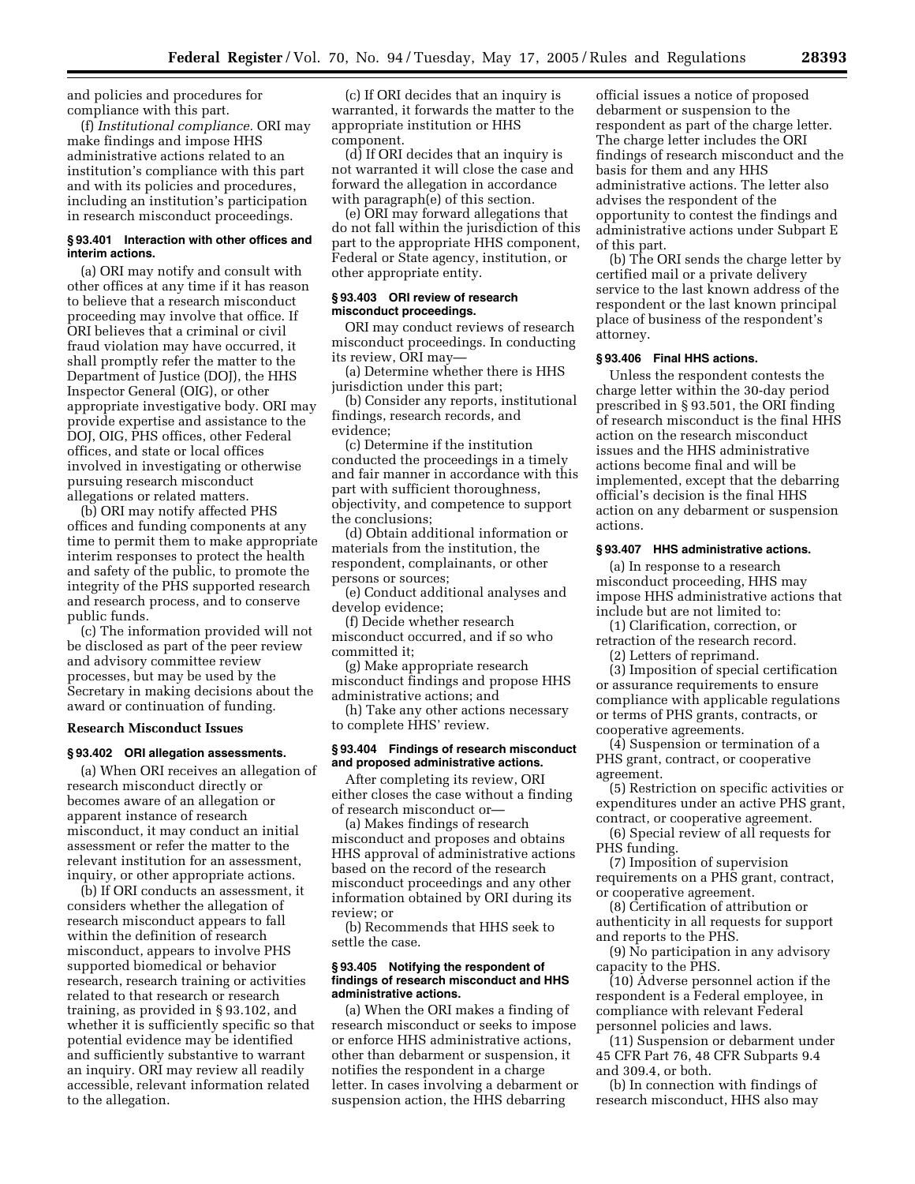and policies and procedures for compliance with this part.

(f) *Institutional compliance.* ORI may make findings and impose HHS administrative actions related to an institution's compliance with this part and with its policies and procedures, including an institution's participation in research misconduct proceedings.

#### § 93.401 Interaction with other offices and interim actions.

(a) ORI may notify and consult with other offices at any time if it has reason to believe that a research misconduct proceeding may involve that office. If ORI believes that a criminal or civil fraud violation may have occurred, it shall promptly refer the matter to the Department of Justice (DOJ), the HHS Inspector General (OIG), or other appropriate investigative body. ORI may provide expertise and assistance to the DOJ, OIG, PHS offices, other Federal offices, and state or local offices involved in investigating or otherwise pursuing research misconduct allegations or related matters.

(b) ORI may notify affected PHS offices and funding components at any time to permit them to make appropriate interim responses to protect the health and safety of the public, to promote the integrity of the PHS supported research and research process, and to conserve public funds.

(c) The information provided will not be disclosed as part of the peer review and advisory committee review processes, but may be used by the Secretary in making decisions about the award or continuation of funding.

### Research Misconduct Issues

#### § 93.402 ORI allegation assessments.

(a) When ORI receives an allegation of research misconduct directly or becomes aware of an allegation or apparent instance of research misconduct, it may conduct an initial assessment or refer the matter to the relevant institution for an assessment, inquiry, or other appropriate actions.

(b) If ORI conducts an assessment, it considers whether the allegation of research misconduct appears to fall within the definition of research misconduct, appears to involve PHS supported biomedical or behavior research, research training or activities related to that research or research training, as provided in § 93.102, and whether it is sufficiently specific so that potential evidence may be identified and sufficiently substantive to warrant an inquiry. ORI may review all readily accessible, relevant information related to the allegation.

(c) If ORI decides that an inquiry is warranted, it forwards the matter to the appropriate institution or HHS component.

(d) If ORI decides that an inquiry is not warranted it will close the case and forward the allegation in accordance with paragraph(e) of this section.

(e) ORI may forward allegations that do not fall within the jurisdiction of this part to the appropriate HHS component, Federal or State agency, institution, or other appropriate entity.

#### § 93.403 ORI review of research misconduct proceedings.

ORI may conduct reviews of research misconduct proceedings. In conducting its review, ORI may—

(a) Determine whether there is HHS jurisdiction under this part;

(b) Consider any reports, institutional findings, research records, and evidence;

(c) Determine if the institution conducted the proceedings in a timely and fair manner in accordance with this part with sufficient thoroughness, objectivity, and competence to support the conclusions;

(d) Obtain additional information or materials from the institution, the respondent, complainants, or other persons or sources;

(e) Conduct additional analyses and develop evidence;

(f) Decide whether research misconduct occurred, and if so who committed it;

(g) Make appropriate research misconduct findings and propose HHS administrative actions; and

(h) Take any other actions necessary to complete HHS' review.

#### § 93.404 Findings of research misconduct and proposed administrative actions.

After completing its review, ORI either closes the case without a finding of research misconduct or—

(a) Makes findings of research misconduct and proposes and obtains HHS approval of administrative actions based on the record of the research misconduct proceedings and any other information obtained by ORI during its review; or

(b) Recommends that HHS seek to settle the case.

#### § 93.405 Notifying the respondent of findings of research misconduct and HHS administrative actions.

(a) When the ORI makes a finding of research misconduct or seeks to impose or enforce HHS administrative actions, other than debarment or suspension, it notifies the respondent in a charge letter. In cases involving a debarment or suspension action, the HHS debarring official issues a notice of proposed debarment or suspension to the respondent as part of the charge letter. The charge letter includes the ORI findings of research misconduct and the basis for them and any HHS administrative actions. The letter also advises the respondent of the opportunity to contest the findings and administrative actions under Subpart E of this part.

(b) The ORI sends the charge letter by certified mail or a private delivery service to the last known address of the respondent or the last known principal place of business of the respondent's attorney.

#### § 93.406 Final HHS actions.

Unless the respondent contests the charge letter within the 30-day period prescribed in § 93.501, the ORI finding of research misconduct is the final HHS action on the research misconduct issues and the HHS administrative actions become final and will be implemented, except that the debarring official's decision is the final HHS action on any debarment or suspension actions.

#### § 93.407 HHS administrative actions.

(a) In response to a research misconduct proceeding, HHS may impose HHS administrative actions that include but are not limited to:

(1) Clarification, correction, or retraction of the research record.

(2) Letters of reprimand.

(3) Imposition of special certification or assurance requirements to ensure compliance with applicable regulations or terms of PHS grants, contracts, or cooperative agreements.

(4) Suspension or termination of a PHS grant, contract, or cooperative agreement.

(5) Restriction on specific activities or expenditures under an active PHS grant, contract, or cooperative agreement.

(6) Special review of all requests for PHS funding.

(7) Imposition of supervision requirements on a PHS grant, contract, or cooperative agreement.

(8) Certification of attribution or authenticity in all requests for support and reports to the PHS.

(9) No participation in any advisory capacity to the PHS.

(10) Adverse personnel action if the respondent is a Federal employee, in compliance with relevant Federal personnel policies and laws.

(11) Suspension or debarment under 45 CFR Part 76, 48 CFR Subparts 9.4 and 309.4, or both.

(b) In connection with findings of research misconduct, HHS also may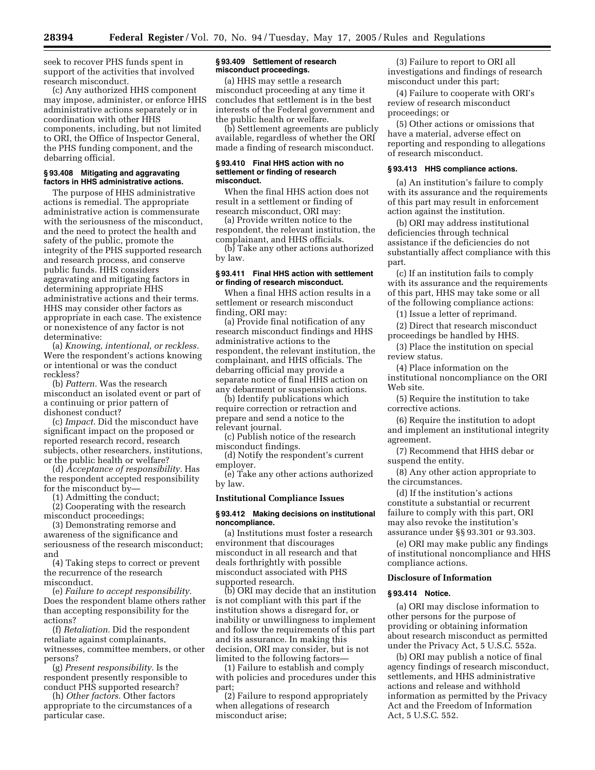seek to recover PHS funds spent in support of the activities that involved research misconduct.

(c) Any authorized HHS component may impose, administer, or enforce HHS administrative actions separately or in coordination with other HHS components, including, but not limited to ORI, the Office of Inspector General, the PHS funding component, and the debarring official.

### § 93.408 Mitigating and aggravating factors in HHS administrative actions.

The purpose of HHS administrative actions is remedial. The appropriate administrative action is commensurate with the seriousness of the misconduct, and the need to protect the health and safety of the public, promote the integrity of the PHS supported research and research process, and conserve public funds. HHS considers aggravating and mitigating factors in determining appropriate HHS administrative actions and their terms. HHS may consider other factors as appropriate in each case. The existence or nonexistence of any factor is not determinative:

(a) *Knowing, intentional, or reckless.* Were the respondent's actions knowing or intentional or was the conduct reckless?

(b) *Pattern.* Was the research misconduct an isolated event or part of a continuing or prior pattern of dishonest conduct?

(c) *Impact.* Did the misconduct have significant impact on the proposed or reported research record, research subjects, other researchers, institutions, or the public health or welfare?

(d) *Acceptance of responsibility.* Has the respondent accepted responsibility for the misconduct by—

(1) Admitting the conduct;

(2) Cooperating with the research misconduct proceedings;

(3) Demonstrating remorse and awareness of the significance and seriousness of the research misconduct; and

(4) Taking steps to correct or prevent the recurrence of the research misconduct.

(e) *Failure to accept responsibility.* Does the respondent blame others rather than accepting responsibility for the actions?

(f) *Retaliation.* Did the respondent retaliate against complainants, witnesses, committee members, or other persons?

(g) *Present responsibility.* Is the respondent presently responsible to conduct PHS supported research?

(h) *Other factors.* Other factors appropriate to the circumstances of a particular case.

### § 93.409 Settlement of research misconduct proceedings.

(a) HHS may settle a research misconduct proceeding at any time it concludes that settlement is in the best interests of the Federal government and the public health or welfare.

(b) Settlement agreements are publicly available, regardless of whether the ORI made a finding of research misconduct.

### § 93.410 Final HHS action with no settlement or finding of research misconduct.

When the final HHS action does not result in a settlement or finding of research misconduct, ORI may:

(a) Provide written notice to the respondent, the relevant institution, the complainant, and HHS officials.

(b) Take any other actions authorized by law.

### § 93.411 Final HHS action with settlement or finding of research misconduct.

When a final HHS action results in a settlement or research misconduct finding, ORI may:

(a) Provide final notification of any research misconduct findings and HHS administrative actions to the respondent, the relevant institution, the complainant, and HHS officials. The debarring official may provide a separate notice of final HHS action on any debarment or suspension actions.

(b) Identify publications which require correction or retraction and prepare and send a notice to the relevant journal.

(c) Publish notice of the research misconduct findings.

(d) Notify the respondent's current employer.

(e) Take any other actions authorized by law.

## Institutional Compliance Issues

### § 93.412 Making decisions on institutional noncompliance.

(a) Institutions must foster a research environment that discourages misconduct in all research and that deals forthrightly with possible misconduct associated with PHS supported research.

(b) ORI may decide that an institution is not compliant with this part if the institution shows a disregard for, or inability or unwillingness to implement and follow the requirements of this part and its assurance. In making this decision, ORI may consider, but is not limited to the following factors—

(1) Failure to establish and comply with policies and procedures under this part;

(2) Failure to respond appropriately when allegations of research misconduct arise;

(3) Failure to report to ORI all investigations and findings of research misconduct under this part;

(4) Failure to cooperate with ORI's review of research misconduct proceedings; or

(5) Other actions or omissions that have a material, adverse effect on reporting and responding to allegations of research misconduct.

### § 93.413 HHS compliance actions.

(a) An institution's failure to comply with its assurance and the requirements of this part may result in enforcement action against the institution.

(b) ORI may address institutional deficiencies through technical assistance if the deficiencies do not substantially affect compliance with this part.

(c) If an institution fails to comply with its assurance and the requirements of this part, HHS may take some or all of the following compliance actions:

(1) Issue a letter of reprimand.

(2) Direct that research misconduct proceedings be handled by HHS.

(3) Place the institution on special review status.

(4) Place information on the institutional noncompliance on the ORI Web site.

(5) Require the institution to take corrective actions.

(6) Require the institution to adopt and implement an institutional integrity agreement.

(7) Recommend that HHS debar or suspend the entity.

(8) Any other action appropriate to the circumstances.

(d) If the institution's actions constitute a substantial or recurrent failure to comply with this part, ORI may also revoke the institution's assurance under §§ 93.301 or 93.303.

(e) ORI may make public any findings of institutional noncompliance and HHS compliance actions.

## Disclosure of Information

### § 93.414 Notice.

(a) ORI may disclose information to other persons for the purpose of providing or obtaining information about research misconduct as permitted under the Privacy Act, 5 U.S.C. 552a.

(b) ORI may publish a notice of final agency findings of research misconduct, settlements, and HHS administrative actions and release and withhold information as permitted by the Privacy Act and the Freedom of Information Act, 5 U.S.C. 552.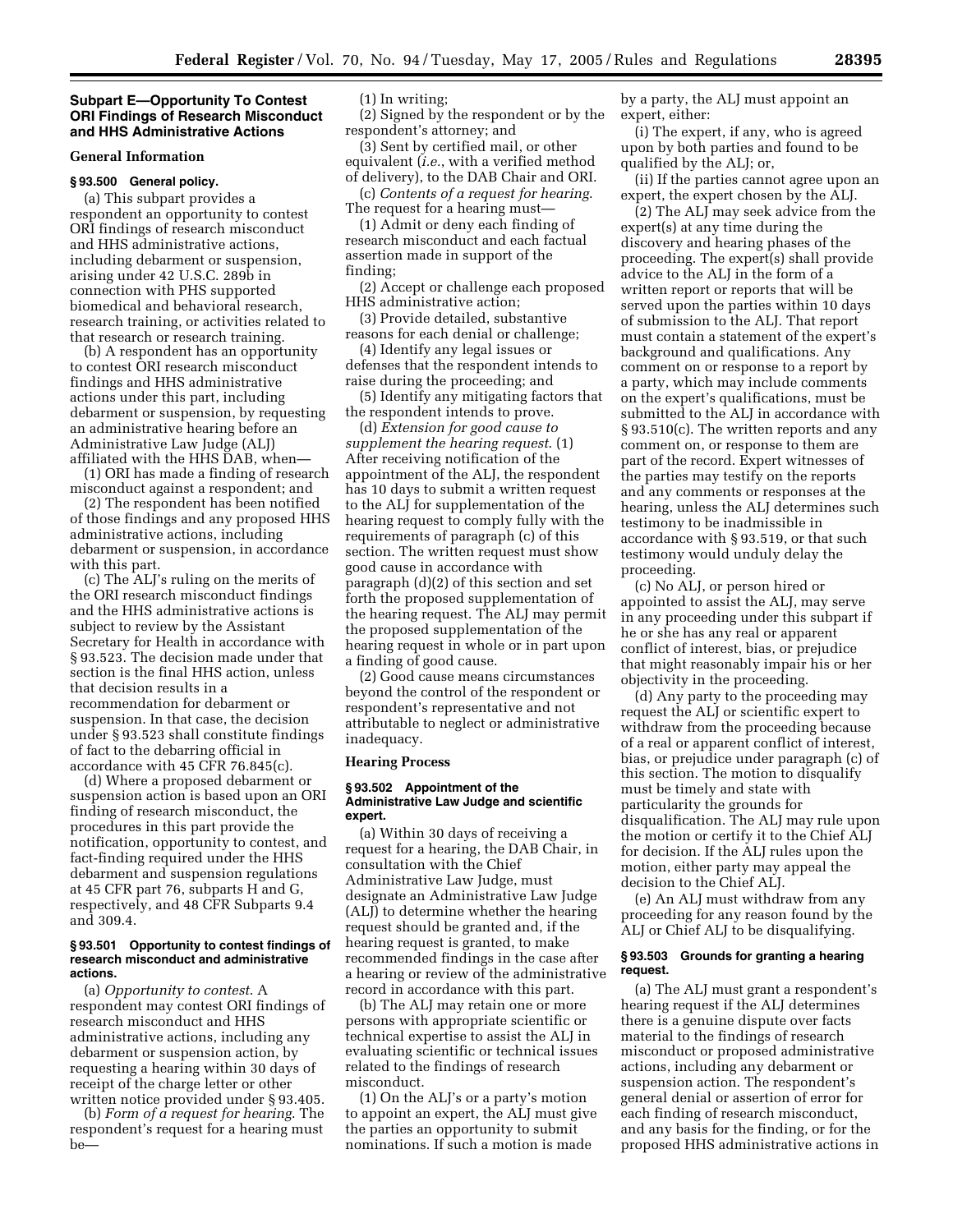## Subpart E—Opportunity To Contest ORI Findings of Research Misconduct and HHS Administrative Actions

### General Information

#### § 93.500 General policy.

(a) This subpart provides a respondent an opportunity to contest ORI findings of research misconduct and HHS administrative actions, including debarment or suspension, arising under 42 U.S.C. 289b in connection with PHS supported biomedical and behavioral research, research training, or activities related to that research or research training.

(b) A respondent has an opportunity to contest ORI research misconduct findings and HHS administrative actions under this part, including debarment or suspension, by requesting an administrative hearing before an Administrative Law Judge (ALJ) affiliated with the HHS DAB, when—

(1) ORI has made a finding of research misconduct against a respondent; and

(2) The respondent has been notified of those findings and any proposed HHS administrative actions, including debarment or suspension, in accordance with this part.

(c) The ALJ's ruling on the merits of the ORI research misconduct findings and the HHS administrative actions is subject to review by the Assistant Secretary for Health in accordance with § 93.523. The decision made under that section is the final HHS action, unless that decision results in a recommendation for debarment or suspension. In that case, the decision under § 93.523 shall constitute findings of fact to the debarring official in accordance with 45 CFR 76.845(c).

(d) Where a proposed debarment or suspension action is based upon an ORI finding of research misconduct, the procedures in this part provide the notification, opportunity to contest, and fact-finding required under the HHS debarment and suspension regulations at 45 CFR part 76, subparts H and G, respectively, and 48 CFR Subparts 9.4 and 309.4.

#### § 93.501 Opportunity to contest findings of research misconduct and administrative actions.

(a) *Opportunity to contest.* A respondent may contest ORI findings of research misconduct and HHS administrative actions, including any debarment or suspension action, by requesting a hearing within 30 days of receipt of the charge letter or other written notice provided under § 93.405.

(b) *Form of a request for hearing.* The respondent's request for a hearing must be—

(1) In writing;

(2) Signed by the respondent or by the respondent's attorney; and

(3) Sent by certified mail, or other equivalent (*i.e.*, with a verified method of delivery), to the DAB Chair and ORI.

(c) *Contents of a request for hearing.* The request for a hearing must—

(1) Admit or deny each finding of research misconduct and each factual assertion made in support of the finding;

(2) Accept or challenge each proposed HHS administrative action;

(3) Provide detailed, substantive reasons for each denial or challenge;

(4) Identify any legal issues or defenses that the respondent intends to raise during the proceeding; and

(5) Identify any mitigating factors that the respondent intends to prove.

(d) *Extension for good cause to supplement the hearing request.* (1) After receiving notification of the appointment of the ALJ, the respondent has 10 days to submit a written request to the ALJ for supplementation of the hearing request to comply fully with the requirements of paragraph (c) of this section. The written request must show good cause in accordance with paragraph (d)(2) of this section and set forth the proposed supplementation of the hearing request. The ALJ may permit the proposed supplementation of the hearing request in whole or in part upon a finding of good cause.

(2) Good cause means circumstances beyond the control of the respondent or respondent's representative and not attributable to neglect or administrative inadequacy.

### Hearing Process

#### § 93.502 Appointment of the Administrative Law Judge and scientific expert.

(a) Within 30 days of receiving a request for a hearing, the DAB Chair, in consultation with the Chief Administrative Law Judge, must designate an Administrative Law Judge (ALJ) to determine whether the hearing request should be granted and, if the hearing request is granted, to make recommended findings in the case after a hearing or review of the administrative record in accordance with this part.

(b) The ALJ may retain one or more persons with appropriate scientific or technical expertise to assist the ALJ in evaluating scientific or technical issues related to the findings of research misconduct.

(1) On the ALJ's or a party's motion to appoint an expert, the ALJ must give the parties an opportunity to submit nominations. If such a motion is made by a party, the ALJ must appoint an expert, either:

(i) The expert, if any, who is agreed upon by both parties and found to be qualified by the ALJ; or,

(ii) If the parties cannot agree upon an expert, the expert chosen by the ALJ.

(2) The ALJ may seek advice from the expert(s) at any time during the discovery and hearing phases of the proceeding. The expert(s) shall provide advice to the ALJ in the form of a written report or reports that will be served upon the parties within 10 days of submission to the ALJ. That report must contain a statement of the expert's background and qualifications. Any comment on or response to a report by a party, which may include comments on the expert's qualifications, must be submitted to the ALJ in accordance with § 93.510(c). The written reports and any comment on, or response to them are part of the record. Expert witnesses of the parties may testify on the reports and any comments or responses at the hearing, unless the ALJ determines such testimony to be inadmissible in accordance with § 93.519, or that such testimony would unduly delay the proceeding.

(c) No ALJ, or person hired or appointed to assist the ALJ, may serve in any proceeding under this subpart if he or she has any real or apparent conflict of interest, bias, or prejudice that might reasonably impair his or her objectivity in the proceeding.

(d) Any party to the proceeding may request the ALJ or scientific expert to withdraw from the proceeding because of a real or apparent conflict of interest, bias, or prejudice under paragraph (c) of this section. The motion to disqualify must be timely and state with particularity the grounds for disqualification. The ALJ may rule upon the motion or certify it to the Chief ALJ for decision. If the ALJ rules upon the motion, either party may appeal the decision to the Chief ALJ.

(e) An ALJ must withdraw from any proceeding for any reason found by the ALJ or Chief ALJ to be disqualifying.

#### § 93.503 Grounds for granting a hearing request.

(a) The ALJ must grant a respondent's hearing request if the ALJ determines there is a genuine dispute over facts material to the findings of research misconduct or proposed administrative actions, including any debarment or suspension action. The respondent's general denial or assertion of error for each finding of research misconduct, and any basis for the finding, or for the proposed HHS administrative actions in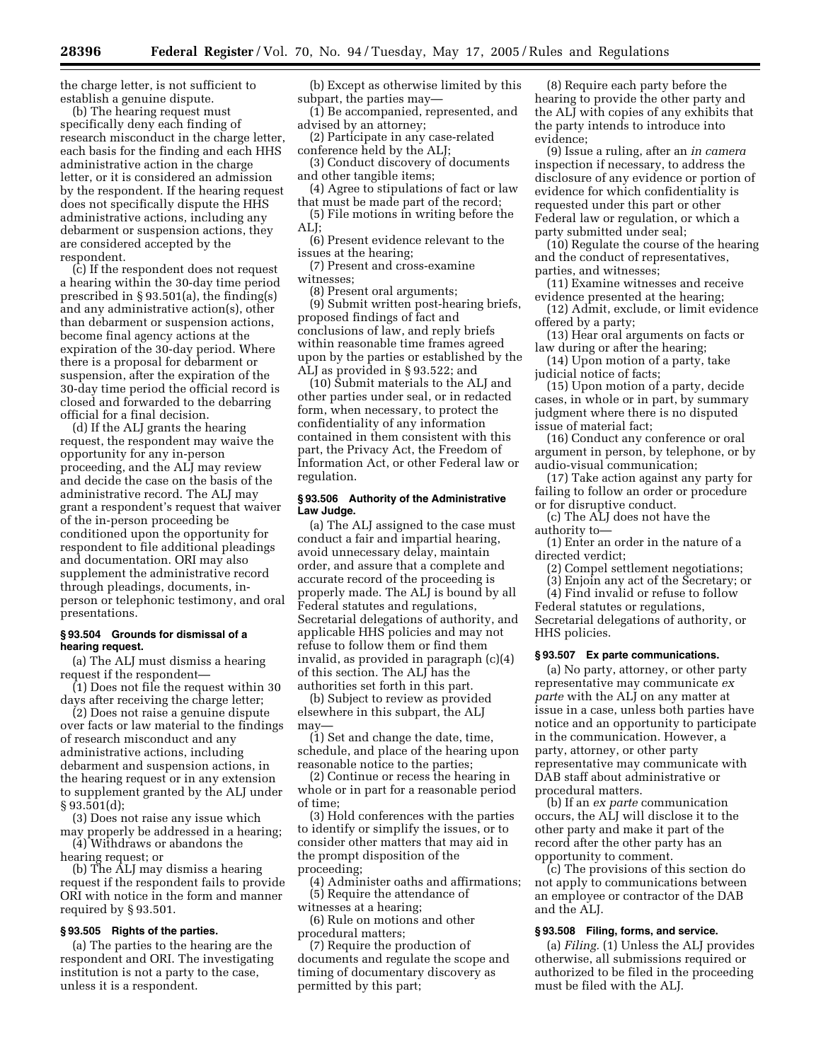the charge letter, is not sufficient to establish a genuine dispute.

(b) The hearing request must specifically deny each finding of research misconduct in the charge letter, each basis for the finding and each HHS administrative action in the charge letter, or it is considered an admission by the respondent. If the hearing request does not specifically dispute the HHS administrative actions, including any debarment or suspension actions, they are considered accepted by the respondent.

(c) If the respondent does not request a hearing within the 30-day time period prescribed in § 93.501(a), the finding(s) and any administrative action(s), other than debarment or suspension actions, become final agency actions at the expiration of the 30-day period. Where there is a proposal for debarment or suspension, after the expiration of the 30-day time period the official record is closed and forwarded to the debarring official for a final decision.

(d) If the ALJ grants the hearing request, the respondent may waive the opportunity for any in-person proceeding, and the ALJ may review and decide the case on the basis of the administrative record. The ALJ may grant a respondent's request that waiver of the in-person proceeding be conditioned upon the opportunity for respondent to file additional pleadings and documentation. ORI may also supplement the administrative record through pleadings, documents, in-person or telephonic testimony, and oral presentations.

### § 93.504 Grounds for dismissal of a hearing request.

(a) The ALJ must dismiss a hearing request if the respondent—

(1) Does not file the request within 30 days after receiving the charge letter;

(2) Does not raise a genuine dispute over facts or law material to the findings of research misconduct and any administrative actions, including debarment and suspension actions, in the hearing request or in any extension to supplement granted by the ALJ under § 93.501(d);

(3) Does not raise any issue which may properly be addressed in a hearing;

(4) Withdraws or abandons the hearing request; or

(b) The ALJ may dismiss a hearing request if the respondent fails to provide ORI with notice in the form and manner required by § 93.501.

### § 93.505 Rights of the parties.

(a) The parties to the hearing are the respondent and ORI. The investigating institution is not a party to the case, unless it is a respondent.

(b) Except as otherwise limited by this subpart, the parties may—

(1) Be accompanied, represented, and advised by an attorney;

(2) Participate in any case-related conference held by the ALJ;

(3) Conduct discovery of documents and other tangible items;

(4) Agree to stipulations of fact or law that must be made part of the record;

(5) File motions in writing before the ALJ;

(6) Present evidence relevant to the issues at the hearing;

(7) Present and cross-examine witnesses;

(8) Present oral arguments;

(9) Submit written post-hearing briefs, proposed findings of fact and conclusions of law, and reply briefs within reasonable time frames agreed upon by the parties or established by the ALJ as provided in § 93.522; and

(10) Submit materials to the ALJ and other parties under seal, or in redacted form, when necessary, to protect the confidentiality of any information contained in them consistent with this part, the Privacy Act, the Freedom of Information Act, or other Federal law or regulation.

### § 93.506 Authority of the Administrative Law Judge.

(a) The ALJ assigned to the case must conduct a fair and impartial hearing, avoid unnecessary delay, maintain order, and assure that a complete and accurate record of the proceeding is properly made. The ALJ is bound by all Federal statutes and regulations, Secretarial delegations of authority, and applicable HHS policies and may not refuse to follow them or find them invalid, as provided in paragraph (c)(4) of this section. The ALJ has the authorities set forth in this part.

(b) Subject to review as provided elsewhere in this subpart, the ALJ may—

(1) Set and change the date, time, schedule, and place of the hearing upon reasonable notice to the parties;

(2) Continue or recess the hearing in whole or in part for a reasonable period of time;

(3) Hold conferences with the parties to identify or simplify the issues, or to consider other matters that may aid in the prompt disposition of the proceeding;

(4) Administer oaths and affirmations;

(5) Require the attendance of witnesses at a hearing;

(6) Rule on motions and other procedural matters;

(7) Require the production of documents and regulate the scope and timing of documentary discovery as permitted by this part;

(8) Require each party before the hearing to provide the other party and the ALJ with copies of any exhibits that the party intends to introduce into evidence;

(9) Issue a ruling, after an *in camera* inspection if necessary, to address the disclosure of any evidence or portion of evidence for which confidentiality is requested under this part or other Federal law or regulation, or which a party submitted under seal;

(10) Regulate the course of the hearing and the conduct of representatives, parties, and witnesses;

(11) Examine witnesses and receive evidence presented at the hearing;

(12) Admit, exclude, or limit evidence offered by a party;

(13) Hear oral arguments on facts or law during or after the hearing;

(14) Upon motion of a party, take judicial notice of facts;

(15) Upon motion of a party, decide cases, in whole or in part, by summary judgment where there is no disputed issue of material fact;

(16) Conduct any conference or oral argument in person, by telephone, or by audio-visual communication;

(17) Take action against any party for failing to follow an order or procedure or for disruptive conduct.

(c) The ALJ does not have the authority to—

(1) Enter an order in the nature of a directed verdict;

(2) Compel settlement negotiations;

(3) Enjoin any act of the Secretary; or

(4) Find invalid or refuse to follow Federal statutes or regulations, Secretarial delegations of authority, or HHS policies.

### § 93.507 Ex parte communications.

(a) No party, attorney, or other party representative may communicate *ex parte* with the ALJ on any matter at issue in a case, unless both parties have notice and an opportunity to participate in the communication. However, a party, attorney, or other party representative may communicate with DAB staff about administrative or procedural matters.

(b) If an *ex parte* communication occurs, the ALJ will disclose it to the other party and make it part of the record after the other party has an opportunity to comment.

(c) The provisions of this section do not apply to communications between an employee or contractor of the DAB and the ALJ.

### § 93.508 Filing, forms, and service.

(a) *Filing.* (1) Unless the ALJ provides otherwise, all submissions required or authorized to be filed in the proceeding must be filed with the ALJ.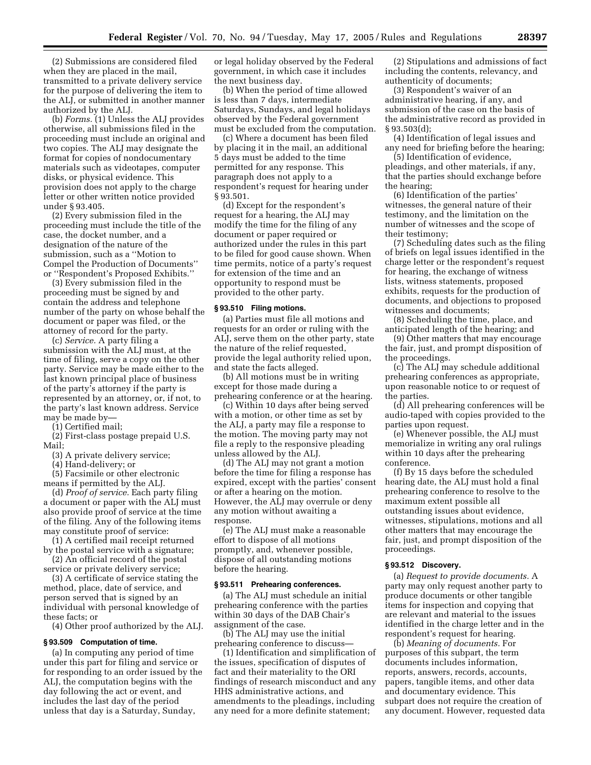(2) Submissions are considered filed when they are placed in the mail, transmitted to a private delivery service for the purpose of delivering the item to the ALJ, or submitted in another manner authorized by the ALJ.

(b) *Forms.* (1) Unless the ALJ provides otherwise, all submissions filed in the proceeding must include an original and two copies. The ALJ may designate the format for copies of nondocumentary materials such as videotapes, computer disks, or physical evidence. This provision does not apply to the charge letter or other written notice provided under § 93.405.

(2) Every submission filed in the proceeding must include the title of the case, the docket number, and a designation of the nature of the submission, such as a ''Motion to Compel the Production of Documents'' or ''Respondent's Proposed Exhibits.''

(3) Every submission filed in the proceeding must be signed by and contain the address and telephone number of the party on whose behalf the document or paper was filed, or the attorney of record for the party.

(c) *Service.* A party filing a submission with the ALJ must, at the time of filing, serve a copy on the other party. Service may be made either to the last known principal place of business of the party's attorney if the party is represented by an attorney, or, if not, to the party's last known address. Service may be made by—

(1) Certified mail;

(2) First-class postage prepaid U.S. Mail;

(3) A private delivery service;

(4) Hand-delivery; or

(5) Facsimile or other electronic means if permitted by the ALJ.

(d) *Proof of service.* Each party filing a document or paper with the ALJ must also provide proof of service at the time of the filing. Any of the following items may constitute proof of service:

(1) A certified mail receipt returned by the postal service with a signature;

(2) An official record of the postal service or private delivery service;

(3) A certificate of service stating the method, place, date of service, and person served that is signed by an individual with personal knowledge of these facts; or

(4) Other proof authorized by the ALJ.

### § 93.509 Computation of time.

(a) In computing any period of time under this part for filing and service or for responding to an order issued by the ALJ, the computation begins with the day following the act or event, and includes the last day of the period unless that day is a Saturday, Sunday, or legal holiday observed by the Federal government, in which case it includes the next business day.

(b) When the period of time allowed is less than 7 days, intermediate Saturdays, Sundays, and legal holidays observed by the Federal government must be excluded from the computation.

(c) Where a document has been filed by placing it in the mail, an additional 5 days must be added to the time permitted for any response. This paragraph does not apply to a respondent's request for hearing under § 93.501.

(d) Except for the respondent's request for a hearing, the ALJ may modify the time for the filing of any document or paper required or authorized under the rules in this part to be filed for good cause shown. When time permits, notice of a party's request for extension of the time and an opportunity to respond must be provided to the other party.

### § 93.510 Filing motions.

(a) Parties must file all motions and requests for an order or ruling with the ALJ, serve them on the other party, state the nature of the relief requested, provide the legal authority relied upon, and state the facts alleged.

(b) All motions must be in writing except for those made during a prehearing conference or at the hearing.

(c) Within 10 days after being served with a motion, or other time as set by the ALJ, a party may file a response to the motion. The moving party may not file a reply to the responsive pleading unless allowed by the ALJ.

(d) The ALJ may not grant a motion before the time for filing a response has expired, except with the parties' consent or after a hearing on the motion. However, the ALJ may overrule or deny any motion without awaiting a response.

(e) The ALJ must make a reasonable effort to dispose of all motions promptly, and, whenever possible, dispose of all outstanding motions before the hearing.

### § 93.511 Prehearing conferences.

(a) The ALJ must schedule an initial prehearing conference with the parties within 30 days of the DAB Chair's assignment of the case.

(b) The ALJ may use the initial prehearing conference to discuss—

(1) Identification and simplification of the issues, specification of disputes of fact and their materiality to the ORI findings of research misconduct and any HHS administrative actions, and amendments to the pleadings, including any need for a more definite statement;

(2) Stipulations and admissions of fact including the contents, relevancy, and authenticity of documents;

(3) Respondent's waiver of an administrative hearing, if any, and submission of the case on the basis of the administrative record as provided in § 93.503(d);

(4) Identification of legal issues and any need for briefing before the hearing;

(5) Identification of evidence, pleadings, and other materials, if any, that the parties should exchange before the hearing;

(6) Identification of the parties' witnesses, the general nature of their testimony, and the limitation on the number of witnesses and the scope of their testimony;

(7) Scheduling dates such as the filing of briefs on legal issues identified in the charge letter or the respondent's request for hearing, the exchange of witness lists, witness statements, proposed exhibits, requests for the production of documents, and objections to proposed witnesses and documents;

(8) Scheduling the time, place, and anticipated length of the hearing; and

(9) Other matters that may encourage the fair, just, and prompt disposition of the proceedings.

(c) The ALJ may schedule additional prehearing conferences as appropriate, upon reasonable notice to or request of the parties.

(d) All prehearing conferences will be audio-taped with copies provided to the parties upon request.

(e) Whenever possible, the ALJ must memorialize in writing any oral rulings within 10 days after the prehearing conference.

(f) By 15 days before the scheduled hearing date, the ALJ must hold a final prehearing conference to resolve to the maximum extent possible all outstanding issues about evidence, witnesses, stipulations, motions and all other matters that may encourage the fair, just, and prompt disposition of the proceedings.

### § 93.512 Discovery.

(a) *Request to provide documents.* A party may only request another party to produce documents or other tangible items for inspection and copying that are relevant and material to the issues identified in the charge letter and in the respondent's request for hearing.

(b) *Meaning of documents.* For purposes of this subpart, the term documents includes information, reports, answers, records, accounts, papers, tangible items, and other data and documentary evidence. This subpart does not require the creation of any document. However, requested data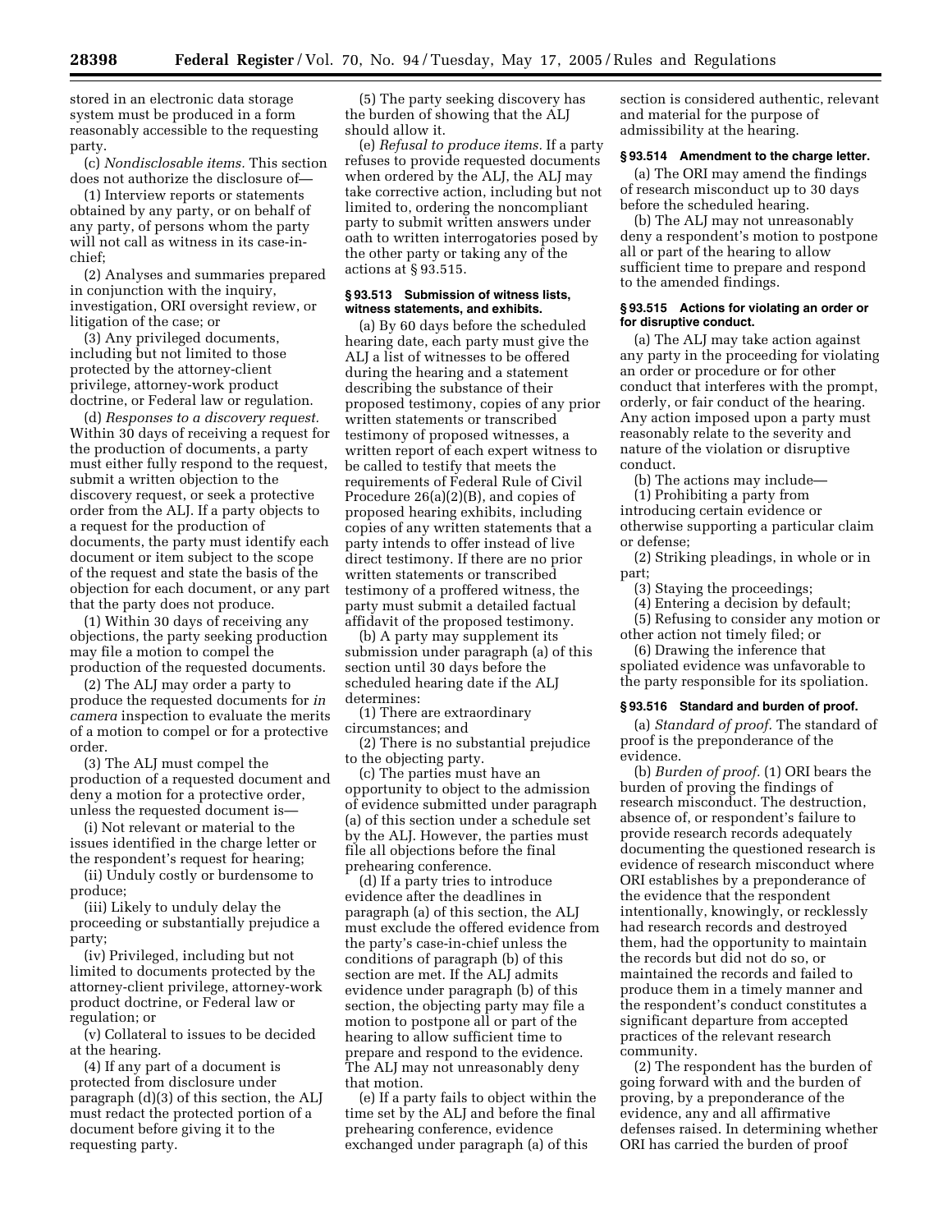stored in an electronic data storage system must be produced in a form reasonably accessible to the requesting party.

(c) *Nondisclosable items.* This section does not authorize the disclosure of—

(1) Interview reports or statements obtained by any party, or on behalf of any party, of persons whom the party will not call as witness in its case-in-chief;

(2) Analyses and summaries prepared in conjunction with the inquiry, investigation, ORI oversight review, or litigation of the case; or

(3) Any privileged documents, including but not limited to those protected by the attorney-client privilege, attorney-work product doctrine, or Federal law or regulation.

(d) *Responses to a discovery request.* Within 30 days of receiving a request for the production of documents, a party must either fully respond to the request, submit a written objection to the discovery request, or seek a protective order from the ALJ. If a party objects to a request for the production of documents, the party must identify each document or item subject to the scope of the request and state the basis of the objection for each document, or any part that the party does not produce.

(1) Within 30 days of receiving any objections, the party seeking production may file a motion to compel the production of the requested documents.

(2) The ALJ may order a party to produce the requested documents for *in camera* inspection to evaluate the merits of a motion to compel or for a protective order.

(3) The ALJ must compel the production of a requested document and deny a motion for a protective order, unless the requested document is—

(i) Not relevant or material to the issues identified in the charge letter or the respondent's request for hearing;

(ii) Unduly costly or burdensome to produce;

(iii) Likely to unduly delay the proceeding or substantially prejudice a party;

(iv) Privileged, including but not limited to documents protected by the attorney-client privilege, attorney-work product doctrine, or Federal law or regulation; or

(v) Collateral to issues to be decided at the hearing.

(4) If any part of a document is protected from disclosure under paragraph (d)(3) of this section, the ALJ must redact the protected portion of a document before giving it to the requesting party.

(5) The party seeking discovery has the burden of showing that the ALJ should allow it.

(e) *Refusal to produce items.* If a party refuses to provide requested documents when ordered by the ALJ, the ALJ may take corrective action, including but not limited to, ordering the noncompliant party to submit written answers under oath to written interrogatories posed by the other party or taking any of the actions at § 93.515.

### § 93.513 Submission of witness lists, witness statements, and exhibits.

(a) By 60 days before the scheduled hearing date, each party must give the ALJ a list of witnesses to be offered during the hearing and a statement describing the substance of their proposed testimony, copies of any prior written statements or transcribed testimony of proposed witnesses, a written report of each expert witness to be called to testify that meets the requirements of Federal Rule of Civil Procedure 26(a)(2)(B), and copies of proposed hearing exhibits, including copies of any written statements that a party intends to offer instead of live direct testimony. If there are no prior written statements or transcribed testimony of a proffered witness, the party must submit a detailed factual affidavit of the proposed testimony.

(b) A party may supplement its submission under paragraph (a) of this section until 30 days before the scheduled hearing date if the ALJ determines:

(1) There are extraordinary circumstances; and

(2) There is no substantial prejudice to the objecting party.

(c) The parties must have an opportunity to object to the admission of evidence submitted under paragraph (a) of this section under a schedule set by the ALJ. However, the parties must file all objections before the final prehearing conference.

(d) If a party tries to introduce evidence after the deadlines in paragraph (a) of this section, the ALJ must exclude the offered evidence from the party's case-in-chief unless the conditions of paragraph (b) of this section are met. If the ALJ admits evidence under paragraph (b) of this section, the objecting party may file a motion to postpone all or part of the hearing to allow sufficient time to prepare and respond to the evidence. The ALJ may not unreasonably deny that motion.

(e) If a party fails to object within the time set by the ALJ and before the final prehearing conference, evidence exchanged under paragraph (a) of this section is considered authentic, relevant and material for the purpose of admissibility at the hearing.

### § 93.514 Amendment to the charge letter.

(a) The ORI may amend the findings of research misconduct up to 30 days before the scheduled hearing.

(b) The ALJ may not unreasonably deny a respondent's motion to postpone all or part of the hearing to allow sufficient time to prepare and respond to the amended findings.

### § 93.515 Actions for violating an order or for disruptive conduct.

(a) The ALJ may take action against any party in the proceeding for violating an order or procedure or for other conduct that interferes with the prompt, orderly, or fair conduct of the hearing. Any action imposed upon a party must reasonably relate to the severity and nature of the violation or disruptive conduct.

(b) The actions may include—

(1) Prohibiting a party from introducing certain evidence or otherwise supporting a particular claim or defense;

(2) Striking pleadings, in whole or in part;

(3) Staying the proceedings;

(4) Entering a decision by default;

(5) Refusing to consider any motion or other action not timely filed; or

(6) Drawing the inference that spoliated evidence was unfavorable to the party responsible for its spoliation.

### § 93.516 Standard and burden of proof.

(a) *Standard of proof.* The standard of proof is the preponderance of the evidence.

(b) *Burden of proof.* (1) ORI bears the burden of proving the findings of research misconduct. The destruction, absence of, or respondent's failure to provide research records adequately documenting the questioned research is evidence of research misconduct where ORI establishes by a preponderance of the evidence that the respondent intentionally, knowingly, or recklessly had research records and destroyed them, had the opportunity to maintain the records but did not do so, or maintained the records and failed to produce them in a timely manner and the respondent's conduct constitutes a significant departure from accepted practices of the relevant research community.

(2) The respondent has the burden of going forward with and the burden of proving, by a preponderance of the evidence, any and all affirmative defenses raised. In determining whether ORI has carried the burden of proof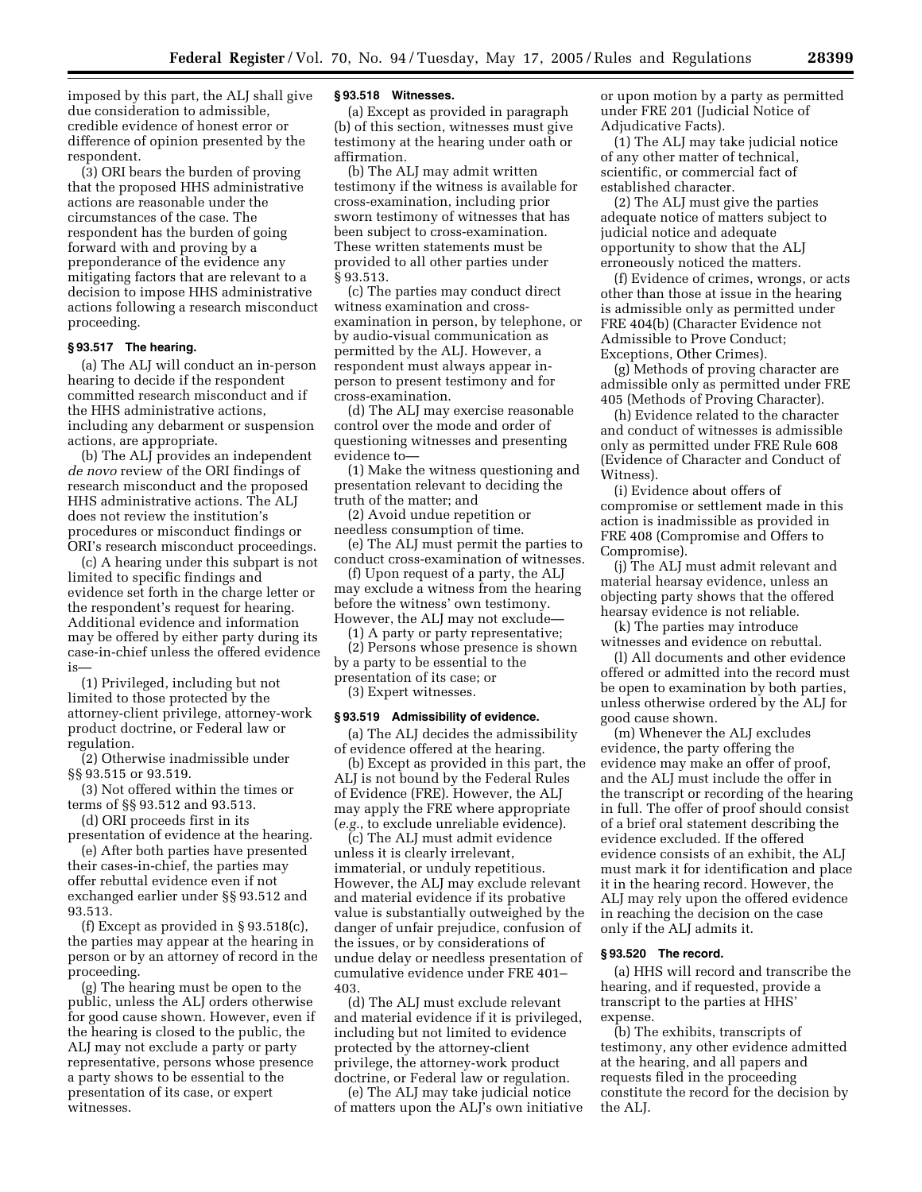imposed by this part, the ALJ shall give due consideration to admissible, credible evidence of honest error or difference of opinion presented by the respondent.

(3) ORI bears the burden of proving that the proposed HHS administrative actions are reasonable under the circumstances of the case. The respondent has the burden of going forward with and proving by a preponderance of the evidence any mitigating factors that are relevant to a decision to impose HHS administrative actions following a research misconduct proceeding.

### § 93.517 The hearing.

(a) The ALJ will conduct an in-person hearing to decide if the respondent committed research misconduct and if the HHS administrative actions, including any debarment or suspension actions, are appropriate.

(b) The ALJ provides an independent *de novo* review of the ORI findings of research misconduct and the proposed HHS administrative actions. The ALJ does not review the institution's procedures or misconduct findings or ORI's research misconduct proceedings.

(c) A hearing under this subpart is not limited to specific findings and evidence set forth in the charge letter or the respondent's request for hearing. Additional evidence and information may be offered by either party during its case-in-chief unless the offered evidence is—

(1) Privileged, including but not limited to those protected by the attorney-client privilege, attorney-work product doctrine, or Federal law or regulation.

(2) Otherwise inadmissible under §§ 93.515 or 93.519.

(3) Not offered within the times or terms of §§ 93.512 and 93.513.

(d) ORI proceeds first in its presentation of evidence at the hearing.

(e) After both parties have presented their cases-in-chief, the parties may offer rebuttal evidence even if not exchanged earlier under §§ 93.512 and 93.513.

(f) Except as provided in § 93.518(c), the parties may appear at the hearing in person or by an attorney of record in the proceeding.

(g) The hearing must be open to the public, unless the ALJ orders otherwise for good cause shown. However, even if the hearing is closed to the public, the ALJ may not exclude a party or party representative, persons whose presence a party shows to be essential to the presentation of its case, or expert witnesses.

### § 93.518 Witnesses.

(a) Except as provided in paragraph (b) of this section, witnesses must give testimony at the hearing under oath or affirmation.

(b) The ALJ may admit written testimony if the witness is available for cross-examination, including prior sworn testimony of witnesses that has been subject to cross-examination. These written statements must be provided to all other parties under § 93.513.

(c) The parties may conduct direct witness examination and cross-examination in person, by telephone, or by audio-visual communication as permitted by the ALJ. However, a respondent must always appear in-person to present testimony and for cross-examination.

(d) The ALJ may exercise reasonable control over the mode and order of questioning witnesses and presenting evidence to—

(1) Make the witness questioning and presentation relevant to deciding the truth of the matter; and

(2) Avoid undue repetition or needless consumption of time.

(e) The ALJ must permit the parties to conduct cross-examination of witnesses.

(f) Upon request of a party, the ALJ may exclude a witness from the hearing before the witness' own testimony. However, the ALJ may not exclude—

(1) A party or party representative;

(2) Persons whose presence is shown by a party to be essential to the presentation of its case; or

(3) Expert witnesses.

### § 93.519 Admissibility of evidence.

(a) The ALJ decides the admissibility of evidence offered at the hearing.

(b) Except as provided in this part, the ALJ is not bound by the Federal Rules of Evidence (FRE). However, the ALJ may apply the FRE where appropriate (*e.g.*, to exclude unreliable evidence).

(c) The ALJ must admit evidence unless it is clearly irrelevant, immaterial, or unduly repetitious. However, the ALJ may exclude relevant and material evidence if its probative value is substantially outweighed by the danger of unfair prejudice, confusion of the issues, or by considerations of undue delay or needless presentation of cumulative evidence under FRE 401–403.

(d) The ALJ must exclude relevant and material evidence if it is privileged, including but not limited to evidence protected by the attorney-client privilege, the attorney-work product doctrine, or Federal law or regulation.

(e) The ALJ may take judicial notice of matters upon the ALJ's own initiative or upon motion by a party as permitted under FRE 201 (Judicial Notice of Adjudicative Facts).

(1) The ALJ may take judicial notice of any other matter of technical, scientific, or commercial fact of established character.

(2) The ALJ must give the parties adequate notice of matters subject to judicial notice and adequate opportunity to show that the ALJ erroneously noticed the matters.

(f) Evidence of crimes, wrongs, or acts other than those at issue in the hearing is admissible only as permitted under FRE 404(b) (Character Evidence not Admissible to Prove Conduct; Exceptions, Other Crimes).

(g) Methods of proving character are admissible only as permitted under FRE 405 (Methods of Proving Character).

(h) Evidence related to the character and conduct of witnesses is admissible only as permitted under FRE Rule 608 (Evidence of Character and Conduct of Witness).

(i) Evidence about offers of compromise or settlement made in this action is inadmissible as provided in FRE 408 (Compromise and Offers to Compromise).

(j) The ALJ must admit relevant and material hearsay evidence, unless an objecting party shows that the offered hearsay evidence is not reliable.

(k) The parties may introduce witnesses and evidence on rebuttal.

(l) All documents and other evidence offered or admitted into the record must be open to examination by both parties, unless otherwise ordered by the ALJ for good cause shown.

(m) Whenever the ALJ excludes evidence, the party offering the evidence may make an offer of proof, and the ALJ must include the offer in the transcript or recording of the hearing in full. The offer of proof should consist of a brief oral statement describing the evidence excluded. If the offered evidence consists of an exhibit, the ALJ must mark it for identification and place it in the hearing record. However, the ALJ may rely upon the offered evidence in reaching the decision on the case only if the ALJ admits it.

### § 93.520 The record.

(a) HHS will record and transcribe the hearing, and if requested, provide a transcript to the parties at HHS' expense.

(b) The exhibits, transcripts of testimony, any other evidence admitted at the hearing, and all papers and requests filed in the proceeding constitute the record for the decision by the ALJ.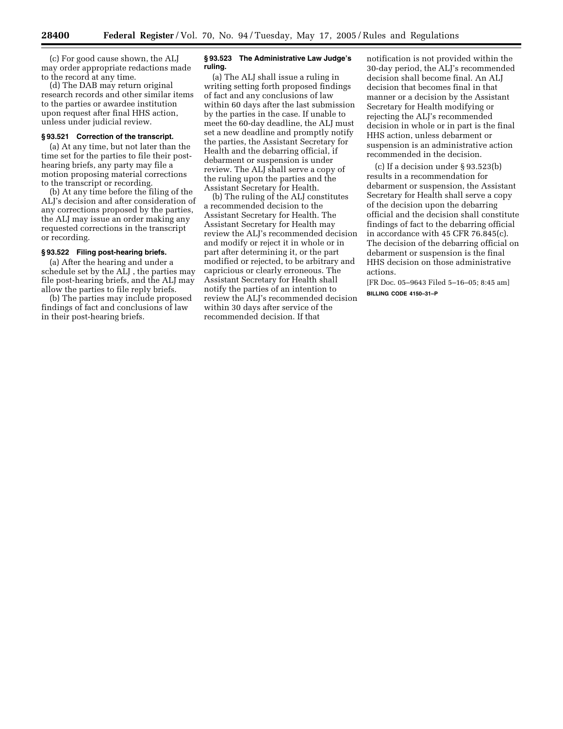(c) For good cause shown, the ALJ may order appropriate redactions made to the record at any time.

(d) The DAB may return original research records and other similar items to the parties or awardee institution upon request after final HHS action, unless under judicial review.

### § 93.521 Correction of the transcript.

(a) At any time, but not later than the time set for the parties to file their post-hearing briefs, any party may file a motion proposing material corrections to the transcript or recording.

(b) At any time before the filing of the ALJ's decision and after consideration of any corrections proposed by the parties, the ALJ may issue an order making any requested corrections in the transcript or recording.

### § 93.522 Filing post-hearing briefs.

(a) After the hearing and under a schedule set by the ALJ , the parties may file post-hearing briefs, and the ALJ may allow the parties to file reply briefs.

(b) The parties may include proposed findings of fact and conclusions of law in their post-hearing briefs.

### § 93.523 The Administrative Law Judge's ruling.

(a) The ALJ shall issue a ruling in writing setting forth proposed findings of fact and any conclusions of law within 60 days after the last submission by the parties in the case. If unable to meet the 60-day deadline, the ALJ must set a new deadline and promptly notify the parties, the Assistant Secretary for Health and the debarring official, if debarment or suspension is under review. The ALJ shall serve a copy of the ruling upon the parties and the Assistant Secretary for Health.

(b) The ruling of the ALJ constitutes a recommended decision to the Assistant Secretary for Health. The Assistant Secretary for Health may review the ALJ's recommended decision and modify or reject it in whole or in part after determining it, or the part modified or rejected, to be arbitrary and capricious or clearly erroneous. The Assistant Secretary for Health shall notify the parties of an intention to review the ALJ's recommended decision within 30 days after service of the recommended decision. If that notification is not provided within the 30-day period, the ALJ's recommended decision shall become final. An ALJ decision that becomes final in that manner or a decision by the Assistant Secretary for Health modifying or rejecting the ALJ's recommended decision in whole or in part is the final HHS action, unless debarment or suspension is an administrative action recommended in the decision.

(c) If a decision under § 93.523(b) results in a recommendation for debarment or suspension, the Assistant Secretary for Health shall serve a copy of the decision upon the debarring official and the decision shall constitute findings of fact to the debarring official in accordance with 45 CFR 76.845(c). The decision of the debarring official on debarment or suspension is the final HHS decision on those administrative actions.

[FR Doc. 05–9643 Filed 5–16–05; 8:45 am]

**BILLING CODE 4150–31–P**